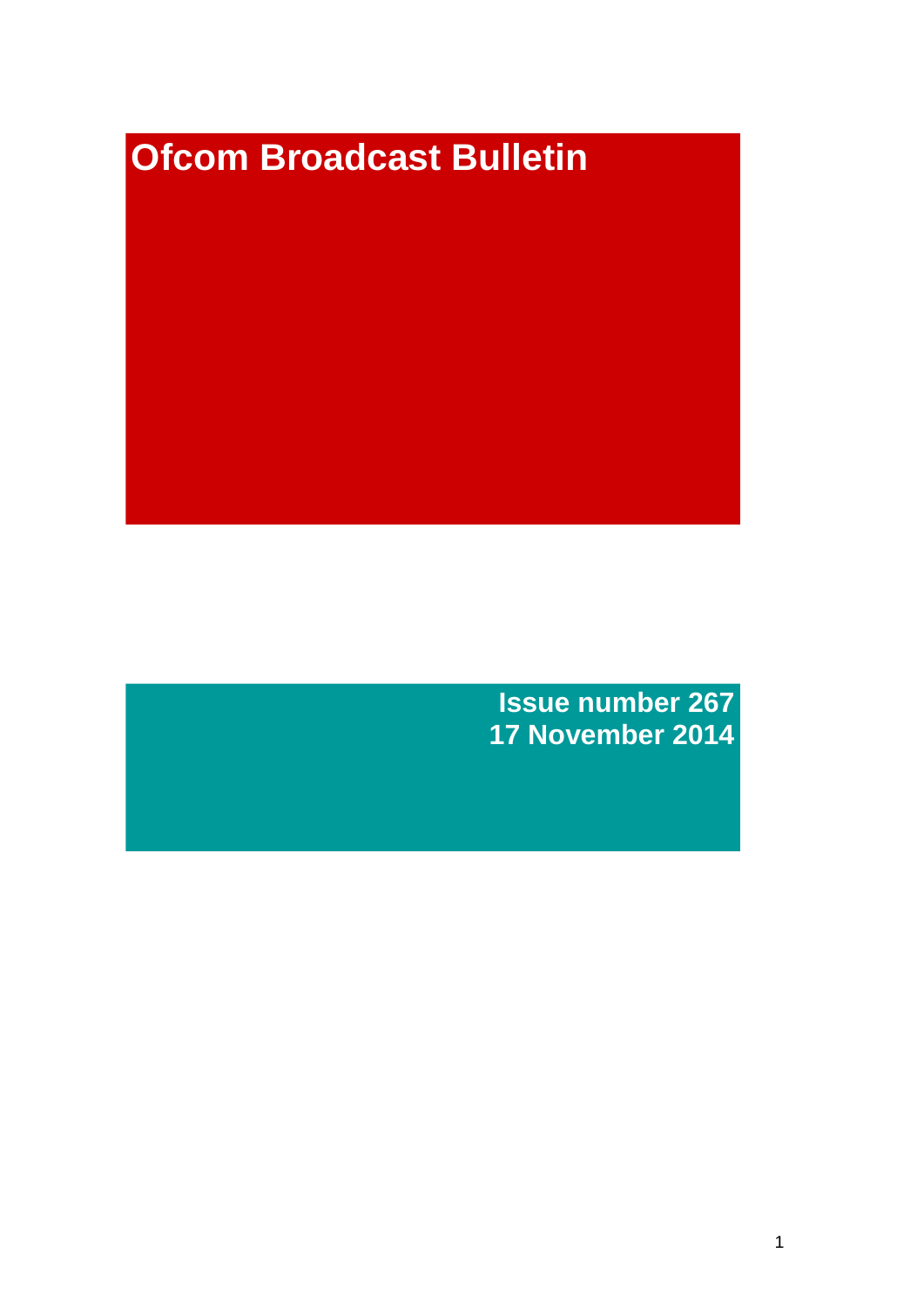# Ofcom Broadcast Bulletin

**Issue number 267**
**17 November 2014**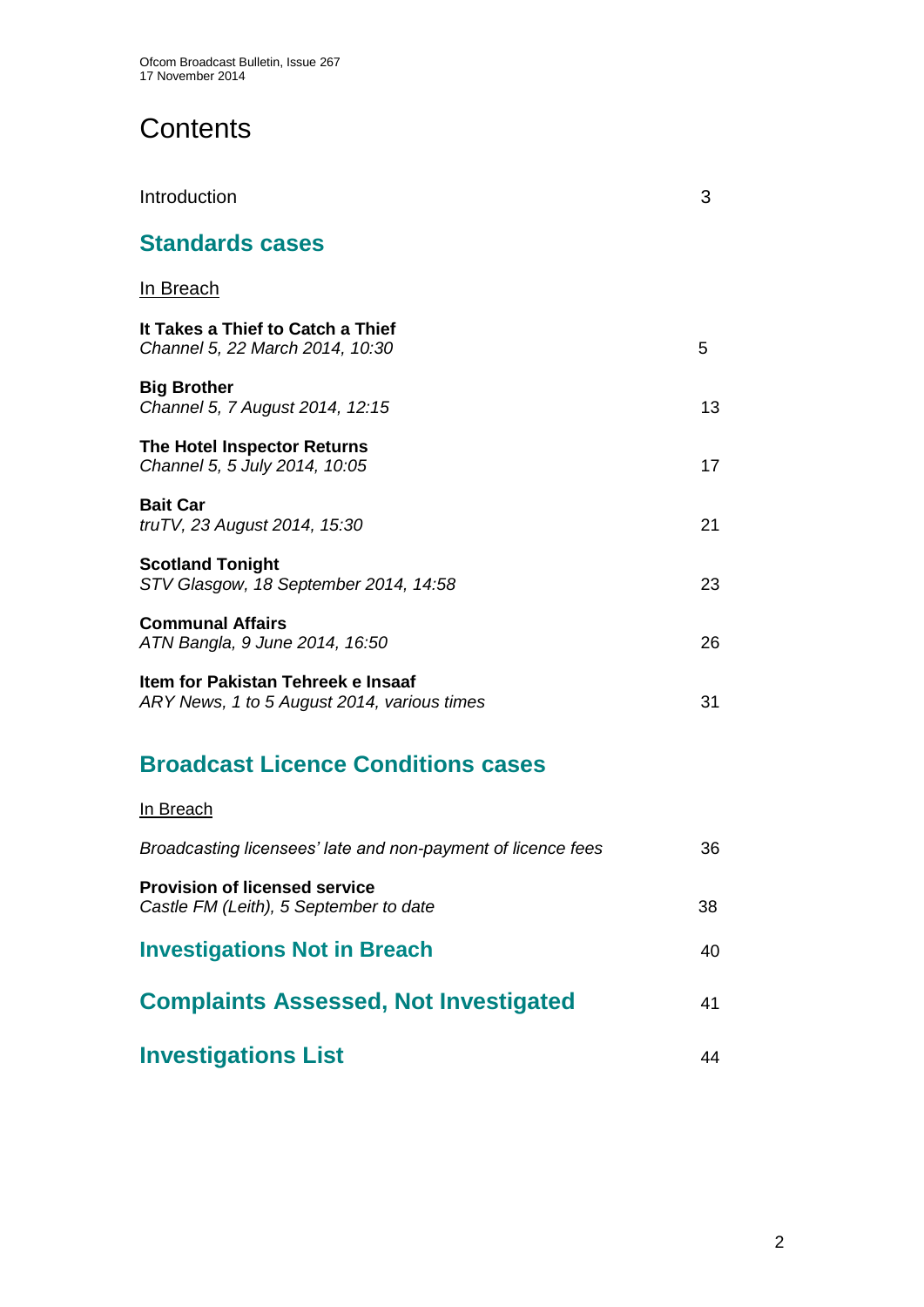# Contents

Introduction 3

## Standards cases

In Breach

**It Takes a Thief to Catch a Thief**
*Channel 5, 22 March 2014, 10:30* 5

**Big Brother**
*Channel 5, 7 August 2014, 12:15* 13

**The Hotel Inspector Returns**
*Channel 5, 5 July 2014, 10:05* 17

**Bait Car**
*truTV, 23 August 2014, 15:30* 21

**Scotland Tonight**
*STV Glasgow, 18 September 2014, 14:58* 23

**Communal Affairs**
*ATN Bangla, 9 June 2014, 16:50* 26

**Item for Pakistan Tehreek e Insaaf**
*ARY News, 1 to 5 August 2014, various times* 31

## Broadcast Licence Conditions cases

In Breach

*Broadcasting licensees' late and non-payment of licence fees* 36

**Provision of licensed service**
*Castle FM (Leith), 5 September to date* 38

## Investigations Not in Breach 40

## Complaints Assessed, Not Investigated 41

## Investigations List 44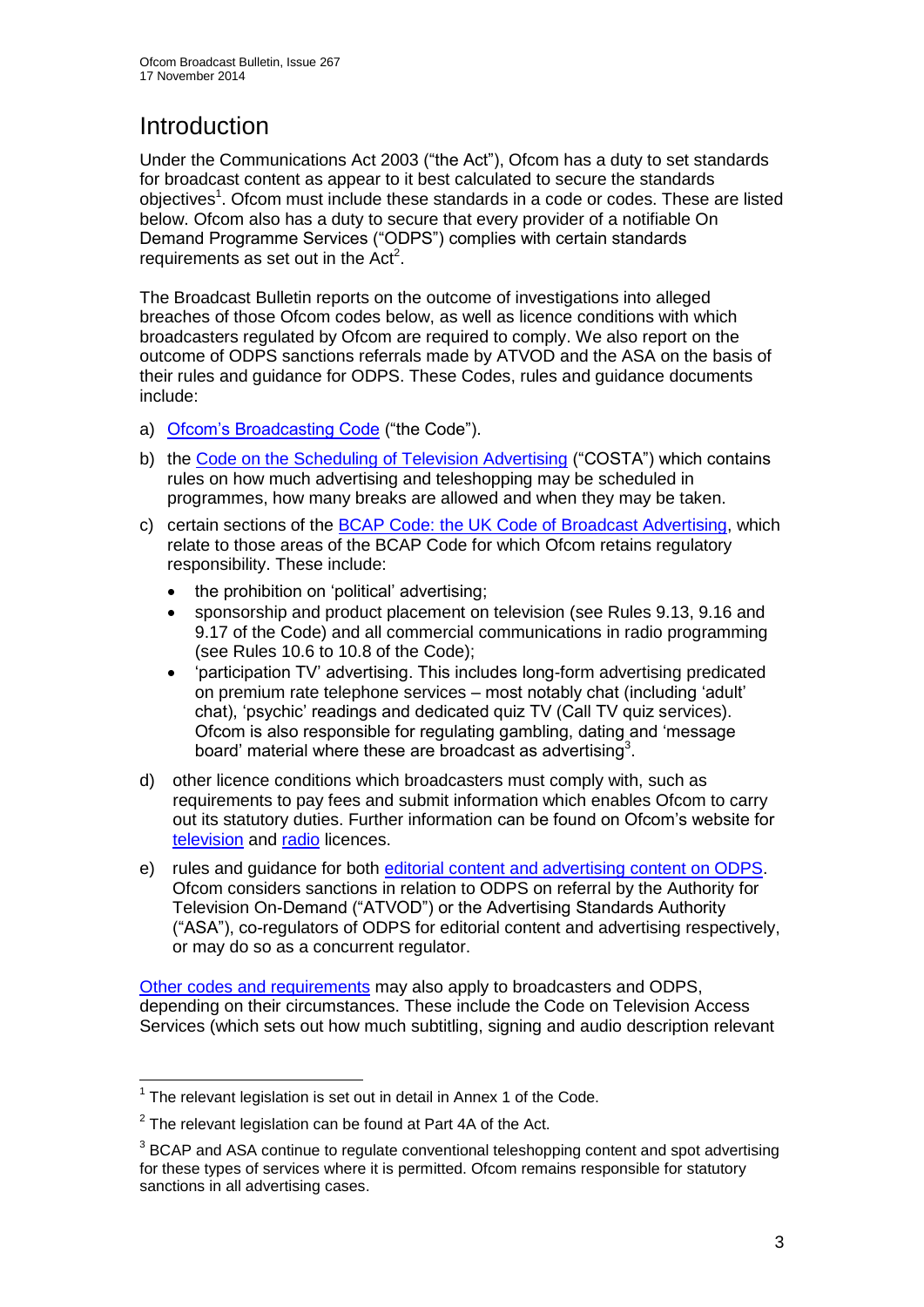# Introduction

Under the Communications Act 2003 ("the Act"), Ofcom has a duty to set standards for broadcast content as appear to it best calculated to secure the standards objectives[1]. Ofcom must include these standards in a code or codes. These are listed below. Ofcom also has a duty to secure that every provider of a notifiable On Demand Programme Services ("ODPS") complies with certain standards requirements as set out in the Act[2].

The Broadcast Bulletin reports on the outcome of investigations into alleged breaches of those Ofcom codes below, as well as licence conditions with which broadcasters regulated by Ofcom are required to comply. We also report on the outcome of ODPS sanctions referrals made by ATVOD and the ASA on the basis of their rules and guidance for ODPS. These Codes, rules and guidance documents include:

a) Ofcom's Broadcasting Code ("the Code").

b) the Code on the Scheduling of Television Advertising ("COSTA") which contains rules on how much advertising and teleshopping may be scheduled in programmes, how many breaks are allowed and when they may be taken.

c) certain sections of the BCAP Code: the UK Code of Broadcast Advertising, which relate to those areas of the BCAP Code for which Ofcom retains regulatory responsibility. These include:
   - the prohibition on 'political' advertising;
   - sponsorship and product placement on television (see Rules 9.13, 9.16 and 9.17 of the Code) and all commercial communications in radio programming (see Rules 10.6 to 10.8 of the Code);
   - 'participation TV' advertising. This includes long-form advertising predicated on premium rate telephone services – most notably chat (including 'adult' chat), 'psychic' readings and dedicated quiz TV (Call TV quiz services). Ofcom is also responsible for regulating gambling, dating and 'message board' material where these are broadcast as advertising[3].

d) other licence conditions which broadcasters must comply with, such as requirements to pay fees and submit information which enables Ofcom to carry out its statutory duties. Further information can be found on Ofcom's website for television and radio licences.

e) rules and guidance for both editorial content and advertising content on ODPS. Ofcom considers sanctions in relation to ODPS on referral by the Authority for Television On-Demand ("ATVOD") or the Advertising Standards Authority ("ASA"), co-regulators of ODPS for editorial content and advertising respectively, or may do so as a concurrent regulator.

Other codes and requirements may also apply to broadcasters and ODPS, depending on their circumstances. These include the Code on Television Access Services (which sets out how much subtitling, signing and audio description relevant

---

[1] The relevant legislation is set out in detail in Annex 1 of the Code.

[2] The relevant legislation can be found at Part 4A of the Act.

[3] BCAP and ASA continue to regulate conventional teleshopping content and spot advertising for these types of services where it is permitted. Ofcom remains responsible for statutory sanctions in all advertising cases.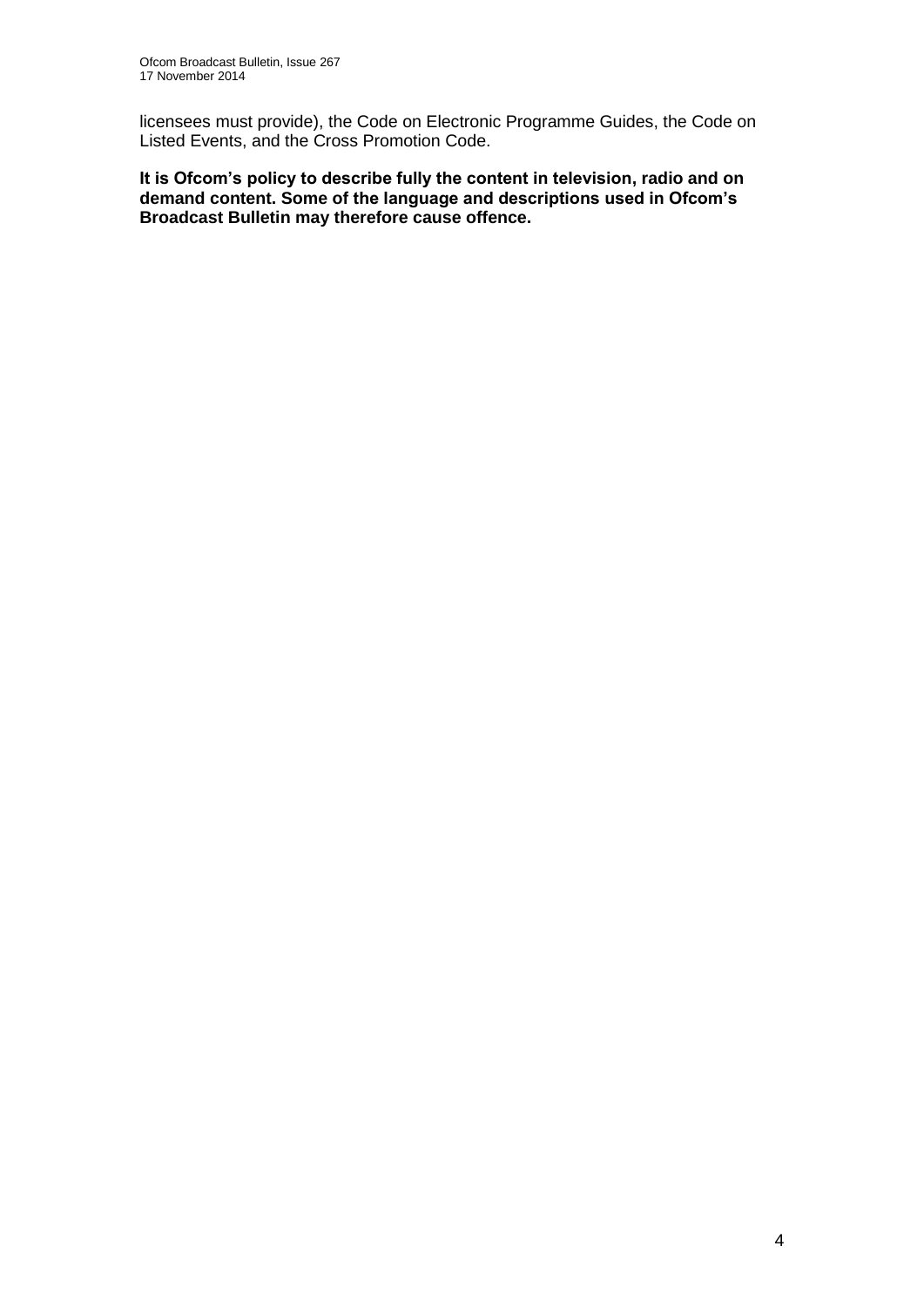licensees must provide), the Code on Electronic Programme Guides, the Code on Listed Events, and the Cross Promotion Code.

**It is Ofcom's policy to describe fully the content in television, radio and on demand content. Some of the language and descriptions used in Ofcom's Broadcast Bulletin may therefore cause offence.**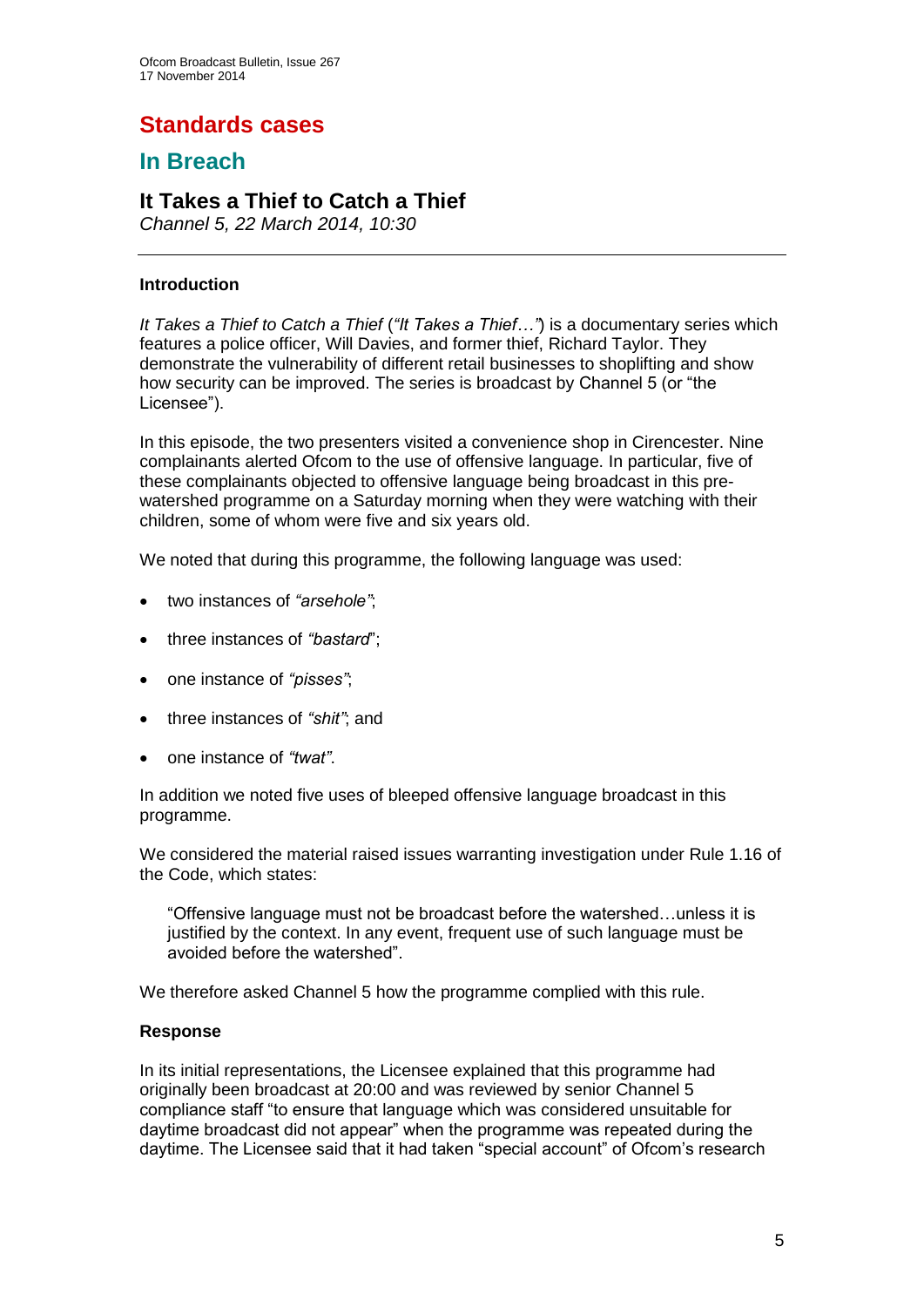# Standards cases

## In Breach

### It Takes a Thief to Catch a Thief

*Channel 5, 22 March 2014, 10:30*

---

**Introduction**

*It Takes a Thief to Catch a Thief* ("*It Takes a Thief…*") is a documentary series which features a police officer, Will Davies, and former thief, Richard Taylor. They demonstrate the vulnerability of different retail businesses to shoplifting and show how security can be improved. The series is broadcast by Channel 5 (or "the Licensee").

In this episode, the two presenters visited a convenience shop in Cirencester. Nine complainants alerted Ofcom to the use of offensive language. In particular, five of these complainants objected to offensive language being broadcast in this pre-watershed programme on a Saturday morning when they were watching with their children, some of whom were five and six years old.

We noted that during this programme, the following language was used:

- two instances of *"arsehole"*;
- three instances of *"bastard*";
- one instance of *"pisses"*;
- three instances of *"shit"*; and
- one instance of *"twat"*.

In addition we noted five uses of bleeped offensive language broadcast in this programme.

We considered the material raised issues warranting investigation under Rule 1.16 of the Code, which states:

> "Offensive language must not be broadcast before the watershed…unless it is justified by the context. In any event, frequent use of such language must be avoided before the watershed".

We therefore asked Channel 5 how the programme complied with this rule.

**Response**

In its initial representations, the Licensee explained that this programme had originally been broadcast at 20:00 and was reviewed by senior Channel 5 compliance staff "to ensure that language which was considered unsuitable for daytime broadcast did not appear" when the programme was repeated during the daytime. The Licensee said that it had taken "special account" of Ofcom's research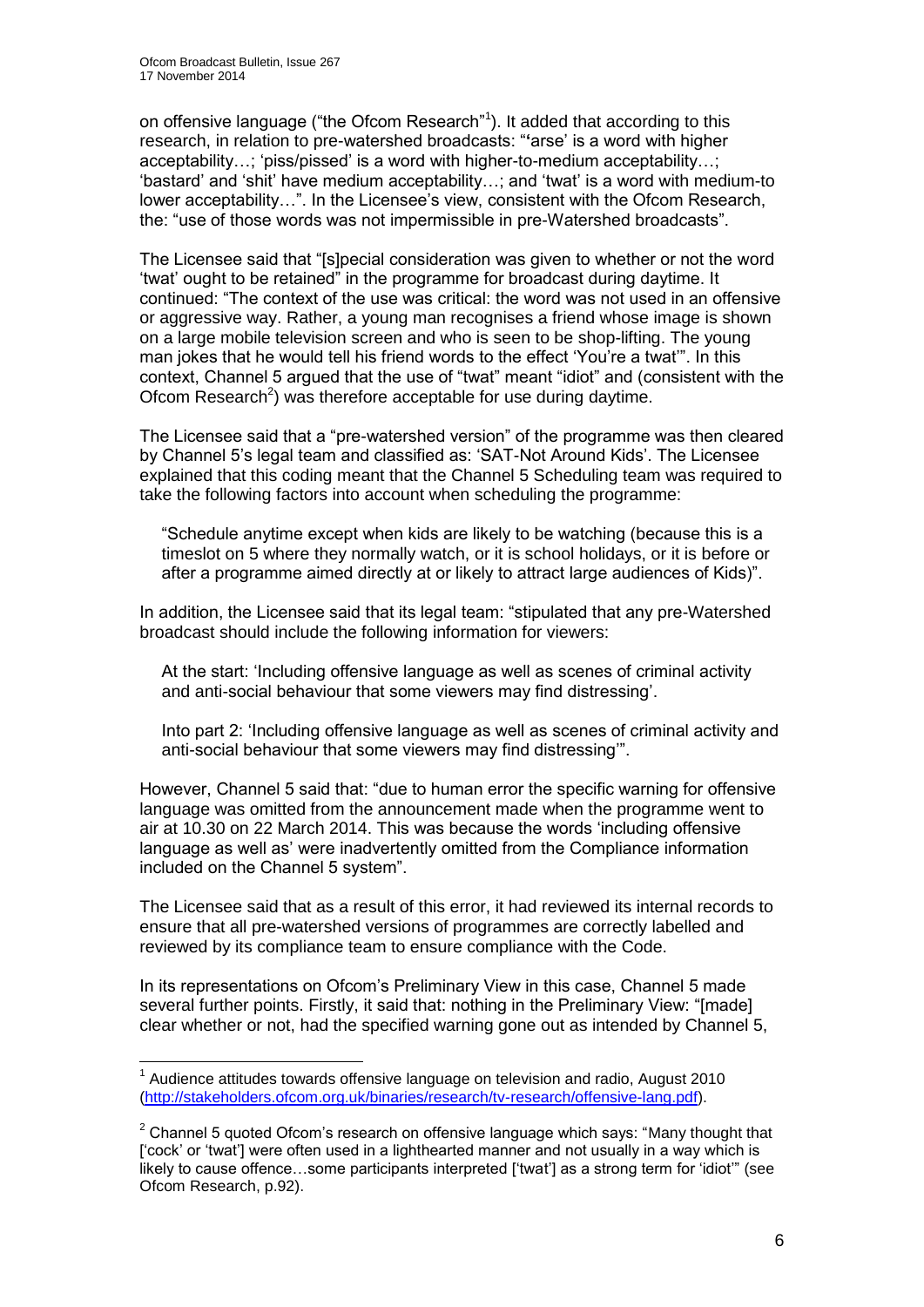on offensive language ("the Ofcom Research"[1]). It added that according to this research, in relation to pre-watershed broadcasts: "'arse' is a word with higher acceptability…; 'piss/pissed' is a word with higher-to-medium acceptability…; 'bastard' and 'shit' have medium acceptability…; and 'twat' is a word with medium-to lower acceptability…". In the Licensee's view, consistent with the Ofcom Research, the: "use of those words was not impermissible in pre-Watershed broadcasts".

The Licensee said that "[s]pecial consideration was given to whether or not the word 'twat' ought to be retained" in the programme for broadcast during daytime. It continued: "The context of the use was critical: the word was not used in an offensive or aggressive way. Rather, a young man recognises a friend whose image is shown on a large mobile television screen and who is seen to be shop-lifting. The young man jokes that he would tell his friend words to the effect 'You're a twat'". In this context, Channel 5 argued that the use of "twat" meant "idiot" and (consistent with the Ofcom Research[2]) was therefore acceptable for use during daytime.

The Licensee said that a "pre-watershed version" of the programme was then cleared by Channel 5's legal team and classified as: 'SAT-Not Around Kids'. The Licensee explained that this coding meant that the Channel 5 Scheduling team was required to take the following factors into account when scheduling the programme:

> "Schedule anytime except when kids are likely to be watching (because this is a timeslot on 5 where they normally watch, or it is school holidays, or it is before or after a programme aimed directly at or likely to attract large audiences of Kids)".

In addition, the Licensee said that its legal team: "stipulated that any pre-Watershed broadcast should include the following information for viewers:

> At the start: 'Including offensive language as well as scenes of criminal activity and anti-social behaviour that some viewers may find distressing'.
>
> Into part 2: 'Including offensive language as well as scenes of criminal activity and anti-social behaviour that some viewers may find distressing'".

However, Channel 5 said that: "due to human error the specific warning for offensive language was omitted from the announcement made when the programme went to air at 10.30 on 22 March 2014. This was because the words 'including offensive language as well as' were inadvertently omitted from the Compliance information included on the Channel 5 system".

The Licensee said that as a result of this error, it had reviewed its internal records to ensure that all pre-watershed versions of programmes are correctly labelled and reviewed by its compliance team to ensure compliance with the Code.

In its representations on Ofcom's Preliminary View in this case, Channel 5 made several further points. Firstly, it said that: nothing in the Preliminary View: "[made] clear whether or not, had the specified warning gone out as intended by Channel 5,

---

[1] Audience attitudes towards offensive language on television and radio, August 2010 (http://stakeholders.ofcom.org.uk/binaries/research/tv-research/offensive-lang.pdf).

[2] Channel 5 quoted Ofcom's research on offensive language which says: "Many thought that ['cock' or 'twat'] were often used in a lighthearted manner and not usually in a way which is likely to cause offence…some participants interpreted ['twat'] as a strong term for 'idiot'" (see Ofcom Research, p.92).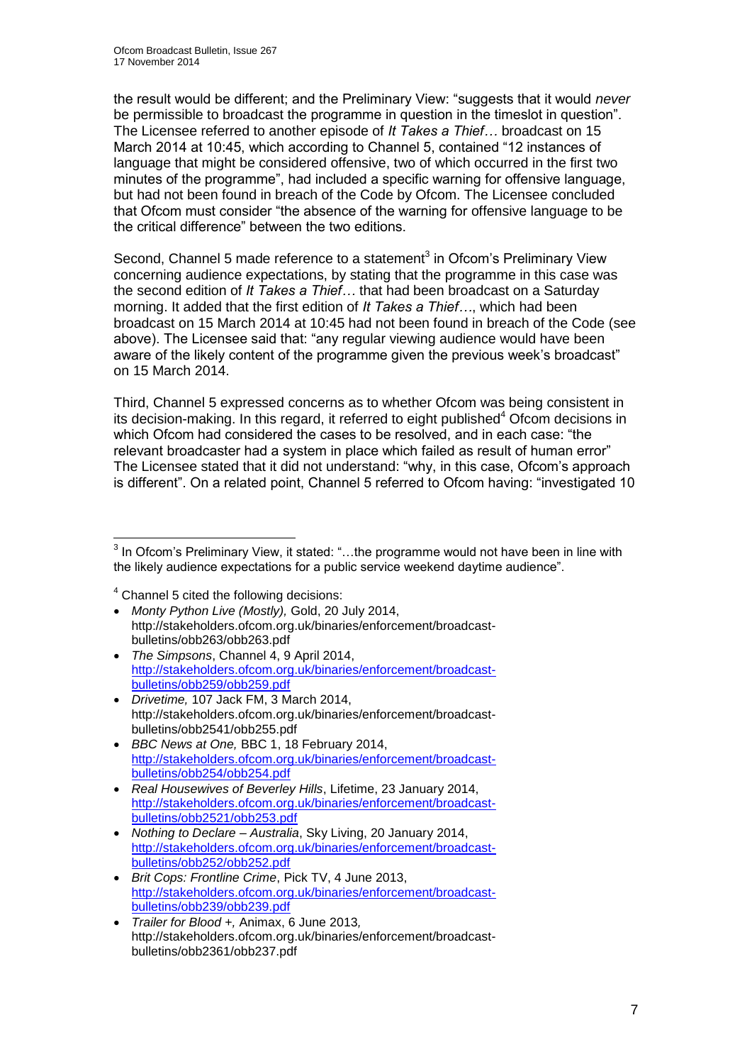the result would be different; and the Preliminary View: "suggests that it would *never* be permissible to broadcast the programme in question in the timeslot in question". The Licensee referred to another episode of *It Takes a Thief…* broadcast on 15 March 2014 at 10:45, which according to Channel 5, contained "12 instances of language that might be considered offensive, two of which occurred in the first two minutes of the programme", had included a specific warning for offensive language, but had not been found in breach of the Code by Ofcom. The Licensee concluded that Ofcom must consider "the absence of the warning for offensive language to be the critical difference" between the two editions.

Second, Channel 5 made reference to a statement[3] in Ofcom's Preliminary View concerning audience expectations, by stating that the programme in this case was the second edition of *It Takes a Thief…* that had been broadcast on a Saturday morning. It added that the first edition of *It Takes a Thief…*, which had been broadcast on 15 March 2014 at 10:45 had not been found in breach of the Code (see above). The Licensee said that: "any regular viewing audience would have been aware of the likely content of the programme given the previous week's broadcast" on 15 March 2014.

Third, Channel 5 expressed concerns as to whether Ofcom was being consistent in its decision-making. In this regard, it referred to eight published[4] Ofcom decisions in which Ofcom had considered the cases to be resolved, and in each case: "the relevant broadcaster had a system in place which failed as result of human error" The Licensee stated that it did not understand: "why, in this case, Ofcom's approach is different". On a related point, Channel 5 referred to Ofcom having: "investigated 10

---

[3] In Ofcom's Preliminary View, it stated: "…the programme would not have been in line with the likely audience expectations for a public service weekend daytime audience".

[4] Channel 5 cited the following decisions:

- *Monty Python Live (Mostly)*, Gold, 20 July 2014, http://stakeholders.ofcom.org.uk/binaries/enforcement/broadcast-bulletins/obb263/obb263.pdf
- *The Simpsons*, Channel 4, 9 April 2014, http://stakeholders.ofcom.org.uk/binaries/enforcement/broadcast-bulletins/obb259/obb259.pdf
- *Drivetime,* 107 Jack FM, 3 March 2014, http://stakeholders.ofcom.org.uk/binaries/enforcement/broadcast-bulletins/obb2541/obb255.pdf
- *BBC News at One,* BBC 1, 18 February 2014, http://stakeholders.ofcom.org.uk/binaries/enforcement/broadcast-bulletins/obb254/obb254.pdf
- *Real Housewives of Beverley Hills*, Lifetime, 23 January 2014, http://stakeholders.ofcom.org.uk/binaries/enforcement/broadcast-bulletins/obb2521/obb253.pdf
- *Nothing to Declare – Australia*, Sky Living, 20 January 2014, http://stakeholders.ofcom.org.uk/binaries/enforcement/broadcast-bulletins/obb252/obb252.pdf
- *Brit Cops: Frontline Crime*, Pick TV, 4 June 2013, http://stakeholders.ofcom.org.uk/binaries/enforcement/broadcast-bulletins/obb239/obb239.pdf
- *Trailer for Blood +,* Animax, 6 June 2013*,* http://stakeholders.ofcom.org.uk/binaries/enforcement/broadcast-bulletins/obb2361/obb237.pdf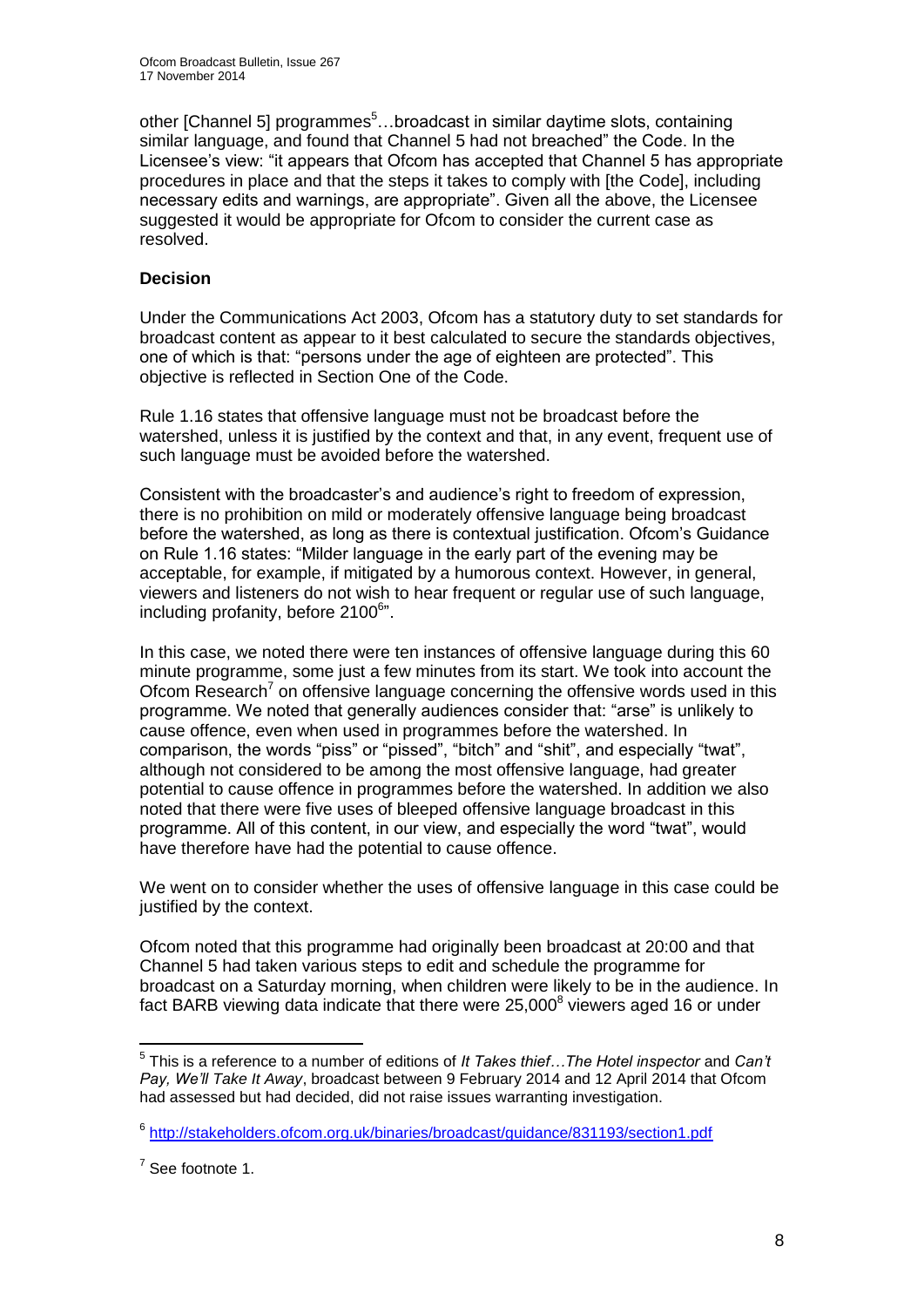other [Channel 5] programmes[5]…broadcast in similar daytime slots, containing similar language, and found that Channel 5 had not breached" the Code. In the Licensee's view: "it appears that Ofcom has accepted that Channel 5 has appropriate procedures in place and that the steps it takes to comply with [the Code], including necessary edits and warnings, are appropriate". Given all the above, the Licensee suggested it would be appropriate for Ofcom to consider the current case as resolved.

**Decision**

Under the Communications Act 2003, Ofcom has a statutory duty to set standards for broadcast content as appear to it best calculated to secure the standards objectives, one of which is that: "persons under the age of eighteen are protected". This objective is reflected in Section One of the Code.

Rule 1.16 states that offensive language must not be broadcast before the watershed, unless it is justified by the context and that, in any event, frequent use of such language must be avoided before the watershed.

Consistent with the broadcaster's and audience's right to freedom of expression, there is no prohibition on mild or moderately offensive language being broadcast before the watershed, as long as there is contextual justification. Ofcom's Guidance on Rule 1.16 states: "Milder language in the early part of the evening may be acceptable, for example, if mitigated by a humorous context. However, in general, viewers and listeners do not wish to hear frequent or regular use of such language, including profanity, before 2100[6]".

In this case, we noted there were ten instances of offensive language during this 60 minute programme, some just a few minutes from its start. We took into account the Ofcom Research[7] on offensive language concerning the offensive words used in this programme. We noted that generally audiences consider that: "arse" is unlikely to cause offence, even when used in programmes before the watershed. In comparison, the words "piss" or "pissed", "bitch" and "shit", and especially "twat", although not considered to be among the most offensive language, had greater potential to cause offence in programmes before the watershed. In addition we also noted that there were five uses of bleeped offensive language broadcast in this programme. All of this content, in our view, and especially the word "twat", would have therefore have had the potential to cause offence.

We went on to consider whether the uses of offensive language in this case could be justified by the context.

Ofcom noted that this programme had originally been broadcast at 20:00 and that Channel 5 had taken various steps to edit and schedule the programme for broadcast on a Saturday morning, when children were likely to be in the audience. In fact BARB viewing data indicate that there were 25,000[8] viewers aged 16 or under

---

[5] This is a reference to a number of editions of *It Takes thief…The Hotel inspector* and *Can't Pay, We'll Take It Away*, broadcast between 9 February 2014 and 12 April 2014 that Ofcom had assessed but had decided, did not raise issues warranting investigation.

[6] http://stakeholders.ofcom.org.uk/binaries/broadcast/guidance/831193/section1.pdf

[7] See footnote 1.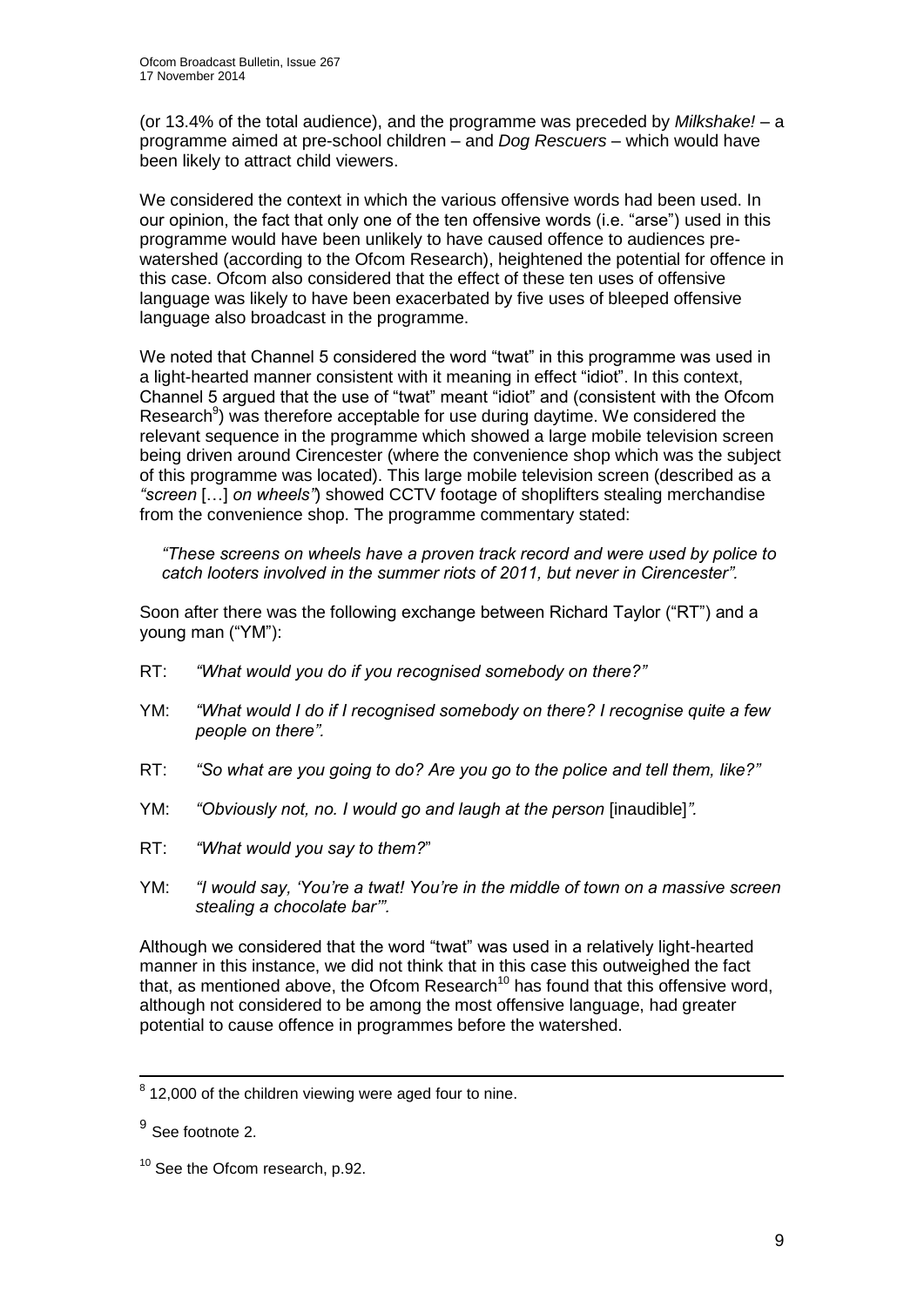(or 13.4% of the total audience), and the programme was preceded by *Milkshake!* – a programme aimed at pre-school children – and *Dog Rescuers* – which would have been likely to attract child viewers.

We considered the context in which the various offensive words had been used. In our opinion, the fact that only one of the ten offensive words (i.e. "arse") used in this programme would have been unlikely to have caused offence to audiences pre-watershed (according to the Ofcom Research), heightened the potential for offence in this case. Ofcom also considered that the effect of these ten uses of offensive language was likely to have been exacerbated by five uses of bleeped offensive language also broadcast in the programme.

We noted that Channel 5 considered the word "twat" in this programme was used in a light-hearted manner consistent with it meaning in effect "idiot". In this context, Channel 5 argued that the use of "twat" meant "idiot" and (consistent with the Ofcom Research[9]) was therefore acceptable for use during daytime. We considered the relevant sequence in the programme which showed a large mobile television screen being driven around Cirencester (where the convenience shop which was the subject of this programme was located). This large mobile television screen (described as a *"screen* […] *on wheels"*) showed CCTV footage of shoplifters stealing merchandise from the convenience shop. The programme commentary stated:

> *"These screens on wheels have a proven track record and were used by police to catch looters involved in the summer riots of 2011, but never in Cirencester".*

Soon after there was the following exchange between Richard Taylor ("RT") and a young man ("YM"):

RT: *"What would you do if you recognised somebody on there?"*

YM: *"What would I do if I recognised somebody on there? I recognise quite a few people on there".*

RT: *"So what are you going to do? Are you go to the police and tell them, like?"*

YM: *"Obviously not, no. I would go and laugh at the person* [inaudible]*".*

RT: *"What would you say to them?"*

YM: *"I would say, 'You're a twat! You're in the middle of town on a massive screen stealing a chocolate bar'".*

Although we considered that the word "twat" was used in a relatively light-hearted manner in this instance, we did not think that in this case this outweighed the fact that, as mentioned above, the Ofcom Research[10] has found that this offensive word, although not considered to be among the most offensive language, had greater potential to cause offence in programmes before the watershed.

---

[8] 12,000 of the children viewing were aged four to nine.

[9] See footnote 2.

[10] See the Ofcom research, p.92.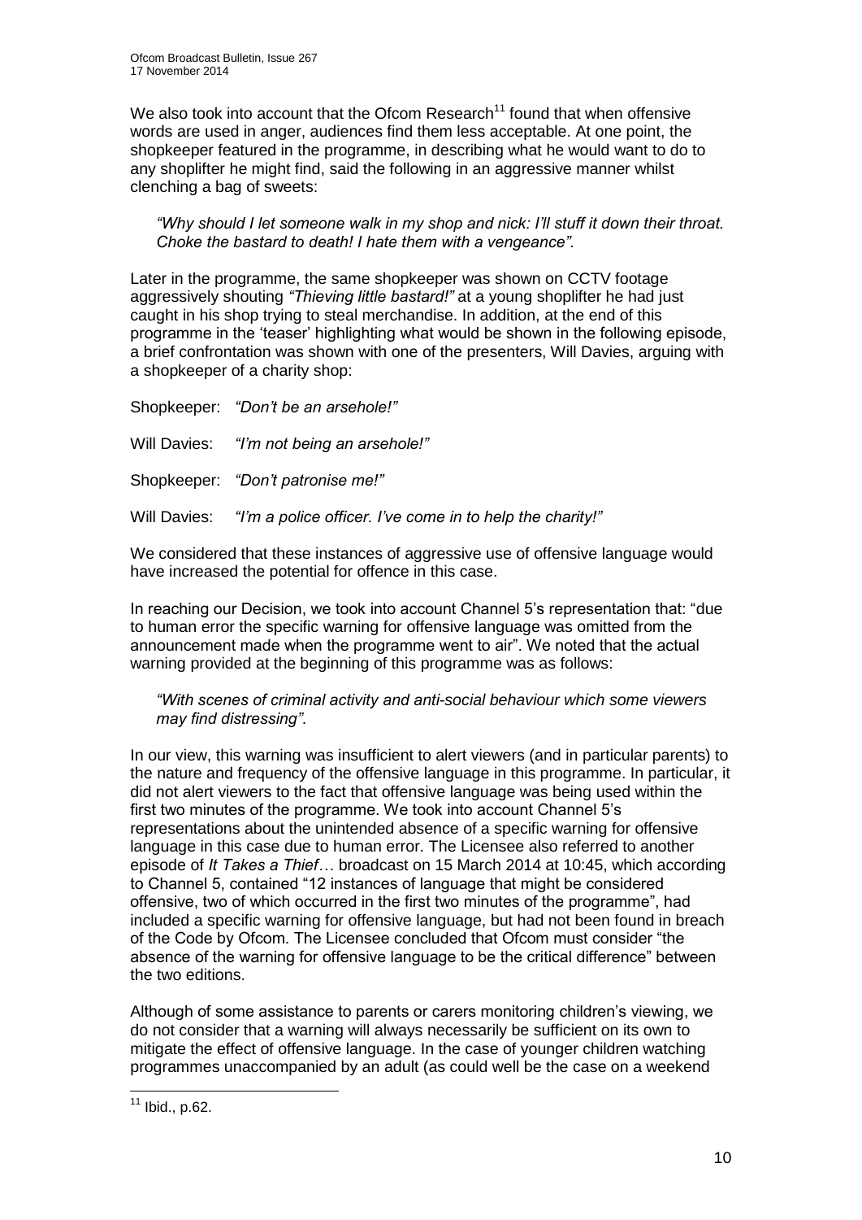We also took into account that the Ofcom Research[11] found that when offensive words are used in anger, audiences find them less acceptable. At one point, the shopkeeper featured in the programme, in describing what he would want to do to any shoplifter he might find, said the following in an aggressive manner whilst clenching a bag of sweets:

> *"Why should I let someone walk in my shop and nick: I'll stuff it down their throat. Choke the bastard to death! I hate them with a vengeance".*

Later in the programme, the same shopkeeper was shown on CCTV footage aggressively shouting *"Thieving little bastard!"* at a young shoplifter he had just caught in his shop trying to steal merchandise. In addition, at the end of this programme in the 'teaser' highlighting what would be shown in the following episode, a brief confrontation was shown with one of the presenters, Will Davies, arguing with a shopkeeper of a charity shop:

Shopkeeper: *"Don't be an arsehole!"*

Will Davies: *"I'm not being an arsehole!"*

Shopkeeper: *"Don't patronise me!"*

Will Davies: *"I'm a police officer. I've come in to help the charity!"*

We considered that these instances of aggressive use of offensive language would have increased the potential for offence in this case.

In reaching our Decision, we took into account Channel 5's representation that: "due to human error the specific warning for offensive language was omitted from the announcement made when the programme went to air". We noted that the actual warning provided at the beginning of this programme was as follows:

> *"With scenes of criminal activity and anti-social behaviour which some viewers may find distressing"*.

In our view, this warning was insufficient to alert viewers (and in particular parents) to the nature and frequency of the offensive language in this programme. In particular, it did not alert viewers to the fact that offensive language was being used within the first two minutes of the programme. We took into account Channel 5's representations about the unintended absence of a specific warning for offensive language in this case due to human error. The Licensee also referred to another episode of *It Takes a Thief…* broadcast on 15 March 2014 at 10:45, which according to Channel 5, contained "12 instances of language that might be considered offensive, two of which occurred in the first two minutes of the programme", had included a specific warning for offensive language, but had not been found in breach of the Code by Ofcom. The Licensee concluded that Ofcom must consider "the absence of the warning for offensive language to be the critical difference" between the two editions.

Although of some assistance to parents or carers monitoring children's viewing, we do not consider that a warning will always necessarily be sufficient on its own to mitigate the effect of offensive language. In the case of younger children watching programmes unaccompanied by an adult (as could well be the case on a weekend

---

[11] Ibid., p.62.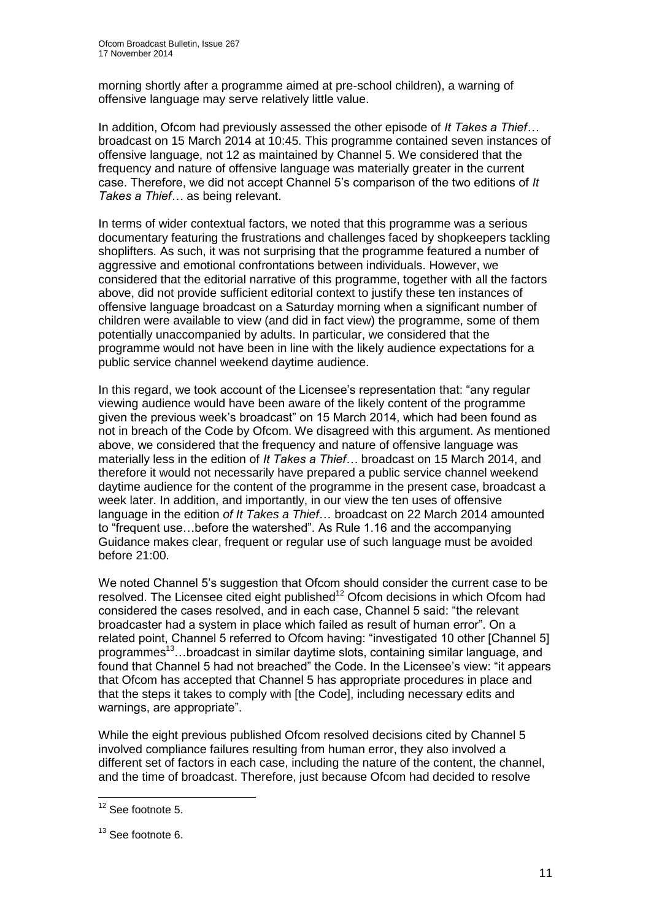morning shortly after a programme aimed at pre-school children), a warning of offensive language may serve relatively little value.

In addition, Ofcom had previously assessed the other episode of *It Takes a Thief…* broadcast on 15 March 2014 at 10:45. This programme contained seven instances of offensive language, not 12 as maintained by Channel 5. We considered that the frequency and nature of offensive language was materially greater in the current case. Therefore, we did not accept Channel 5's comparison of the two editions of *It Takes a Thief…* as being relevant.

In terms of wider contextual factors, we noted that this programme was a serious documentary featuring the frustrations and challenges faced by shopkeepers tackling shoplifters. As such, it was not surprising that the programme featured a number of aggressive and emotional confrontations between individuals. However, we considered that the editorial narrative of this programme, together with all the factors above, did not provide sufficient editorial context to justify these ten instances of offensive language broadcast on a Saturday morning when a significant number of children were available to view (and did in fact view) the programme, some of them potentially unaccompanied by adults. In particular, we considered that the programme would not have been in line with the likely audience expectations for a public service channel weekend daytime audience.

In this regard, we took account of the Licensee's representation that: "any regular viewing audience would have been aware of the likely content of the programme given the previous week's broadcast" on 15 March 2014, which had been found as not in breach of the Code by Ofcom. We disagreed with this argument. As mentioned above, we considered that the frequency and nature of offensive language was materially less in the edition of *It Takes a Thief…* broadcast on 15 March 2014, and therefore it would not necessarily have prepared a public service channel weekend daytime audience for the content of the programme in the present case, broadcast a week later. In addition, and importantly, in our view the ten uses of offensive language in the edition *of It Takes a Thief…* broadcast on 22 March 2014 amounted to "frequent use…before the watershed". As Rule 1.16 and the accompanying Guidance makes clear, frequent or regular use of such language must be avoided before 21:00.

We noted Channel 5's suggestion that Ofcom should consider the current case to be resolved. The Licensee cited eight published[12] Ofcom decisions in which Ofcom had considered the cases resolved, and in each case, Channel 5 said: "the relevant broadcaster had a system in place which failed as result of human error". On a related point, Channel 5 referred to Ofcom having: "investigated 10 other [Channel 5] programmes[13]…broadcast in similar daytime slots, containing similar language, and found that Channel 5 had not breached" the Code. In the Licensee's view: "it appears that Ofcom has accepted that Channel 5 has appropriate procedures in place and that the steps it takes to comply with [the Code], including necessary edits and warnings, are appropriate".

While the eight previous published Ofcom resolved decisions cited by Channel 5 involved compliance failures resulting from human error, they also involved a different set of factors in each case, including the nature of the content, the channel, and the time of broadcast. Therefore, just because Ofcom had decided to resolve

---

[12] See footnote 5.

[13] See footnote 6.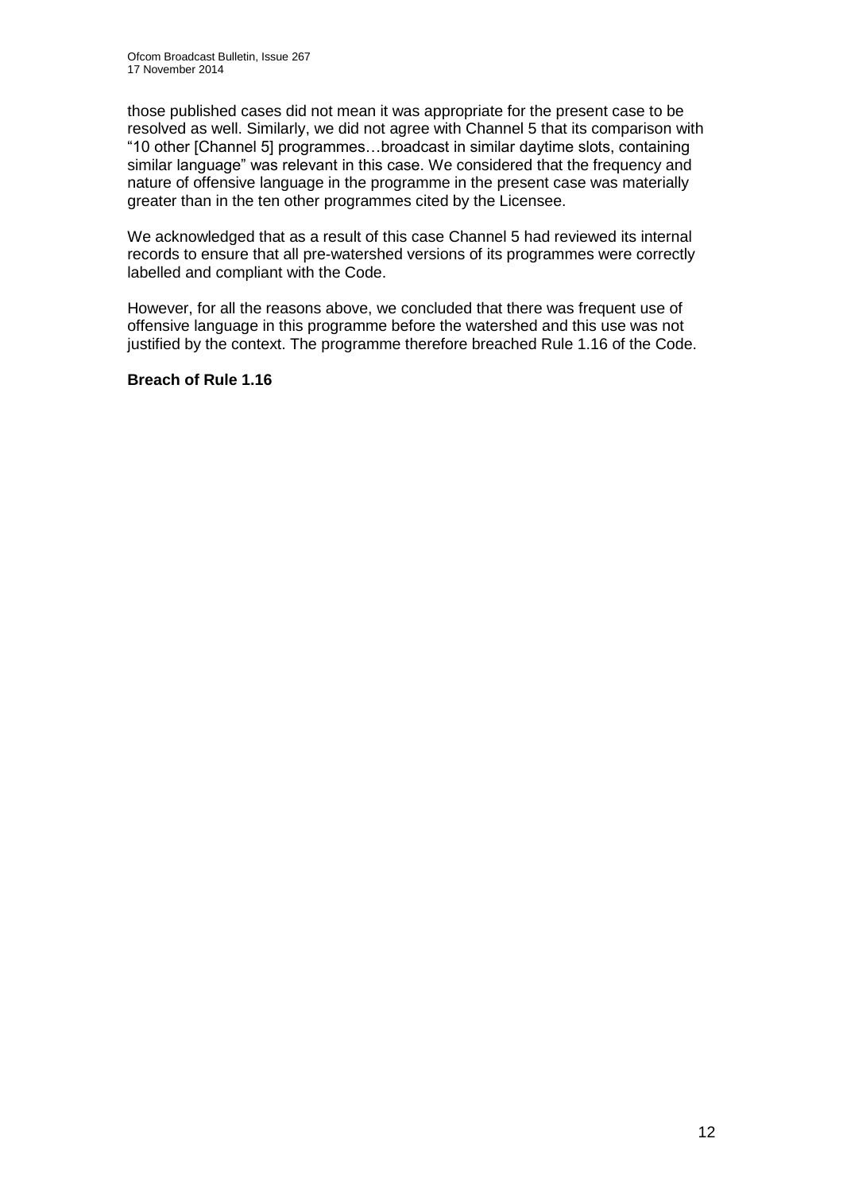those published cases did not mean it was appropriate for the present case to be resolved as well. Similarly, we did not agree with Channel 5 that its comparison with "10 other [Channel 5] programmes…broadcast in similar daytime slots, containing similar language" was relevant in this case. We considered that the frequency and nature of offensive language in the programme in the present case was materially greater than in the ten other programmes cited by the Licensee.

We acknowledged that as a result of this case Channel 5 had reviewed its internal records to ensure that all pre-watershed versions of its programmes were correctly labelled and compliant with the Code.

However, for all the reasons above, we concluded that there was frequent use of offensive language in this programme before the watershed and this use was not justified by the context. The programme therefore breached Rule 1.16 of the Code.

**Breach of Rule 1.16**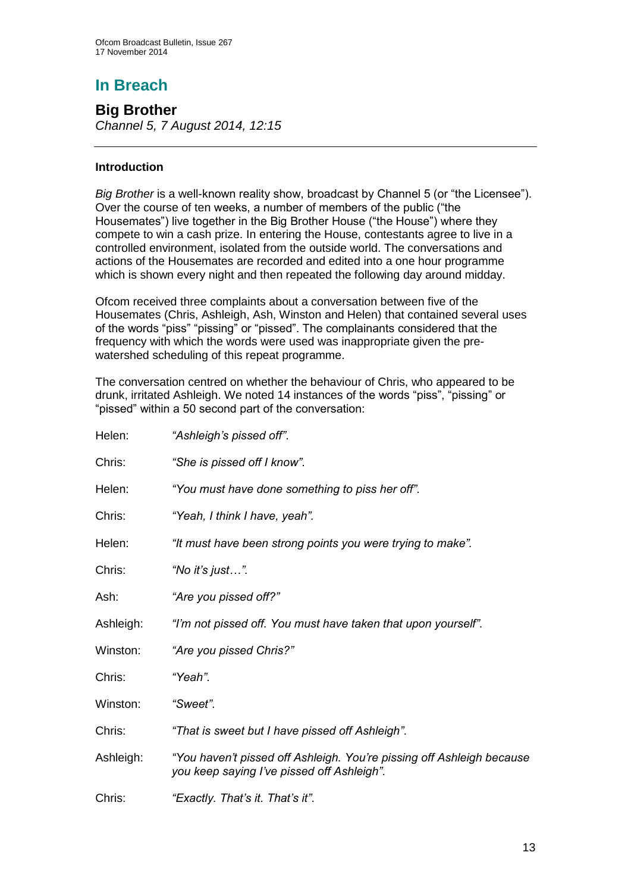## In Breach

### Big Brother

*Channel 5, 7 August 2014, 12:15*

---

#### Introduction

*Big Brother* is a well-known reality show, broadcast by Channel 5 (or "the Licensee"). Over the course of ten weeks, a number of members of the public ("the Housemates") live together in the Big Brother House ("the House") where they compete to win a cash prize. In entering the House, contestants agree to live in a controlled environment, isolated from the outside world. The conversations and actions of the Housemates are recorded and edited into a one hour programme which is shown every night and then repeated the following day around midday.

Ofcom received three complaints about a conversation between five of the Housemates (Chris, Ashleigh, Ash, Winston and Helen) that contained several uses of the words "piss" "pissing" or "pissed". The complainants considered that the frequency with which the words were used was inappropriate given the pre-watershed scheduling of this repeat programme.

The conversation centred on whether the behaviour of Chris, who appeared to be drunk, irritated Ashleigh. We noted 14 instances of the words "piss", "pissing" or "pissed" within a 50 second part of the conversation:

Helen: *"Ashleigh's pissed off"*.

Chris: *"She is pissed off I know"*.

Helen: *"You must have done something to piss her off"*.

Chris: *"Yeah, I think I have, yeah".*

Helen: *"It must have been strong points you were trying to make".*

Chris: *"No it's just…".*

Ash: *"Are you pissed off?"*

Ashleigh: *"I'm not pissed off. You must have taken that upon yourself"*.

Winston: *"Are you pissed Chris?"*

Chris: *"Yeah"*.

Winston: *"Sweet"*.

Chris: *"That is sweet but I have pissed off Ashleigh"*.

Ashleigh: *"You haven't pissed off Ashleigh. You're pissing off Ashleigh because you keep saying I've pissed off Ashleigh"*.

Chris: *"Exactly. That's it. That's it"*.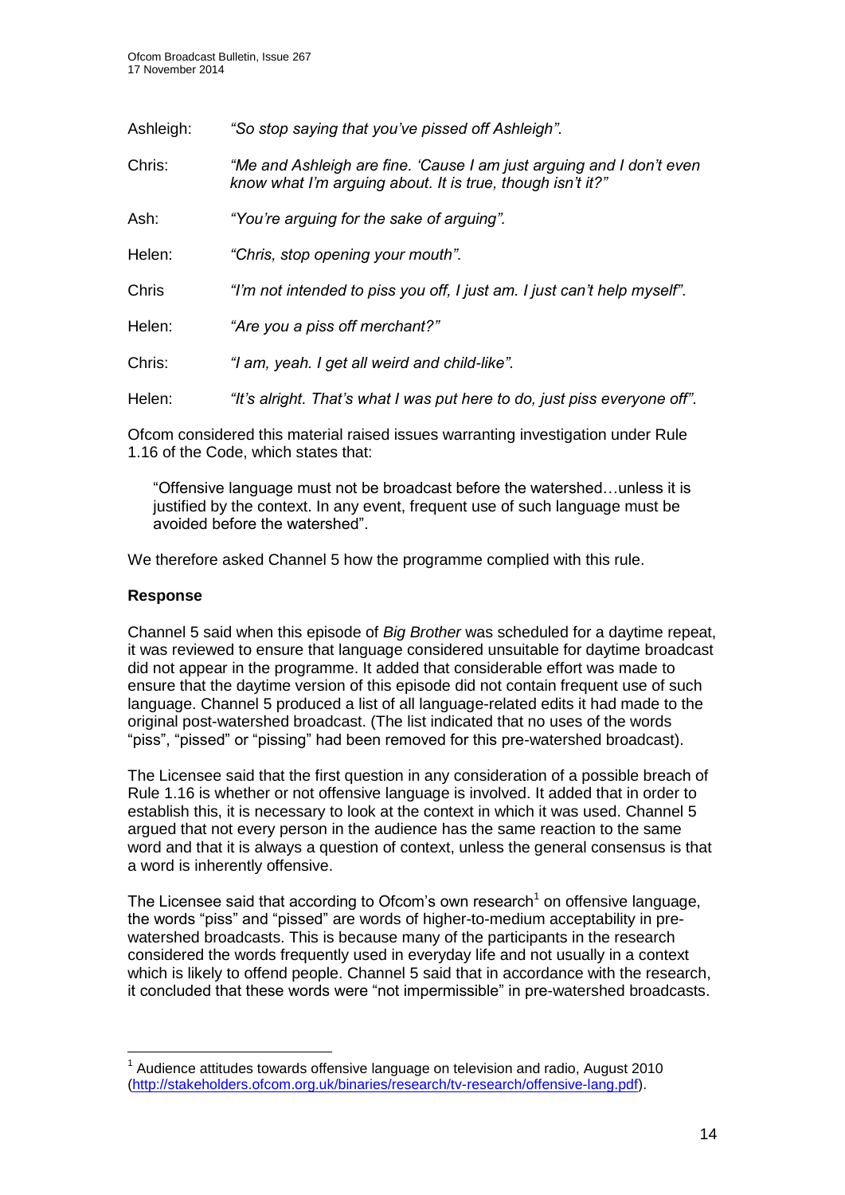| | |
|---|---|
| Ashleigh: | *"So stop saying that you've pissed off Ashleigh".* |
| Chris: | *"Me and Ashleigh are fine. 'Cause I am just arguing and I don't even know what I'm arguing about. It is true, though isn't it?"* |
| Ash: | *"You're arguing for the sake of arguing".* |
| Helen: | *"Chris, stop opening your mouth".* |
| Chris | *"I'm not intended to piss you off, I just am. I just can't help myself".* |
| Helen: | *"Are you a piss off merchant?"* |
| Chris: | *"I am, yeah. I get all weird and child-like".* |
| Helen: | *"It's alright. That's what I was put here to do, just piss everyone off".* |

Ofcom considered this material raised issues warranting investigation under Rule 1.16 of the Code, which states that:

> "Offensive language must not be broadcast before the watershed…unless it is justified by the context. In any event, frequent use of such language must be avoided before the watershed".

We therefore asked Channel 5 how the programme complied with this rule.

**Response**

Channel 5 said when this episode of *Big Brother* was scheduled for a daytime repeat, it was reviewed to ensure that language considered unsuitable for daytime broadcast did not appear in the programme. It added that considerable effort was made to ensure that the daytime version of this episode did not contain frequent use of such language. Channel 5 produced a list of all language-related edits it had made to the original post-watershed broadcast. (The list indicated that no uses of the words "piss", "pissed" or "pissing" had been removed for this pre-watershed broadcast).

The Licensee said that the first question in any consideration of a possible breach of Rule 1.16 is whether or not offensive language is involved. It added that in order to establish this, it is necessary to look at the context in which it was used. Channel 5 argued that not every person in the audience has the same reaction to the same word and that it is always a question of context, unless the general consensus is that a word is inherently offensive.

The Licensee said that according to Ofcom's own research[1] on offensive language, the words "piss" and "pissed" are words of higher-to-medium acceptability in pre-watershed broadcasts. This is because many of the participants in the research considered the words frequently used in everyday life and not usually in a context which is likely to offend people. Channel 5 said that in accordance with the research, it concluded that these words were "not impermissible" in pre-watershed broadcasts.

---

[1] Audience attitudes towards offensive language on television and radio, August 2010 (http://stakeholders.ofcom.org.uk/binaries/research/tv-research/offensive-lang.pdf).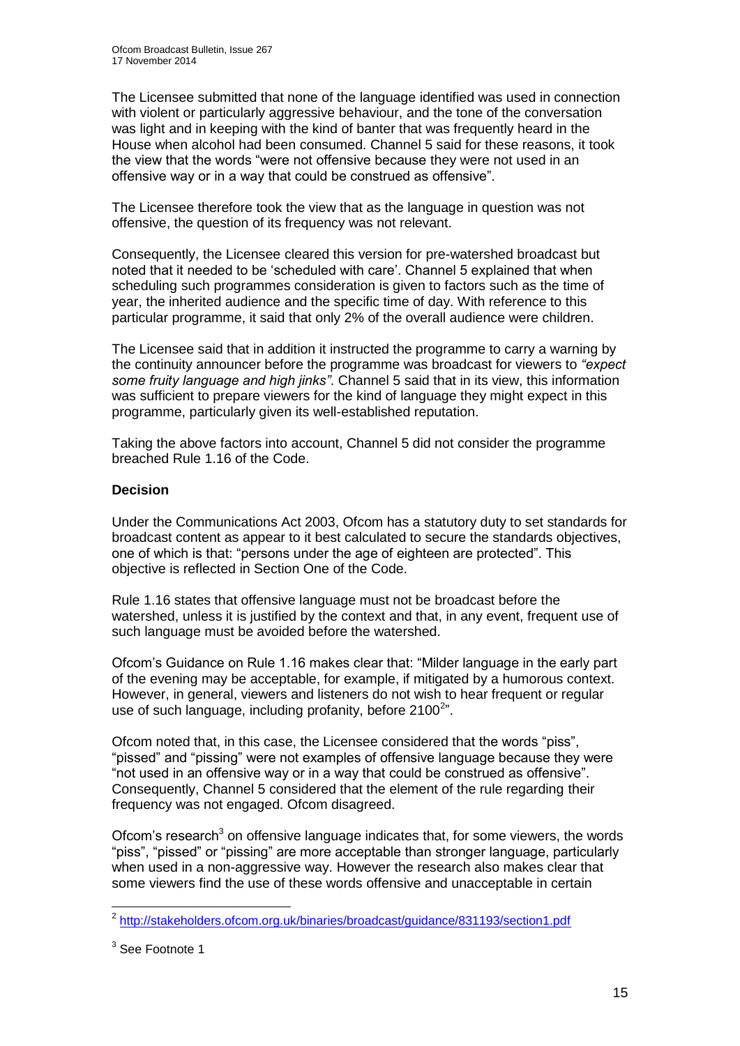The Licensee submitted that none of the language identified was used in connection with violent or particularly aggressive behaviour, and the tone of the conversation was light and in keeping with the kind of banter that was frequently heard in the House when alcohol had been consumed. Channel 5 said for these reasons, it took the view that the words "were not offensive because they were not used in an offensive way or in a way that could be construed as offensive".

The Licensee therefore took the view that as the language in question was not offensive, the question of its frequency was not relevant.

Consequently, the Licensee cleared this version for pre-watershed broadcast but noted that it needed to be 'scheduled with care'. Channel 5 explained that when scheduling such programmes consideration is given to factors such as the time of year, the inherited audience and the specific time of day. With reference to this particular programme, it said that only 2% of the overall audience were children.

The Licensee said that in addition it instructed the programme to carry a warning by the continuity announcer before the programme was broadcast for viewers to *"expect some fruity language and high jinks"*. Channel 5 said that in its view, this information was sufficient to prepare viewers for the kind of language they might expect in this programme, particularly given its well-established reputation.

Taking the above factors into account, Channel 5 did not consider the programme breached Rule 1.16 of the Code.

**Decision**

Under the Communications Act 2003, Ofcom has a statutory duty to set standards for broadcast content as appear to it best calculated to secure the standards objectives, one of which is that: "persons under the age of eighteen are protected". This objective is reflected in Section One of the Code.

Rule 1.16 states that offensive language must not be broadcast before the watershed, unless it is justified by the context and that, in any event, frequent use of such language must be avoided before the watershed.

Ofcom's Guidance on Rule 1.16 makes clear that: "Milder language in the early part of the evening may be acceptable, for example, if mitigated by a humorous context. However, in general, viewers and listeners do not wish to hear frequent or regular use of such language, including profanity, before 2100[2]".

Ofcom noted that, in this case, the Licensee considered that the words "piss", "pissed" and "pissing" were not examples of offensive language because they were "not used in an offensive way or in a way that could be construed as offensive". Consequently, Channel 5 considered that the element of the rule regarding their frequency was not engaged. Ofcom disagreed.

Ofcom's research[3] on offensive language indicates that, for some viewers, the words "piss", "pissed" or "pissing" are more acceptable than stronger language, particularly when used in a non-aggressive way. However the research also makes clear that some viewers find the use of these words offensive and unacceptable in certain

---

[2] http://stakeholders.ofcom.org.uk/binaries/broadcast/guidance/831193/section1.pdf

[3] See Footnote 1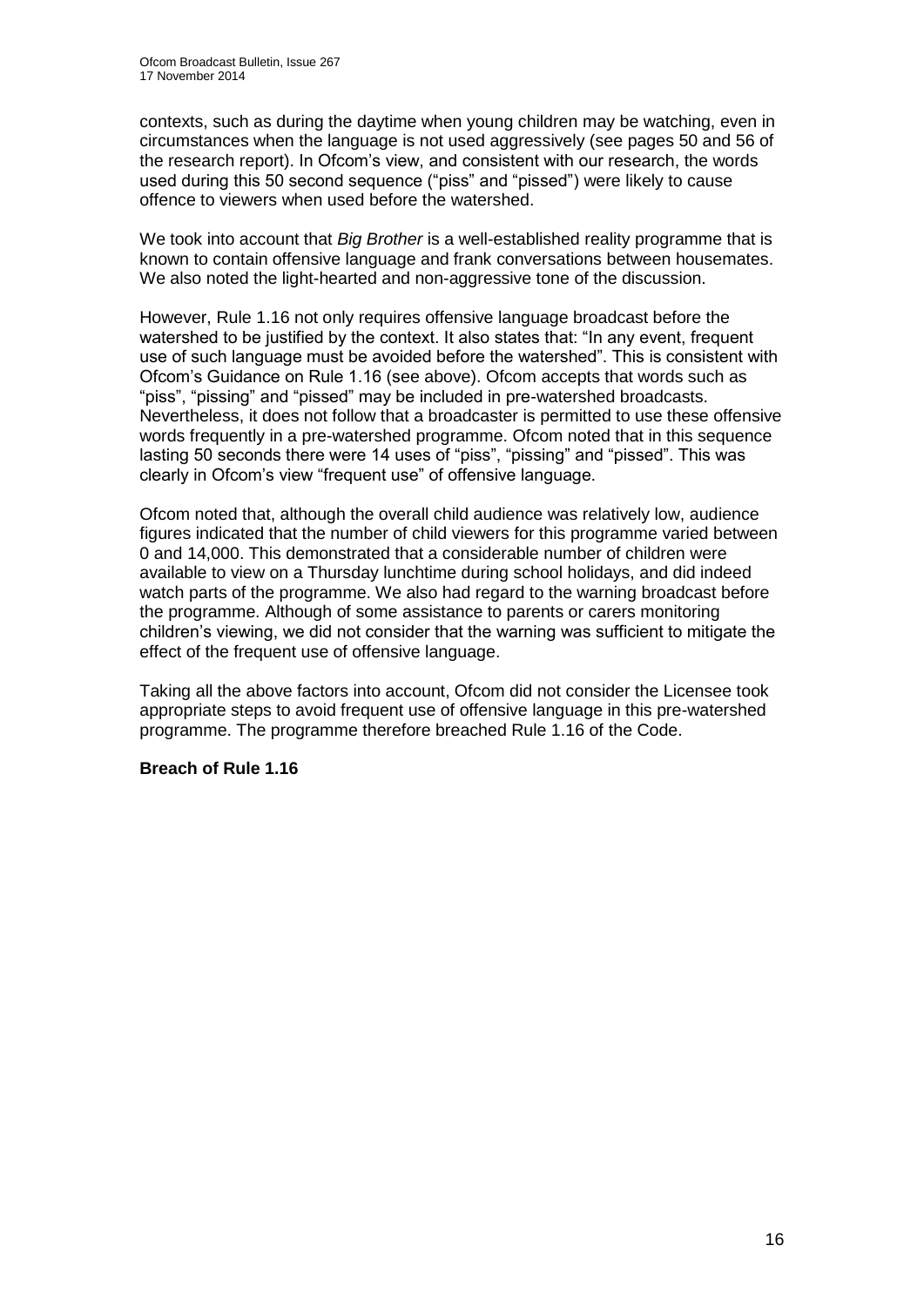contexts, such as during the daytime when young children may be watching, even in circumstances when the language is not used aggressively (see pages 50 and 56 of the research report). In Ofcom's view, and consistent with our research, the words used during this 50 second sequence ("piss" and "pissed") were likely to cause offence to viewers when used before the watershed.

We took into account that *Big Brother* is a well-established reality programme that is known to contain offensive language and frank conversations between housemates. We also noted the light-hearted and non-aggressive tone of the discussion.

However, Rule 1.16 not only requires offensive language broadcast before the watershed to be justified by the context. It also states that: "In any event, frequent use of such language must be avoided before the watershed". This is consistent with Ofcom's Guidance on Rule 1.16 (see above). Ofcom accepts that words such as "piss", "pissing" and "pissed" may be included in pre-watershed broadcasts. Nevertheless, it does not follow that a broadcaster is permitted to use these offensive words frequently in a pre-watershed programme. Ofcom noted that in this sequence lasting 50 seconds there were 14 uses of "piss", "pissing" and "pissed". This was clearly in Ofcom's view "frequent use" of offensive language.

Ofcom noted that, although the overall child audience was relatively low, audience figures indicated that the number of child viewers for this programme varied between 0 and 14,000. This demonstrated that a considerable number of children were available to view on a Thursday lunchtime during school holidays, and did indeed watch parts of the programme. We also had regard to the warning broadcast before the programme. Although of some assistance to parents or carers monitoring children's viewing, we did not consider that the warning was sufficient to mitigate the effect of the frequent use of offensive language.

Taking all the above factors into account, Ofcom did not consider the Licensee took appropriate steps to avoid frequent use of offensive language in this pre-watershed programme. The programme therefore breached Rule 1.16 of the Code.

**Breach of Rule 1.16**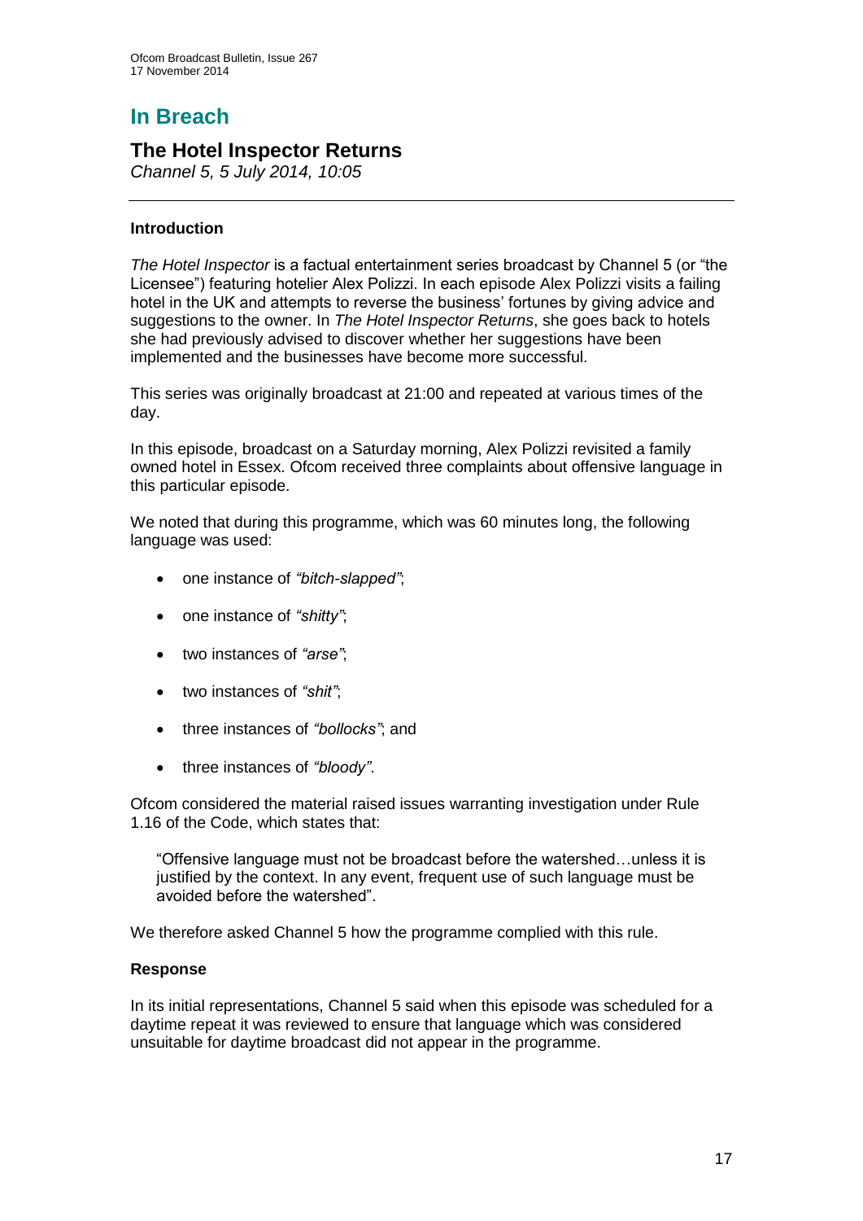# In Breach

## The Hotel Inspector Returns

*Channel 5, 5 July 2014, 10:05*

### Introduction

*The Hotel Inspector* is a factual entertainment series broadcast by Channel 5 (or "the Licensee") featuring hotelier Alex Polizzi. In each episode Alex Polizzi visits a failing hotel in the UK and attempts to reverse the business' fortunes by giving advice and suggestions to the owner. In *The Hotel Inspector Returns*, she goes back to hotels she had previously advised to discover whether her suggestions have been implemented and the businesses have become more successful.

This series was originally broadcast at 21:00 and repeated at various times of the day.

In this episode, broadcast on a Saturday morning, Alex Polizzi revisited a family owned hotel in Essex. Ofcom received three complaints about offensive language in this particular episode.

We noted that during this programme, which was 60 minutes long, the following language was used:

- one instance of *"bitch-slapped"*;
- one instance of *"shitty"*;
- two instances of *"arse"*;
- two instances of *"shit"*;
- three instances of *"bollocks"*; and
- three instances of *"bloody"*.

Ofcom considered the material raised issues warranting investigation under Rule 1.16 of the Code, which states that:

> "Offensive language must not be broadcast before the watershed…unless it is justified by the context. In any event, frequent use of such language must be avoided before the watershed".

We therefore asked Channel 5 how the programme complied with this rule.

### Response

In its initial representations, Channel 5 said when this episode was scheduled for a daytime repeat it was reviewed to ensure that language which was considered unsuitable for daytime broadcast did not appear in the programme.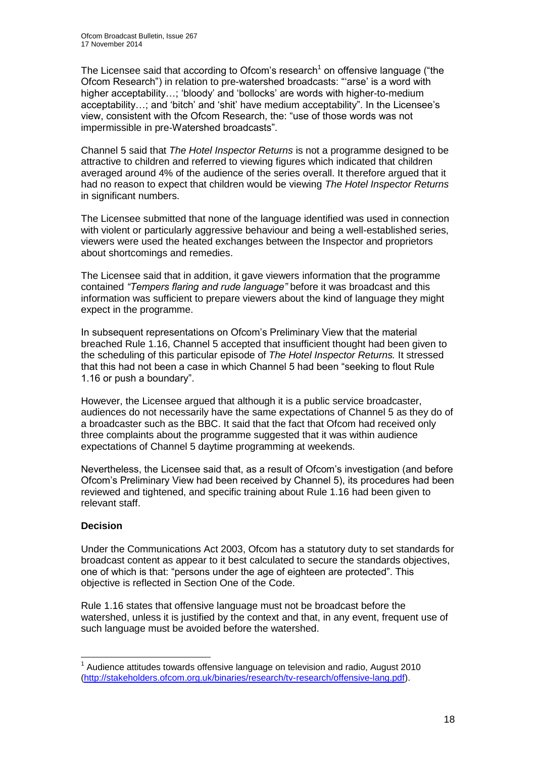The Licensee said that according to Ofcom's research[1] on offensive language ("the Ofcom Research") in relation to pre-watershed broadcasts: "'arse' is a word with higher acceptability…; 'bloody' and 'bollocks' are words with higher-to-medium acceptability…; and 'bitch' and 'shit' have medium acceptability". In the Licensee's view, consistent with the Ofcom Research, the: "use of those words was not impermissible in pre-Watershed broadcasts".

Channel 5 said that *The Hotel Inspector Returns* is not a programme designed to be attractive to children and referred to viewing figures which indicated that children averaged around 4% of the audience of the series overall. It therefore argued that it had no reason to expect that children would be viewing *The Hotel Inspector Returns* in significant numbers.

The Licensee submitted that none of the language identified was used in connection with violent or particularly aggressive behaviour and being a well-established series, viewers were used the heated exchanges between the Inspector and proprietors about shortcomings and remedies.

The Licensee said that in addition, it gave viewers information that the programme contained *"Tempers flaring and rude language"* before it was broadcast and this information was sufficient to prepare viewers about the kind of language they might expect in the programme.

In subsequent representations on Ofcom's Preliminary View that the material breached Rule 1.16, Channel 5 accepted that insufficient thought had been given to the scheduling of this particular episode of *The Hotel Inspector Returns.* It stressed that this had not been a case in which Channel 5 had been "seeking to flout Rule 1.16 or push a boundary".

However, the Licensee argued that although it is a public service broadcaster, audiences do not necessarily have the same expectations of Channel 5 as they do of a broadcaster such as the BBC. It said that the fact that Ofcom had received only three complaints about the programme suggested that it was within audience expectations of Channel 5 daytime programming at weekends.

Nevertheless, the Licensee said that, as a result of Ofcom's investigation (and before Ofcom's Preliminary View had been received by Channel 5), its procedures had been reviewed and tightened, and specific training about Rule 1.16 had been given to relevant staff.

**Decision**

Under the Communications Act 2003, Ofcom has a statutory duty to set standards for broadcast content as appear to it best calculated to secure the standards objectives, one of which is that: "persons under the age of eighteen are protected". This objective is reflected in Section One of the Code.

Rule 1.16 states that offensive language must not be broadcast before the watershed, unless it is justified by the context and that, in any event, frequent use of such language must be avoided before the watershed.

[1] Audience attitudes towards offensive language on television and radio, August 2010 (http://stakeholders.ofcom.org.uk/binaries/research/tv-research/offensive-lang.pdf).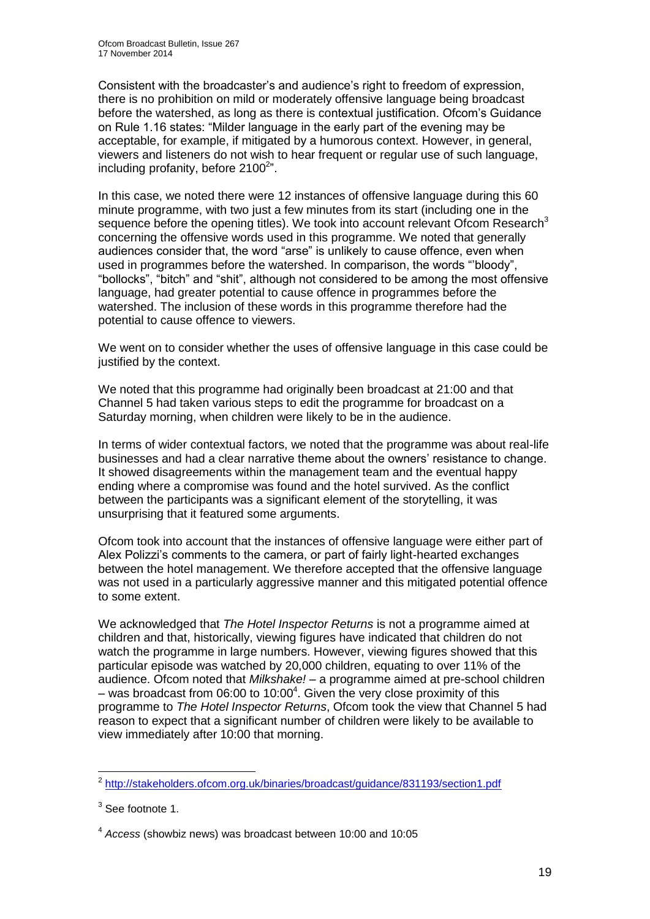Consistent with the broadcaster's and audience's right to freedom of expression, there is no prohibition on mild or moderately offensive language being broadcast before the watershed, as long as there is contextual justification. Ofcom's Guidance on Rule 1.16 states: "Milder language in the early part of the evening may be acceptable, for example, if mitigated by a humorous context. However, in general, viewers and listeners do not wish to hear frequent or regular use of such language, including profanity, before 2100[2]".

In this case, we noted there were 12 instances of offensive language during this 60 minute programme, with two just a few minutes from its start (including one in the sequence before the opening titles). We took into account relevant Ofcom Research[3] concerning the offensive words used in this programme. We noted that generally audiences consider that, the word "arse" is unlikely to cause offence, even when used in programmes before the watershed. In comparison, the words "'bloody", "bollocks", "bitch" and "shit", although not considered to be among the most offensive language, had greater potential to cause offence in programmes before the watershed. The inclusion of these words in this programme therefore had the potential to cause offence to viewers.

We went on to consider whether the uses of offensive language in this case could be justified by the context.

We noted that this programme had originally been broadcast at 21:00 and that Channel 5 had taken various steps to edit the programme for broadcast on a Saturday morning, when children were likely to be in the audience.

In terms of wider contextual factors, we noted that the programme was about real-life businesses and had a clear narrative theme about the owners' resistance to change. It showed disagreements within the management team and the eventual happy ending where a compromise was found and the hotel survived. As the conflict between the participants was a significant element of the storytelling, it was unsurprising that it featured some arguments.

Ofcom took into account that the instances of offensive language were either part of Alex Polizzi's comments to the camera, or part of fairly light-hearted exchanges between the hotel management. We therefore accepted that the offensive language was not used in a particularly aggressive manner and this mitigated potential offence to some extent.

We acknowledged that *The Hotel Inspector Returns* is not a programme aimed at children and that, historically, viewing figures have indicated that children do not watch the programme in large numbers. However, viewing figures showed that this particular episode was watched by 20,000 children, equating to over 11% of the audience. Ofcom noted that *Milkshake!* – a programme aimed at pre-school children – was broadcast from 06:00 to 10:00[4]. Given the very close proximity of this programme to *The Hotel Inspector Returns*, Ofcom took the view that Channel 5 had reason to expect that a significant number of children were likely to be available to view immediately after 10:00 that morning.

---

[2] http://stakeholders.ofcom.org.uk/binaries/broadcast/guidance/831193/section1.pdf

[3] See footnote 1.

[4] *Access* (showbiz news) was broadcast between 10:00 and 10:05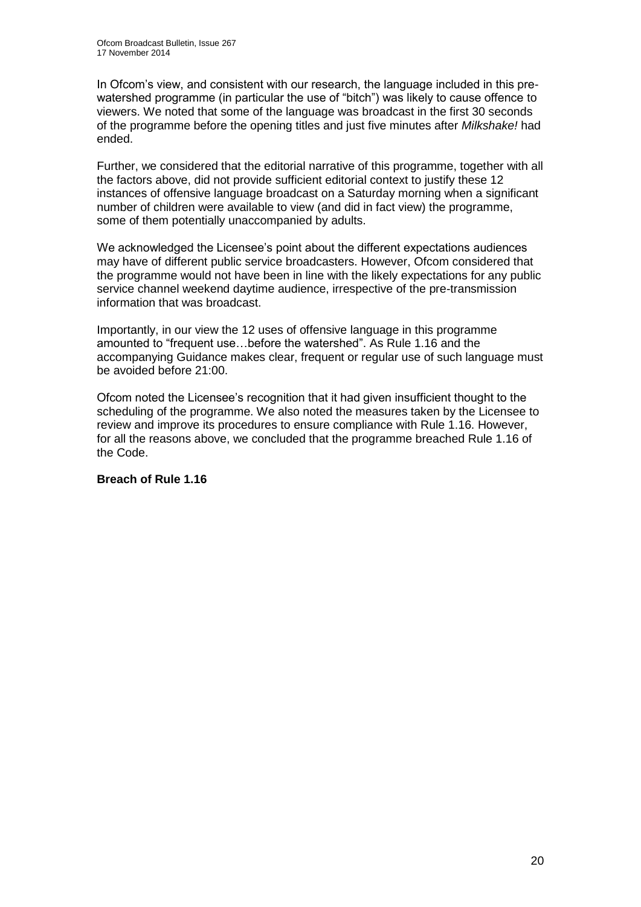In Ofcom's view, and consistent with our research, the language included in this pre-watershed programme (in particular the use of "bitch") was likely to cause offence to viewers. We noted that some of the language was broadcast in the first 30 seconds of the programme before the opening titles and just five minutes after *Milkshake!* had ended.

Further, we considered that the editorial narrative of this programme, together with all the factors above, did not provide sufficient editorial context to justify these 12 instances of offensive language broadcast on a Saturday morning when a significant number of children were available to view (and did in fact view) the programme, some of them potentially unaccompanied by adults.

We acknowledged the Licensee's point about the different expectations audiences may have of different public service broadcasters. However, Ofcom considered that the programme would not have been in line with the likely expectations for any public service channel weekend daytime audience, irrespective of the pre-transmission information that was broadcast.

Importantly, in our view the 12 uses of offensive language in this programme amounted to "frequent use…before the watershed". As Rule 1.16 and the accompanying Guidance makes clear, frequent or regular use of such language must be avoided before 21:00.

Ofcom noted the Licensee's recognition that it had given insufficient thought to the scheduling of the programme. We also noted the measures taken by the Licensee to review and improve its procedures to ensure compliance with Rule 1.16. However, for all the reasons above, we concluded that the programme breached Rule 1.16 of the Code.

**Breach of Rule 1.16**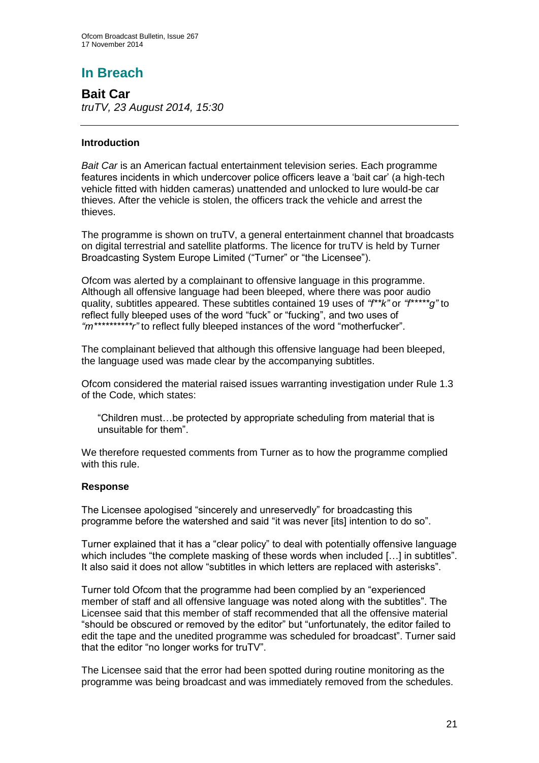# In Breach

## Bait Car

*truTV, 23 August 2014, 15:30*

### Introduction

*Bait Car* is an American factual entertainment television series. Each programme features incidents in which undercover police officers leave a 'bait car' (a high-tech vehicle fitted with hidden cameras) unattended and unlocked to lure would-be car thieves. After the vehicle is stolen, the officers track the vehicle and arrest the thieves.

The programme is shown on truTV, a general entertainment channel that broadcasts on digital terrestrial and satellite platforms. The licence for truTV is held by Turner Broadcasting System Europe Limited ("Turner" or "the Licensee").

Ofcom was alerted by a complainant to offensive language in this programme. Although all offensive language had been bleeped, where there was poor audio quality, subtitles appeared. These subtitles contained 19 uses of *"f**k"* or *"f*****g"* to reflect fully bleeped uses of the word "fuck" or "fucking", and two uses of *"m**********r"* to reflect fully bleeped instances of the word "motherfucker".

The complainant believed that although this offensive language had been bleeped, the language used was made clear by the accompanying subtitles.

Ofcom considered the material raised issues warranting investigation under Rule 1.3 of the Code, which states:

> "Children must…be protected by appropriate scheduling from material that is unsuitable for them".

We therefore requested comments from Turner as to how the programme complied with this rule.

### Response

The Licensee apologised "sincerely and unreservedly" for broadcasting this programme before the watershed and said "it was never [its] intention to do so".

Turner explained that it has a "clear policy" to deal with potentially offensive language which includes "the complete masking of these words when included […] in subtitles". It also said it does not allow "subtitles in which letters are replaced with asterisks".

Turner told Ofcom that the programme had been complied by an "experienced member of staff and all offensive language was noted along with the subtitles". The Licensee said that this member of staff recommended that all the offensive material "should be obscured or removed by the editor" but "unfortunately, the editor failed to edit the tape and the unedited programme was scheduled for broadcast". Turner said that the editor "no longer works for truTV".

The Licensee said that the error had been spotted during routine monitoring as the programme was being broadcast and was immediately removed from the schedules.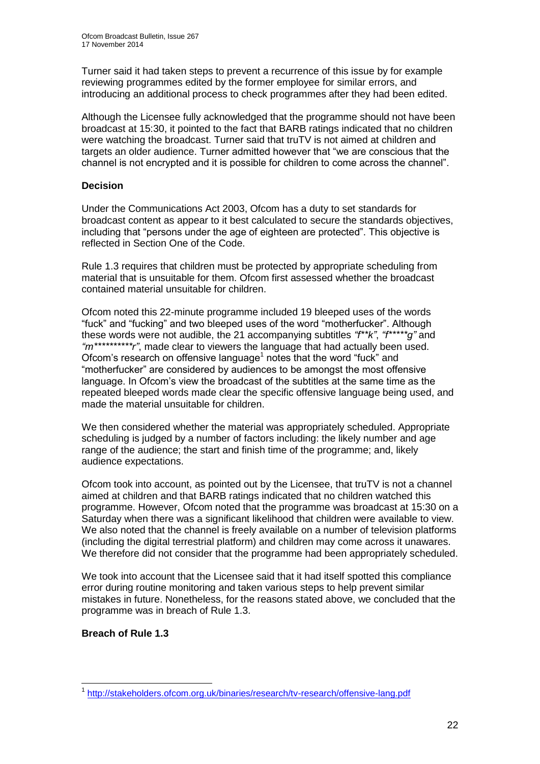Turner said it had taken steps to prevent a recurrence of this issue by for example reviewing programmes edited by the former employee for similar errors, and introducing an additional process to check programmes after they had been edited.

Although the Licensee fully acknowledged that the programme should not have been broadcast at 15:30, it pointed to the fact that BARB ratings indicated that no children were watching the broadcast. Turner said that truTV is not aimed at children and targets an older audience. Turner admitted however that "we are conscious that the channel is not encrypted and it is possible for children to come across the channel".

**Decision**

Under the Communications Act 2003, Ofcom has a duty to set standards for broadcast content as appear to it best calculated to secure the standards objectives, including that "persons under the age of eighteen are protected". This objective is reflected in Section One of the Code.

Rule 1.3 requires that children must be protected by appropriate scheduling from material that is unsuitable for them. Ofcom first assessed whether the broadcast contained material unsuitable for children.

Ofcom noted this 22-minute programme included 19 bleeped uses of the words "fuck" and "fucking" and two bleeped uses of the word "motherfucker". Although these words were not audible, the 21 accompanying subtitles *"f**k"*, *"f*****g"* and *"m**********r"*, made clear to viewers the language that had actually been used. Ofcom's research on offensive language[1] notes that the word "fuck" and "motherfucker" are considered by audiences to be amongst the most offensive language. In Ofcom's view the broadcast of the subtitles at the same time as the repeated bleeped words made clear the specific offensive language being used, and made the material unsuitable for children.

We then considered whether the material was appropriately scheduled. Appropriate scheduling is judged by a number of factors including: the likely number and age range of the audience; the start and finish time of the programme; and, likely audience expectations.

Ofcom took into account, as pointed out by the Licensee, that truTV is not a channel aimed at children and that BARB ratings indicated that no children watched this programme. However, Ofcom noted that the programme was broadcast at 15:30 on a Saturday when there was a significant likelihood that children were available to view. We also noted that the channel is freely available on a number of television platforms (including the digital terrestrial platform) and children may come across it unawares. We therefore did not consider that the programme had been appropriately scheduled.

We took into account that the Licensee said that it had itself spotted this compliance error during routine monitoring and taken various steps to help prevent similar mistakes in future. Nonetheless, for the reasons stated above, we concluded that the programme was in breach of Rule 1.3.

**Breach of Rule 1.3**

---

[1] http://stakeholders.ofcom.org.uk/binaries/research/tv-research/offensive-lang.pdf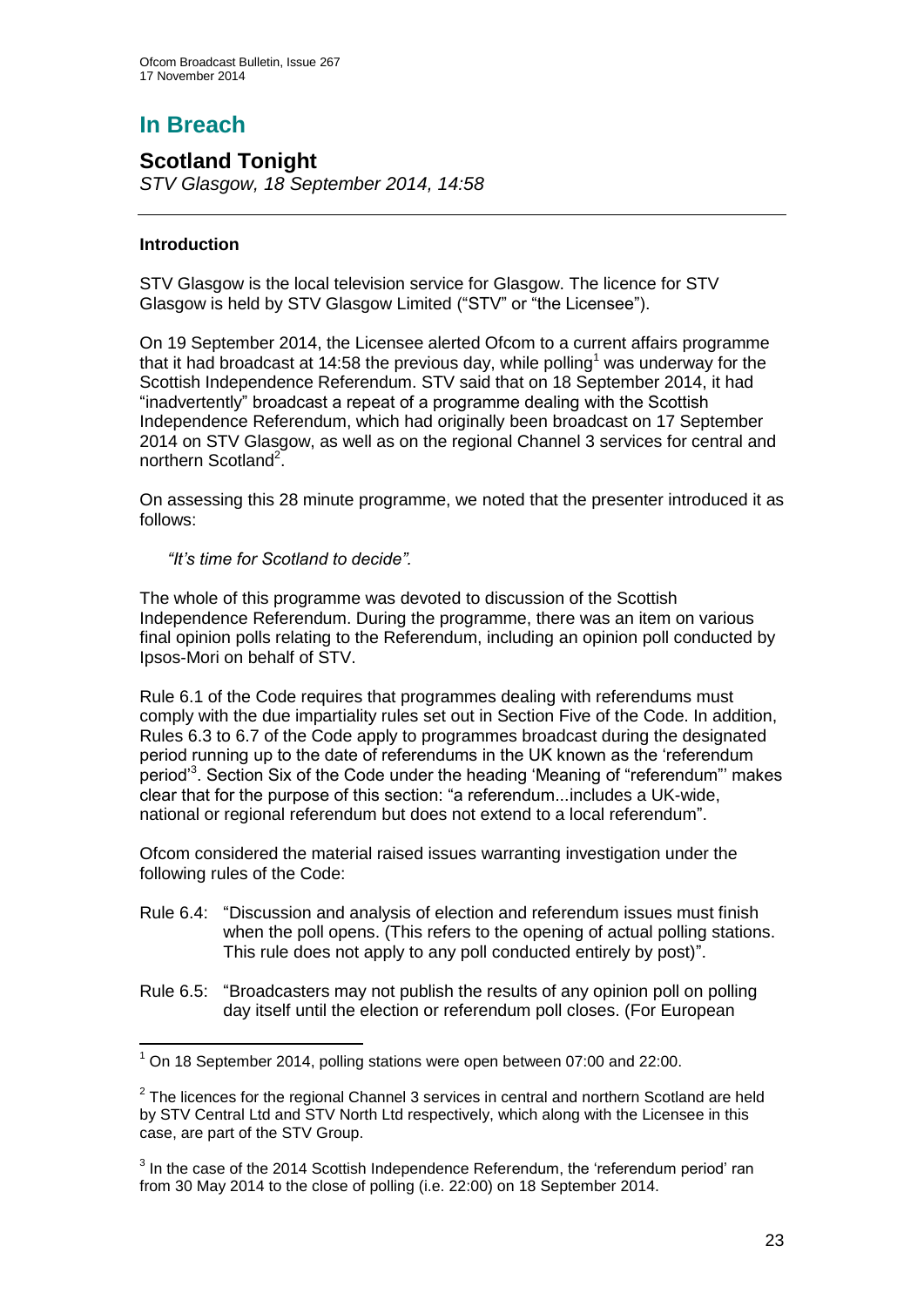# In Breach

## Scotland Tonight

*STV Glasgow, 18 September 2014, 14:58*

---

### Introduction

STV Glasgow is the local television service for Glasgow. The licence for STV Glasgow is held by STV Glasgow Limited ("STV" or "the Licensee").

On 19 September 2014, the Licensee alerted Ofcom to a current affairs programme that it had broadcast at 14:58 the previous day, while polling[1] was underway for the Scottish Independence Referendum. STV said that on 18 September 2014, it had "inadvertently" broadcast a repeat of a programme dealing with the Scottish Independence Referendum, which had originally been broadcast on 17 September 2014 on STV Glasgow, as well as on the regional Channel 3 services for central and northern Scotland[2].

On assessing this 28 minute programme, we noted that the presenter introduced it as follows:

> *"It's time for Scotland to decide".*

The whole of this programme was devoted to discussion of the Scottish Independence Referendum. During the programme, there was an item on various final opinion polls relating to the Referendum, including an opinion poll conducted by Ipsos-Mori on behalf of STV.

Rule 6.1 of the Code requires that programmes dealing with referendums must comply with the due impartiality rules set out in Section Five of the Code. In addition, Rules 6.3 to 6.7 of the Code apply to programmes broadcast during the designated period running up to the date of referendums in the UK known as the 'referendum period'[3]. Section Six of the Code under the heading 'Meaning of "referendum"' makes clear that for the purpose of this section: "a referendum...includes a UK-wide, national or regional referendum but does not extend to a local referendum".

Ofcom considered the material raised issues warranting investigation under the following rules of the Code:

- Rule 6.4: "Discussion and analysis of election and referendum issues must finish when the poll opens. (This refers to the opening of actual polling stations. This rule does not apply to any poll conducted entirely by post)".

- Rule 6.5: "Broadcasters may not publish the results of any opinion poll on polling day itself until the election or referendum poll closes. (For European

---

[1] On 18 September 2014, polling stations were open between 07:00 and 22:00.

[2] The licences for the regional Channel 3 services in central and northern Scotland are held by STV Central Ltd and STV North Ltd respectively, which along with the Licensee in this case, are part of the STV Group.

[3] In the case of the 2014 Scottish Independence Referendum, the 'referendum period' ran from 30 May 2014 to the close of polling (i.e. 22:00) on 18 September 2014.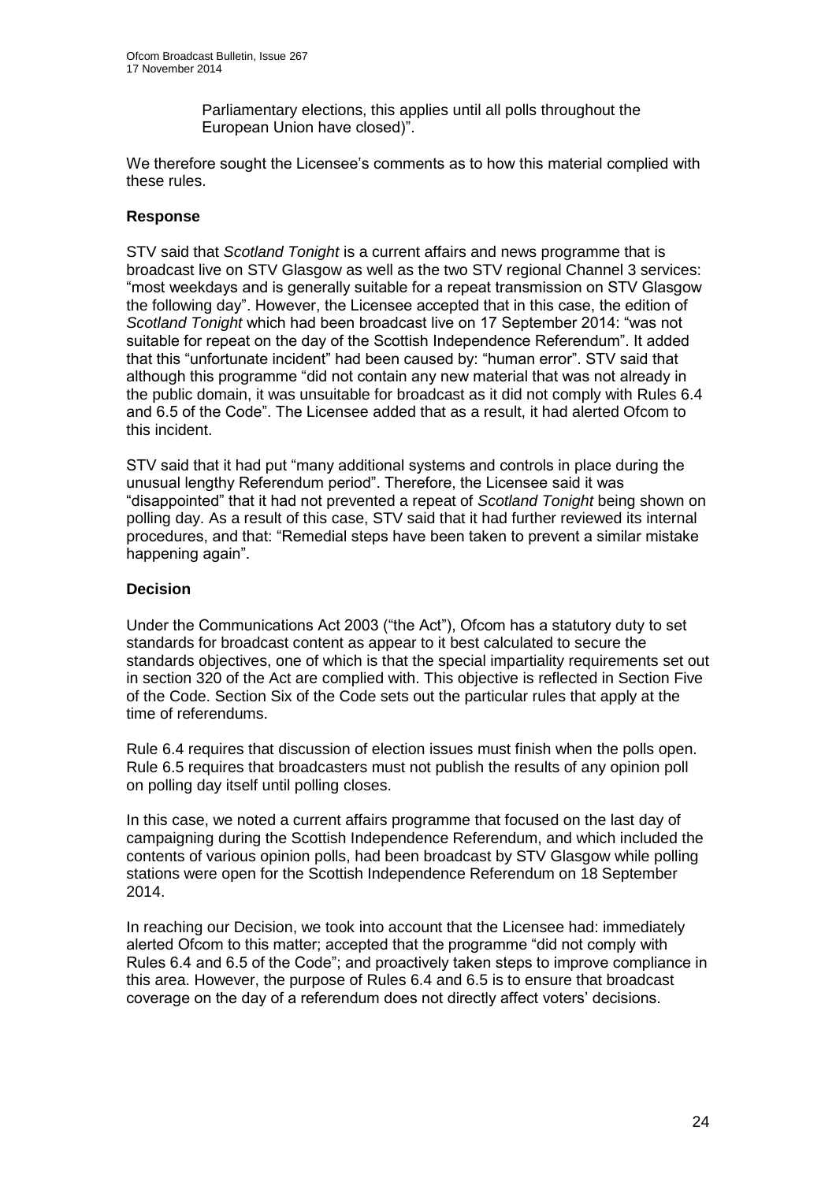Parliamentary elections, this applies until all polls throughout the European Union have closed)".

We therefore sought the Licensee's comments as to how this material complied with these rules.

### Response

STV said that *Scotland Tonight* is a current affairs and news programme that is broadcast live on STV Glasgow as well as the two STV regional Channel 3 services: "most weekdays and is generally suitable for a repeat transmission on STV Glasgow the following day". However, the Licensee accepted that in this case, the edition of *Scotland Tonight* which had been broadcast live on 17 September 2014: "was not suitable for repeat on the day of the Scottish Independence Referendum". It added that this "unfortunate incident" had been caused by: "human error". STV said that although this programme "did not contain any new material that was not already in the public domain, it was unsuitable for broadcast as it did not comply with Rules 6.4 and 6.5 of the Code". The Licensee added that as a result, it had alerted Ofcom to this incident.

STV said that it had put "many additional systems and controls in place during the unusual lengthy Referendum period". Therefore, the Licensee said it was "disappointed" that it had not prevented a repeat of *Scotland Tonight* being shown on polling day. As a result of this case, STV said that it had further reviewed its internal procedures, and that: "Remedial steps have been taken to prevent a similar mistake happening again".

### Decision

Under the Communications Act 2003 ("the Act"), Ofcom has a statutory duty to set standards for broadcast content as appear to it best calculated to secure the standards objectives, one of which is that the special impartiality requirements set out in section 320 of the Act are complied with. This objective is reflected in Section Five of the Code. Section Six of the Code sets out the particular rules that apply at the time of referendums.

Rule 6.4 requires that discussion of election issues must finish when the polls open. Rule 6.5 requires that broadcasters must not publish the results of any opinion poll on polling day itself until polling closes.

In this case, we noted a current affairs programme that focused on the last day of campaigning during the Scottish Independence Referendum, and which included the contents of various opinion polls, had been broadcast by STV Glasgow while polling stations were open for the Scottish Independence Referendum on 18 September 2014.

In reaching our Decision, we took into account that the Licensee had: immediately alerted Ofcom to this matter; accepted that the programme "did not comply with Rules 6.4 and 6.5 of the Code"; and proactively taken steps to improve compliance in this area. However, the purpose of Rules 6.4 and 6.5 is to ensure that broadcast coverage on the day of a referendum does not directly affect voters' decisions.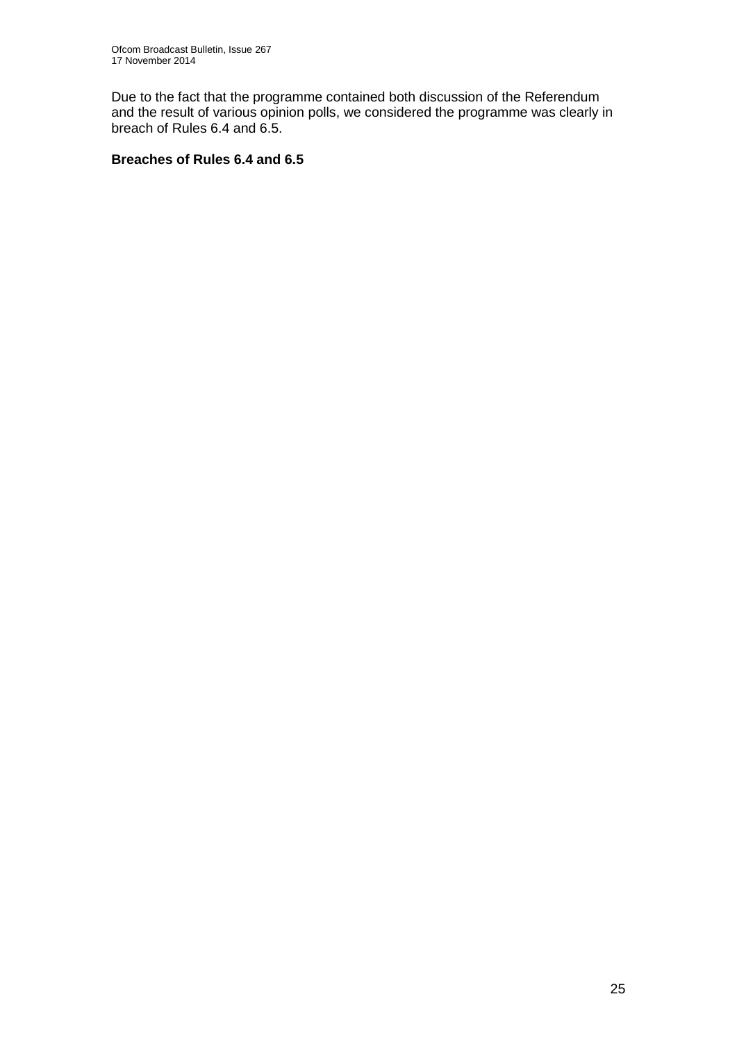Due to the fact that the programme contained both discussion of the Referendum and the result of various opinion polls, we considered the programme was clearly in breach of Rules 6.4 and 6.5.

**Breaches of Rules 6.4 and 6.5**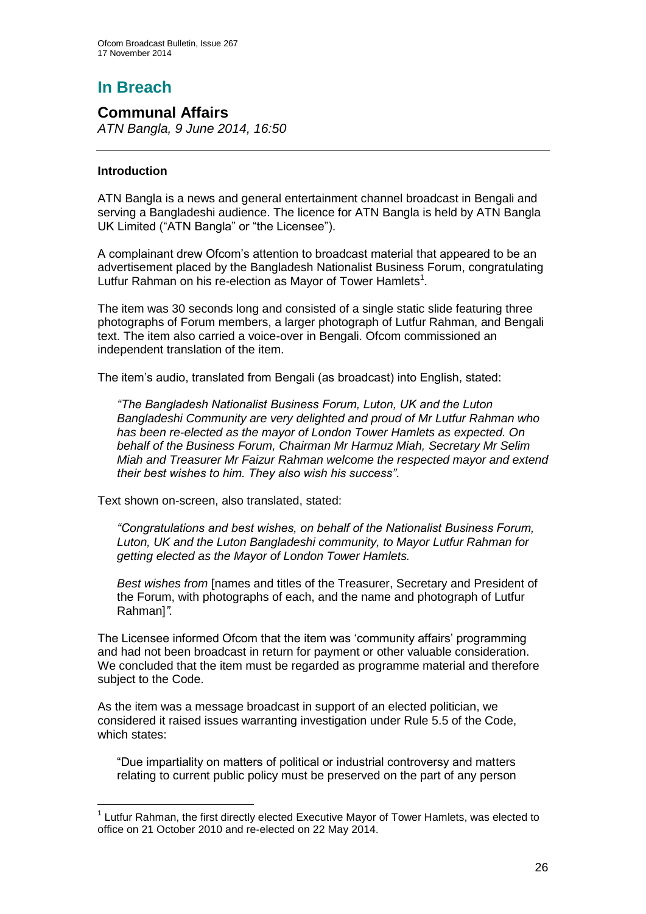# In Breach

## Communal Affairs

*ATN Bangla, 9 June 2014, 16:50*

### Introduction

ATN Bangla is a news and general entertainment channel broadcast in Bengali and serving a Bangladeshi audience. The licence for ATN Bangla is held by ATN Bangla UK Limited ("ATN Bangla" or "the Licensee").

A complainant drew Ofcom's attention to broadcast material that appeared to be an advertisement placed by the Bangladesh Nationalist Business Forum, congratulating Lutfur Rahman on his re-election as Mayor of Tower Hamlets[1].

The item was 30 seconds long and consisted of a single static slide featuring three photographs of Forum members, a larger photograph of Lutfur Rahman, and Bengali text. The item also carried a voice-over in Bengali. Ofcom commissioned an independent translation of the item.

The item's audio, translated from Bengali (as broadcast) into English, stated:

> *"The Bangladesh Nationalist Business Forum, Luton, UK and the Luton Bangladeshi Community are very delighted and proud of Mr Lutfur Rahman who has been re-elected as the mayor of London Tower Hamlets as expected. On behalf of the Business Forum, Chairman Mr Harmuz Miah, Secretary Mr Selim Miah and Treasurer Mr Faizur Rahman welcome the respected mayor and extend their best wishes to him. They also wish his success".*

Text shown on-screen, also translated, stated:

> *"Congratulations and best wishes, on behalf of the Nationalist Business Forum, Luton, UK and the Luton Bangladeshi community, to Mayor Lutfur Rahman for getting elected as the Mayor of London Tower Hamlets.*
>
> *Best wishes from* [names and titles of the Treasurer, Secretary and President of the Forum, with photographs of each, and the name and photograph of Lutfur Rahman]*".*

The Licensee informed Ofcom that the item was 'community affairs' programming and had not been broadcast in return for payment or other valuable consideration. We concluded that the item must be regarded as programme material and therefore subject to the Code.

As the item was a message broadcast in support of an elected politician, we considered it raised issues warranting investigation under Rule 5.5 of the Code, which states:

> "Due impartiality on matters of political or industrial controversy and matters relating to current public policy must be preserved on the part of any person

---

[1] Lutfur Rahman, the first directly elected Executive Mayor of Tower Hamlets, was elected to office on 21 October 2010 and re-elected on 22 May 2014.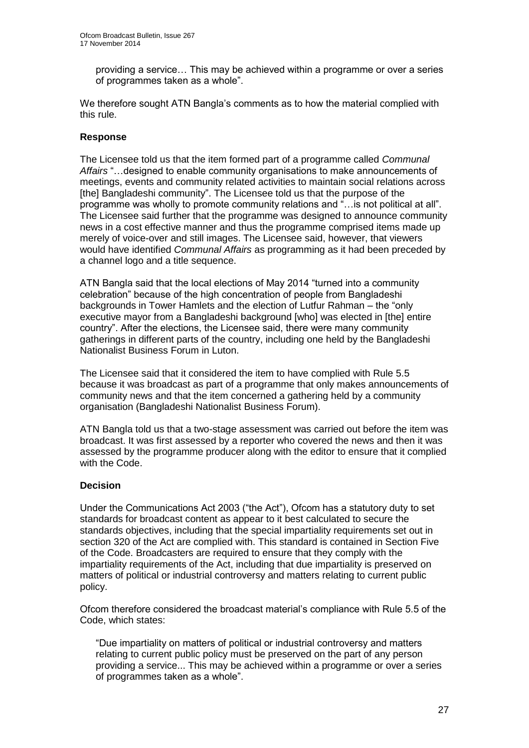> providing a service… This may be achieved within a programme or over a series of programmes taken as a whole".

We therefore sought ATN Bangla's comments as to how the material complied with this rule.

### Response

The Licensee told us that the item formed part of a programme called *Communal Affairs* "…designed to enable community organisations to make announcements of meetings, events and community related activities to maintain social relations across [the] Bangladeshi community". The Licensee told us that the purpose of the programme was wholly to promote community relations and "…is not political at all". The Licensee said further that the programme was designed to announce community news in a cost effective manner and thus the programme comprised items made up merely of voice-over and still images. The Licensee said, however, that viewers would have identified *Communal Affairs* as programming as it had been preceded by a channel logo and a title sequence.

ATN Bangla said that the local elections of May 2014 "turned into a community celebration" because of the high concentration of people from Bangladeshi backgrounds in Tower Hamlets and the election of Lutfur Rahman – the "only executive mayor from a Bangladeshi background [who] was elected in [the] entire country". After the elections, the Licensee said, there were many community gatherings in different parts of the country, including one held by the Bangladeshi Nationalist Business Forum in Luton.

The Licensee said that it considered the item to have complied with Rule 5.5 because it was broadcast as part of a programme that only makes announcements of community news and that the item concerned a gathering held by a community organisation (Bangladeshi Nationalist Business Forum).

ATN Bangla told us that a two-stage assessment was carried out before the item was broadcast. It was first assessed by a reporter who covered the news and then it was assessed by the programme producer along with the editor to ensure that it complied with the Code.

### Decision

Under the Communications Act 2003 ("the Act"), Ofcom has a statutory duty to set standards for broadcast content as appear to it best calculated to secure the standards objectives, including that the special impartiality requirements set out in section 320 of the Act are complied with. This standard is contained in Section Five of the Code. Broadcasters are required to ensure that they comply with the impartiality requirements of the Act, including that due impartiality is preserved on matters of political or industrial controversy and matters relating to current public policy.

Ofcom therefore considered the broadcast material's compliance with Rule 5.5 of the Code, which states:

> "Due impartiality on matters of political or industrial controversy and matters relating to current public policy must be preserved on the part of any person providing a service... This may be achieved within a programme or over a series of programmes taken as a whole".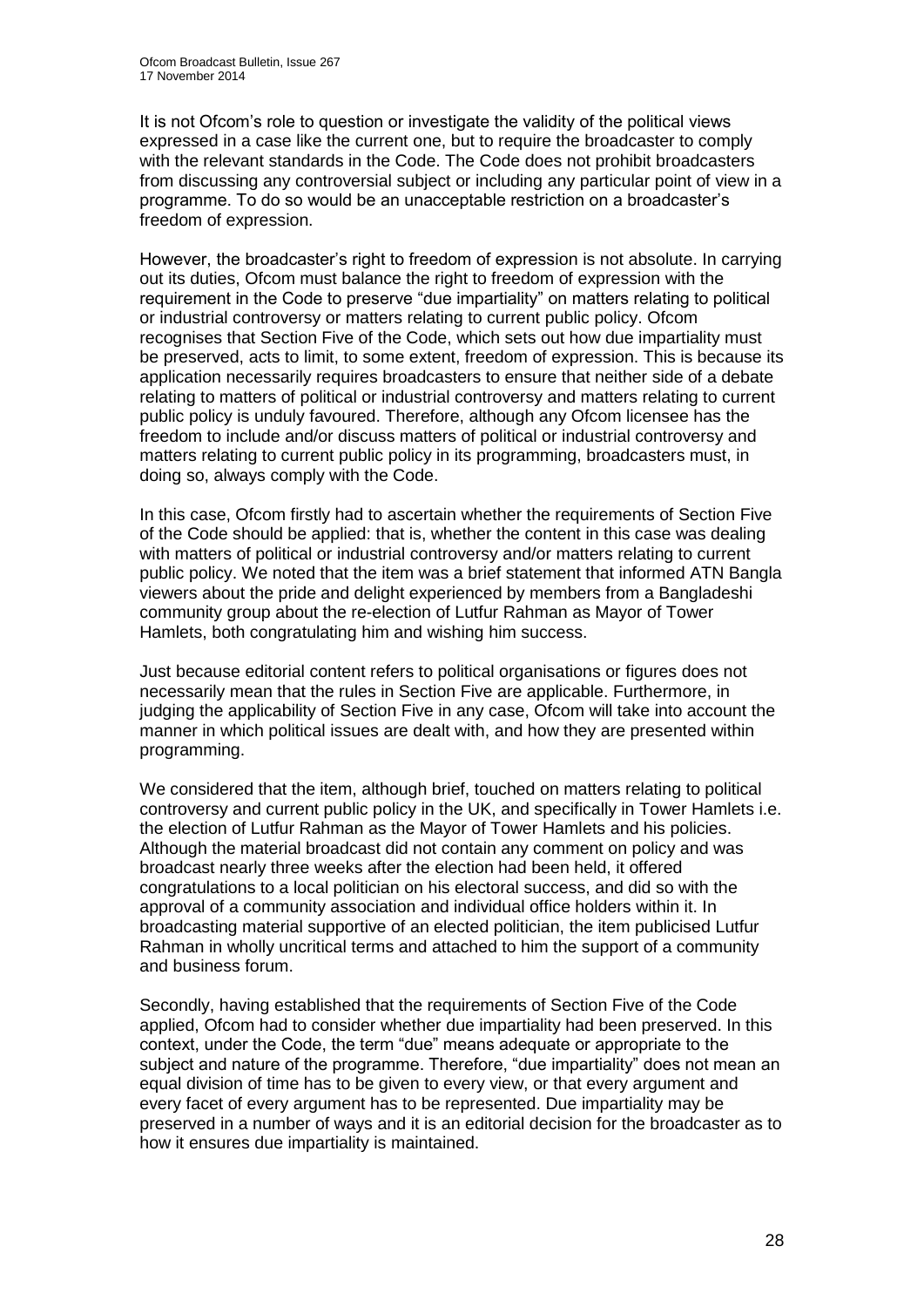It is not Ofcom's role to question or investigate the validity of the political views expressed in a case like the current one, but to require the broadcaster to comply with the relevant standards in the Code. The Code does not prohibit broadcasters from discussing any controversial subject or including any particular point of view in a programme. To do so would be an unacceptable restriction on a broadcaster's freedom of expression.

However, the broadcaster's right to freedom of expression is not absolute. In carrying out its duties, Ofcom must balance the right to freedom of expression with the requirement in the Code to preserve "due impartiality" on matters relating to political or industrial controversy or matters relating to current public policy. Ofcom recognises that Section Five of the Code, which sets out how due impartiality must be preserved, acts to limit, to some extent, freedom of expression. This is because its application necessarily requires broadcasters to ensure that neither side of a debate relating to matters of political or industrial controversy and matters relating to current public policy is unduly favoured. Therefore, although any Ofcom licensee has the freedom to include and/or discuss matters of political or industrial controversy and matters relating to current public policy in its programming, broadcasters must, in doing so, always comply with the Code.

In this case, Ofcom firstly had to ascertain whether the requirements of Section Five of the Code should be applied: that is, whether the content in this case was dealing with matters of political or industrial controversy and/or matters relating to current public policy. We noted that the item was a brief statement that informed ATN Bangla viewers about the pride and delight experienced by members from a Bangladeshi community group about the re-election of Lutfur Rahman as Mayor of Tower Hamlets, both congratulating him and wishing him success.

Just because editorial content refers to political organisations or figures does not necessarily mean that the rules in Section Five are applicable. Furthermore, in judging the applicability of Section Five in any case, Ofcom will take into account the manner in which political issues are dealt with, and how they are presented within programming.

We considered that the item, although brief, touched on matters relating to political controversy and current public policy in the UK, and specifically in Tower Hamlets i.e. the election of Lutfur Rahman as the Mayor of Tower Hamlets and his policies. Although the material broadcast did not contain any comment on policy and was broadcast nearly three weeks after the election had been held, it offered congratulations to a local politician on his electoral success, and did so with the approval of a community association and individual office holders within it. In broadcasting material supportive of an elected politician, the item publicised Lutfur Rahman in wholly uncritical terms and attached to him the support of a community and business forum.

Secondly, having established that the requirements of Section Five of the Code applied, Ofcom had to consider whether due impartiality had been preserved. In this context, under the Code, the term "due" means adequate or appropriate to the subject and nature of the programme. Therefore, "due impartiality" does not mean an equal division of time has to be given to every view, or that every argument and every facet of every argument has to be represented. Due impartiality may be preserved in a number of ways and it is an editorial decision for the broadcaster as to how it ensures due impartiality is maintained.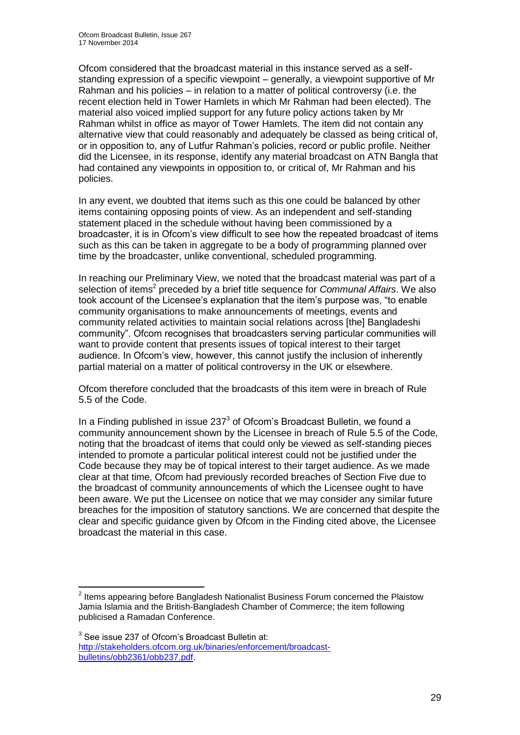Ofcom considered that the broadcast material in this instance served as a self-standing expression of a specific viewpoint – generally, a viewpoint supportive of Mr Rahman and his policies – in relation to a matter of political controversy (i.e. the recent election held in Tower Hamlets in which Mr Rahman had been elected). The material also voiced implied support for any future policy actions taken by Mr Rahman whilst in office as mayor of Tower Hamlets. The item did not contain any alternative view that could reasonably and adequately be classed as being critical of, or in opposition to, any of Lutfur Rahman's policies, record or public profile. Neither did the Licensee, in its response, identify any material broadcast on ATN Bangla that had contained any viewpoints in opposition to, or critical of, Mr Rahman and his policies.

In any event, we doubted that items such as this one could be balanced by other items containing opposing points of view. As an independent and self-standing statement placed in the schedule without having been commissioned by a broadcaster, it is in Ofcom's view difficult to see how the repeated broadcast of items such as this can be taken in aggregate to be a body of programming planned over time by the broadcaster, unlike conventional, scheduled programming.

In reaching our Preliminary View, we noted that the broadcast material was part of a selection of items[2] preceded by a brief title sequence for *Communal Affairs*. We also took account of the Licensee's explanation that the item's purpose was, "to enable community organisations to make announcements of meetings, events and community related activities to maintain social relations across [the] Bangladeshi community". Ofcom recognises that broadcasters serving particular communities will want to provide content that presents issues of topical interest to their target audience. In Ofcom's view, however, this cannot justify the inclusion of inherently partial material on a matter of political controversy in the UK or elsewhere.

Ofcom therefore concluded that the broadcasts of this item were in breach of Rule 5.5 of the Code.

In a Finding published in issue 237[3] of Ofcom's Broadcast Bulletin, we found a community announcement shown by the Licensee in breach of Rule 5.5 of the Code, noting that the broadcast of items that could only be viewed as self-standing pieces intended to promote a particular political interest could not be justified under the Code because they may be of topical interest to their target audience. As we made clear at that time, Ofcom had previously recorded breaches of Section Five due to the broadcast of community announcements of which the Licensee ought to have been aware. We put the Licensee on notice that we may consider any similar future breaches for the imposition of statutory sanctions. We are concerned that despite the clear and specific guidance given by Ofcom in the Finding cited above, the Licensee broadcast the material in this case.

---

[2] Items appearing before Bangladesh Nationalist Business Forum concerned the Plaistow Jamia Islamia and the British-Bangladesh Chamber of Commerce; the item following publicised a Ramadan Conference.

[3] See issue 237 of Ofcom's Broadcast Bulletin at: http://stakeholders.ofcom.org.uk/binaries/enforcement/broadcast-bulletins/obb2361/obb237.pdf.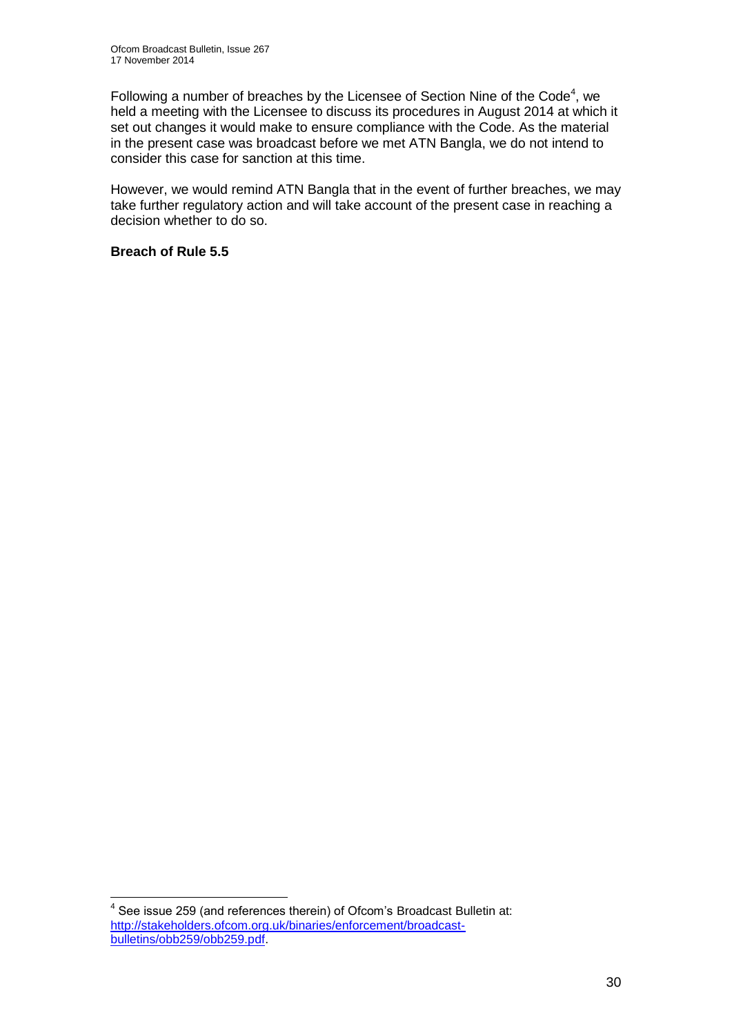Following a number of breaches by the Licensee of Section Nine of the Code[4], we held a meeting with the Licensee to discuss its procedures in August 2014 at which it set out changes it would make to ensure compliance with the Code. As the material in the present case was broadcast before we met ATN Bangla, we do not intend to consider this case for sanction at this time.

However, we would remind ATN Bangla that in the event of further breaches, we may take further regulatory action and will take account of the present case in reaching a decision whether to do so.

**Breach of Rule 5.5**

[4] See issue 259 (and references therein) of Ofcom's Broadcast Bulletin at: http://stakeholders.ofcom.org.uk/binaries/enforcement/broadcast-bulletins/obb259/obb259.pdf.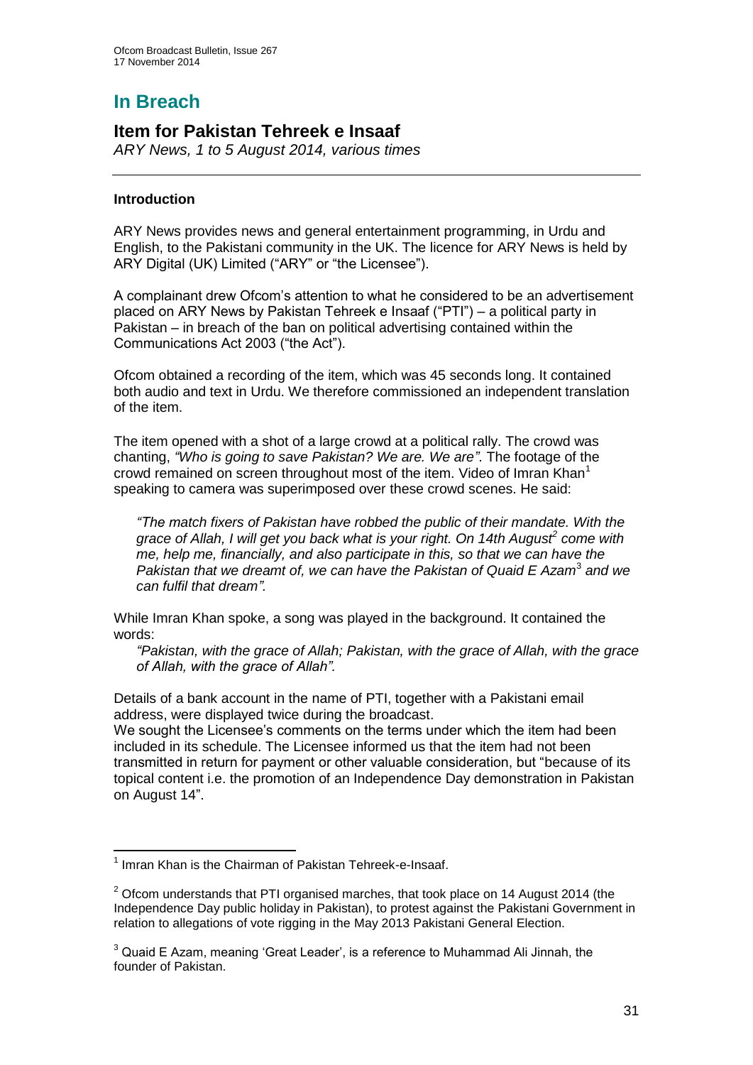# In Breach

## Item for Pakistan Tehreek e Insaaf

*ARY News, 1 to 5 August 2014, various times*

---

### Introduction

ARY News provides news and general entertainment programming, in Urdu and English, to the Pakistani community in the UK. The licence for ARY News is held by ARY Digital (UK) Limited ("ARY" or "the Licensee").

A complainant drew Ofcom's attention to what he considered to be an advertisement placed on ARY News by Pakistan Tehreek e Insaaf ("PTI") – a political party in Pakistan – in breach of the ban on political advertising contained within the Communications Act 2003 ("the Act").

Ofcom obtained a recording of the item, which was 45 seconds long. It contained both audio and text in Urdu. We therefore commissioned an independent translation of the item.

The item opened with a shot of a large crowd at a political rally. The crowd was chanting, *"Who is going to save Pakistan? We are. We are"*. The footage of the crowd remained on screen throughout most of the item. Video of Imran Khan[1] speaking to camera was superimposed over these crowd scenes. He said:

> *"The match fixers of Pakistan have robbed the public of their mandate. With the grace of Allah, I will get you back what is your right. On 14th August[2] come with me, help me, financially, and also participate in this, so that we can have the Pakistan that we dreamt of, we can have the Pakistan of Quaid E Azam[3] and we can fulfil that dream".*

While Imran Khan spoke, a song was played in the background. It contained the words:

> *"Pakistan, with the grace of Allah; Pakistan, with the grace of Allah, with the grace of Allah, with the grace of Allah".*

Details of a bank account in the name of PTI, together with a Pakistani email address, were displayed twice during the broadcast.

We sought the Licensee's comments on the terms under which the item had been included in its schedule. The Licensee informed us that the item had not been transmitted in return for payment or other valuable consideration, but "because of its topical content i.e. the promotion of an Independence Day demonstration in Pakistan on August 14".

---

[1] Imran Khan is the Chairman of Pakistan Tehreek-e-Insaaf.

[2] Ofcom understands that PTI organised marches, that took place on 14 August 2014 (the Independence Day public holiday in Pakistan), to protest against the Pakistani Government in relation to allegations of vote rigging in the May 2013 Pakistani General Election.

[3] Quaid E Azam, meaning 'Great Leader', is a reference to Muhammad Ali Jinnah, the founder of Pakistan.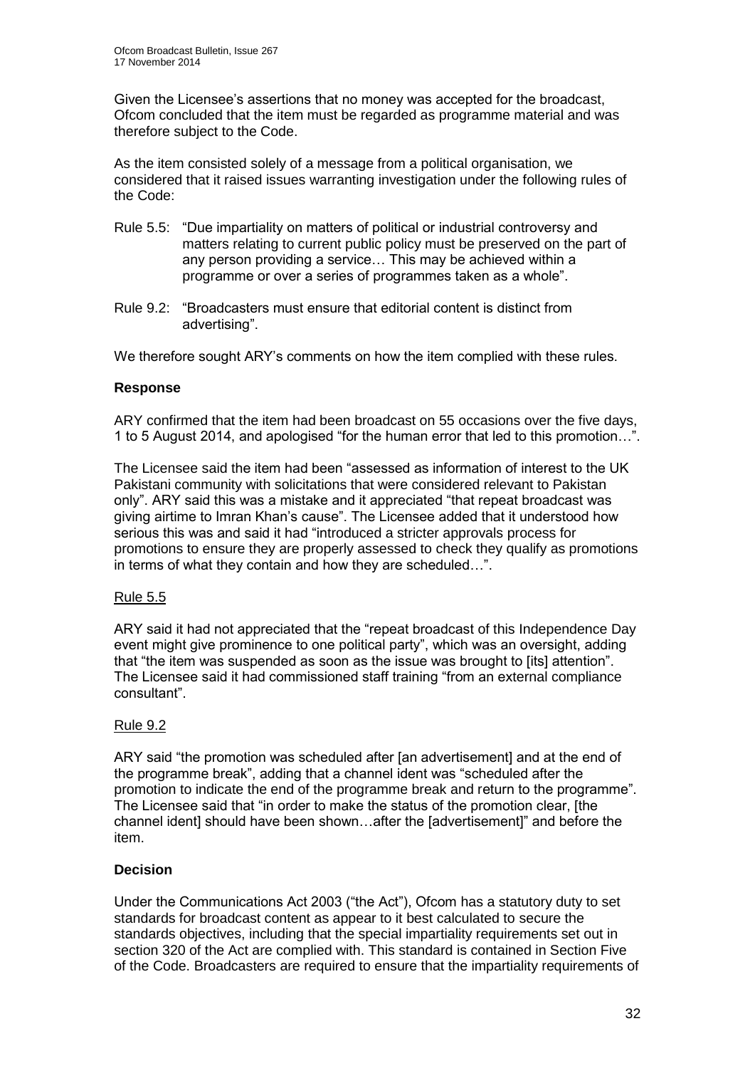Given the Licensee's assertions that no money was accepted for the broadcast, Ofcom concluded that the item must be regarded as programme material and was therefore subject to the Code.

As the item consisted solely of a message from a political organisation, we considered that it raised issues warranting investigation under the following rules of the Code:

- Rule 5.5: "Due impartiality on matters of political or industrial controversy and matters relating to current public policy must be preserved on the part of any person providing a service… This may be achieved within a programme or over a series of programmes taken as a whole".
- Rule 9.2: "Broadcasters must ensure that editorial content is distinct from advertising".

We therefore sought ARY's comments on how the item complied with these rules.

**Response**

ARY confirmed that the item had been broadcast on 55 occasions over the five days, 1 to 5 August 2014, and apologised "for the human error that led to this promotion…".

The Licensee said the item had been "assessed as information of interest to the UK Pakistani community with solicitations that were considered relevant to Pakistan only". ARY said this was a mistake and it appreciated "that repeat broadcast was giving airtime to Imran Khan's cause". The Licensee added that it understood how serious this was and said it had "introduced a stricter approvals process for promotions to ensure they are properly assessed to check they qualify as promotions in terms of what they contain and how they are scheduled…".

Rule 5.5

ARY said it had not appreciated that the "repeat broadcast of this Independence Day event might give prominence to one political party", which was an oversight, adding that "the item was suspended as soon as the issue was brought to [its] attention". The Licensee said it had commissioned staff training "from an external compliance consultant".

Rule 9.2

ARY said "the promotion was scheduled after [an advertisement] and at the end of the programme break", adding that a channel ident was "scheduled after the promotion to indicate the end of the programme break and return to the programme". The Licensee said that "in order to make the status of the promotion clear, [the channel ident] should have been shown…after the [advertisement]" and before the item.

**Decision**

Under the Communications Act 2003 ("the Act"), Ofcom has a statutory duty to set standards for broadcast content as appear to it best calculated to secure the standards objectives, including that the special impartiality requirements set out in section 320 of the Act are complied with. This standard is contained in Section Five of the Code. Broadcasters are required to ensure that the impartiality requirements of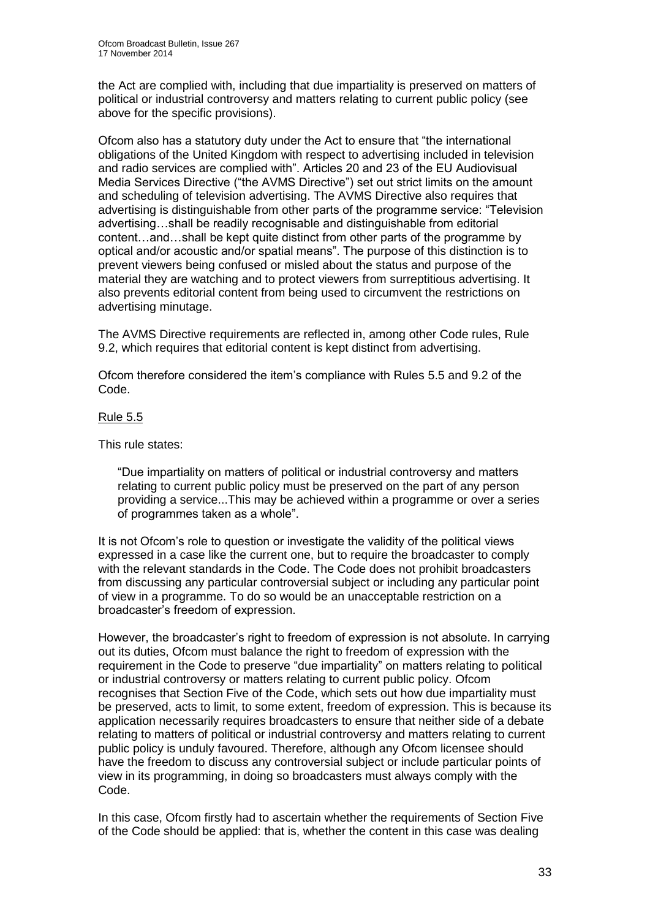the Act are complied with, including that due impartiality is preserved on matters of political or industrial controversy and matters relating to current public policy (see above for the specific provisions).

Ofcom also has a statutory duty under the Act to ensure that "the international obligations of the United Kingdom with respect to advertising included in television and radio services are complied with". Articles 20 and 23 of the EU Audiovisual Media Services Directive ("the AVMS Directive") set out strict limits on the amount and scheduling of television advertising. The AVMS Directive also requires that advertising is distinguishable from other parts of the programme service: "Television advertising…shall be readily recognisable and distinguishable from editorial content…and…shall be kept quite distinct from other parts of the programme by optical and/or acoustic and/or spatial means". The purpose of this distinction is to prevent viewers being confused or misled about the status and purpose of the material they are watching and to protect viewers from surreptitious advertising. It also prevents editorial content from being used to circumvent the restrictions on advertising minutage.

The AVMS Directive requirements are reflected in, among other Code rules, Rule 9.2, which requires that editorial content is kept distinct from advertising.

Ofcom therefore considered the item's compliance with Rules 5.5 and 9.2 of the Code.

Rule 5.5

This rule states:

> "Due impartiality on matters of political or industrial controversy and matters relating to current public policy must be preserved on the part of any person providing a service...This may be achieved within a programme or over a series of programmes taken as a whole".

It is not Ofcom's role to question or investigate the validity of the political views expressed in a case like the current one, but to require the broadcaster to comply with the relevant standards in the Code. The Code does not prohibit broadcasters from discussing any particular controversial subject or including any particular point of view in a programme. To do so would be an unacceptable restriction on a broadcaster's freedom of expression.

However, the broadcaster's right to freedom of expression is not absolute. In carrying out its duties, Ofcom must balance the right to freedom of expression with the requirement in the Code to preserve "due impartiality" on matters relating to political or industrial controversy or matters relating to current public policy. Ofcom recognises that Section Five of the Code, which sets out how due impartiality must be preserved, acts to limit, to some extent, freedom of expression. This is because its application necessarily requires broadcasters to ensure that neither side of a debate relating to matters of political or industrial controversy and matters relating to current public policy is unduly favoured. Therefore, although any Ofcom licensee should have the freedom to discuss any controversial subject or include particular points of view in its programming, in doing so broadcasters must always comply with the Code.

In this case, Ofcom firstly had to ascertain whether the requirements of Section Five of the Code should be applied: that is, whether the content in this case was dealing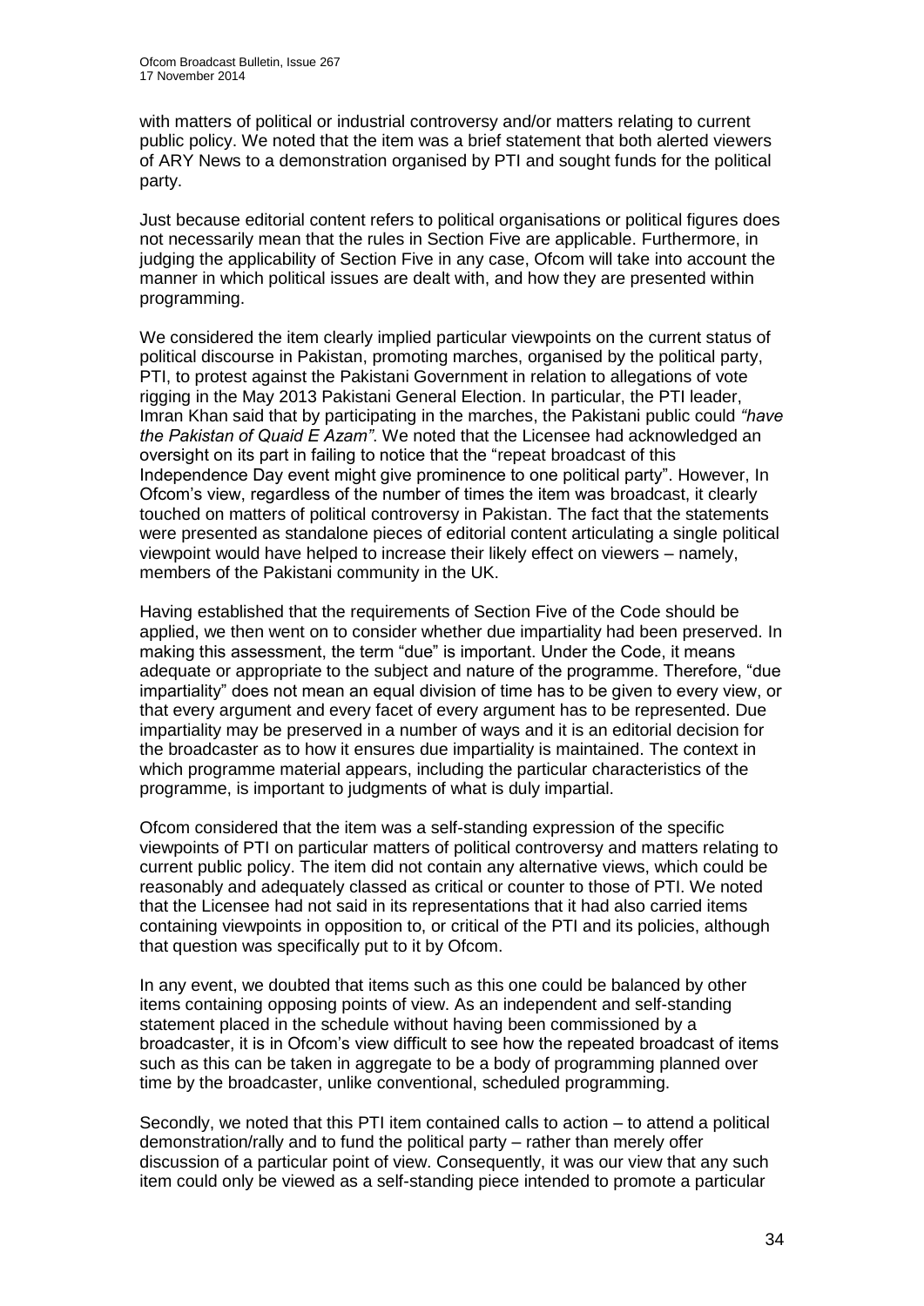with matters of political or industrial controversy and/or matters relating to current public policy. We noted that the item was a brief statement that both alerted viewers of ARY News to a demonstration organised by PTI and sought funds for the political party.

Just because editorial content refers to political organisations or political figures does not necessarily mean that the rules in Section Five are applicable. Furthermore, in judging the applicability of Section Five in any case, Ofcom will take into account the manner in which political issues are dealt with, and how they are presented within programming.

We considered the item clearly implied particular viewpoints on the current status of political discourse in Pakistan, promoting marches, organised by the political party, PTI, to protest against the Pakistani Government in relation to allegations of vote rigging in the May 2013 Pakistani General Election. In particular, the PTI leader, Imran Khan said that by participating in the marches, the Pakistani public could *"have the Pakistan of Quaid E Azam"*. We noted that the Licensee had acknowledged an oversight on its part in failing to notice that the "repeat broadcast of this Independence Day event might give prominence to one political party". However, In Ofcom's view, regardless of the number of times the item was broadcast, it clearly touched on matters of political controversy in Pakistan. The fact that the statements were presented as standalone pieces of editorial content articulating a single political viewpoint would have helped to increase their likely effect on viewers – namely, members of the Pakistani community in the UK.

Having established that the requirements of Section Five of the Code should be applied, we then went on to consider whether due impartiality had been preserved. In making this assessment, the term "due" is important. Under the Code, it means adequate or appropriate to the subject and nature of the programme. Therefore, "due impartiality" does not mean an equal division of time has to be given to every view, or that every argument and every facet of every argument has to be represented. Due impartiality may be preserved in a number of ways and it is an editorial decision for the broadcaster as to how it ensures due impartiality is maintained. The context in which programme material appears, including the particular characteristics of the programme, is important to judgments of what is duly impartial.

Ofcom considered that the item was a self-standing expression of the specific viewpoints of PTI on particular matters of political controversy and matters relating to current public policy. The item did not contain any alternative views, which could be reasonably and adequately classed as critical or counter to those of PTI. We noted that the Licensee had not said in its representations that it had also carried items containing viewpoints in opposition to, or critical of the PTI and its policies, although that question was specifically put to it by Ofcom.

In any event, we doubted that items such as this one could be balanced by other items containing opposing points of view. As an independent and self-standing statement placed in the schedule without having been commissioned by a broadcaster, it is in Ofcom's view difficult to see how the repeated broadcast of items such as this can be taken in aggregate to be a body of programming planned over time by the broadcaster, unlike conventional, scheduled programming.

Secondly, we noted that this PTI item contained calls to action – to attend a political demonstration/rally and to fund the political party – rather than merely offer discussion of a particular point of view. Consequently, it was our view that any such item could only be viewed as a self-standing piece intended to promote a particular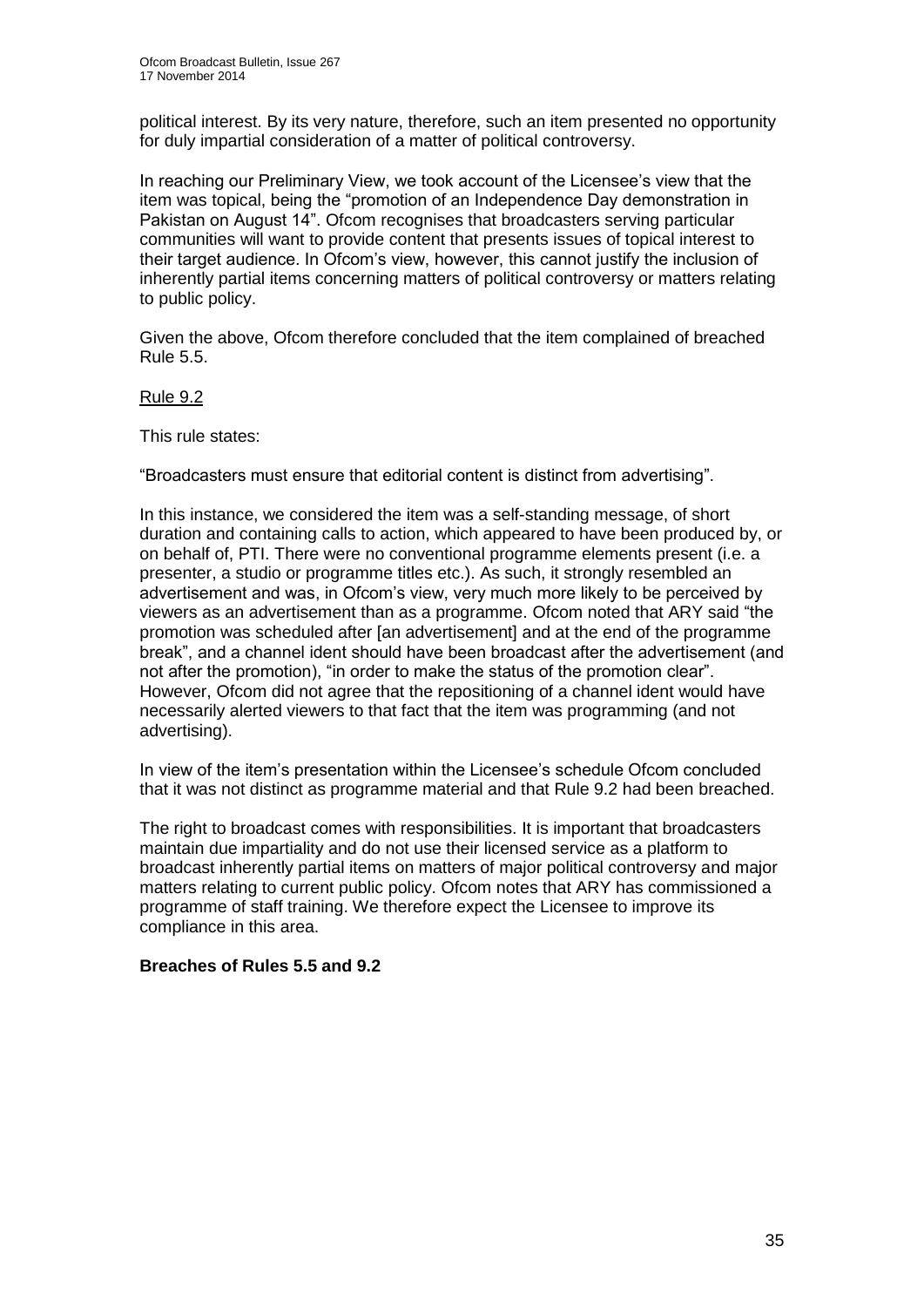political interest. By its very nature, therefore, such an item presented no opportunity for duly impartial consideration of a matter of political controversy.

In reaching our Preliminary View, we took account of the Licensee's view that the item was topical, being the "promotion of an Independence Day demonstration in Pakistan on August 14". Ofcom recognises that broadcasters serving particular communities will want to provide content that presents issues of topical interest to their target audience. In Ofcom's view, however, this cannot justify the inclusion of inherently partial items concerning matters of political controversy or matters relating to public policy.

Given the above, Ofcom therefore concluded that the item complained of breached Rule 5.5.

Rule 9.2

This rule states:

"Broadcasters must ensure that editorial content is distinct from advertising".

In this instance, we considered the item was a self-standing message, of short duration and containing calls to action, which appeared to have been produced by, or on behalf of, PTI. There were no conventional programme elements present (i.e. a presenter, a studio or programme titles etc.). As such, it strongly resembled an advertisement and was, in Ofcom's view, very much more likely to be perceived by viewers as an advertisement than as a programme. Ofcom noted that ARY said "the promotion was scheduled after [an advertisement] and at the end of the programme break", and a channel ident should have been broadcast after the advertisement (and not after the promotion), "in order to make the status of the promotion clear". However, Ofcom did not agree that the repositioning of a channel ident would have necessarily alerted viewers to that fact that the item was programming (and not advertising).

In view of the item's presentation within the Licensee's schedule Ofcom concluded that it was not distinct as programme material and that Rule 9.2 had been breached.

The right to broadcast comes with responsibilities. It is important that broadcasters maintain due impartiality and do not use their licensed service as a platform to broadcast inherently partial items on matters of major political controversy and major matters relating to current public policy. Ofcom notes that ARY has commissioned a programme of staff training. We therefore expect the Licensee to improve its compliance in this area.

**Breaches of Rules 5.5 and 9.2**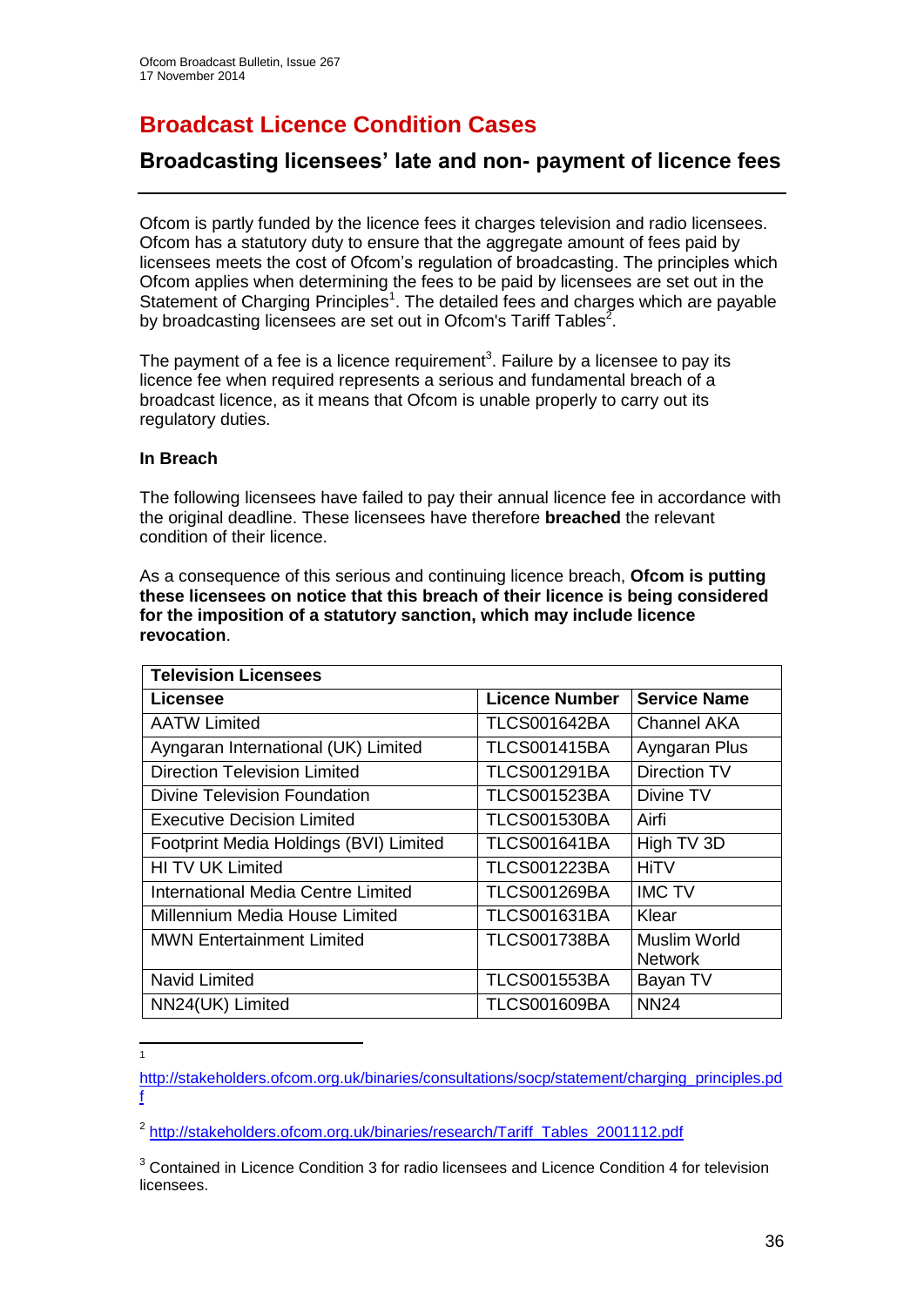# Broadcast Licence Condition Cases

## Broadcasting licensees' late and non- payment of licence fees

Ofcom is partly funded by the licence fees it charges television and radio licensees. Ofcom has a statutory duty to ensure that the aggregate amount of fees paid by licensees meets the cost of Ofcom's regulation of broadcasting. The principles which Ofcom applies when determining the fees to be paid by licensees are set out in the Statement of Charging Principles[1]. The detailed fees and charges which are payable by broadcasting licensees are set out in Ofcom's Tariff Tables[2].

The payment of a fee is a licence requirement[3]. Failure by a licensee to pay its licence fee when required represents a serious and fundamental breach of a broadcast licence, as it means that Ofcom is unable properly to carry out its regulatory duties.

**In Breach**

The following licensees have failed to pay their annual licence fee in accordance with the original deadline. These licensees have therefore **breached** the relevant condition of their licence.

As a consequence of this serious and continuing licence breach, **Ofcom is putting these licensees on notice that this breach of their licence is being considered for the imposition of a statutory sanction, which may include licence revocation**.

| Television Licensees | | |
|---|---|---|
| **Licensee** | **Licence Number** | **Service Name** |
| AATW Limited | TLCS001642BA | Channel AKA |
| Ayngaran International (UK) Limited | TLCS001415BA | Ayngaran Plus |
| Direction Television Limited | TLCS001291BA | Direction TV |
| Divine Television Foundation | TLCS001523BA | Divine TV |
| Executive Decision Limited | TLCS001530BA | Airfi |
| Footprint Media Holdings (BVI) Limited | TLCS001641BA | High TV 3D |
| HI TV UK Limited | TLCS001223BA | HiTV |
| International Media Centre Limited | TLCS001269BA | IMC TV |
| Millennium Media House Limited | TLCS001631BA | Klear |
| MWN Entertainment Limited | TLCS001738BA | Muslim World Network |
| Navid Limited | TLCS001553BA | Bayan TV |
| NN24(UK) Limited | TLCS001609BA | NN24 |

[1] http://stakeholders.ofcom.org.uk/binaries/consultations/socp/statement/charging_principles.pdf

[2] http://stakeholders.ofcom.org.uk/binaries/research/Tariff_Tables_2001112.pdf

[3] Contained in Licence Condition 3 for radio licensees and Licence Condition 4 for television licensees.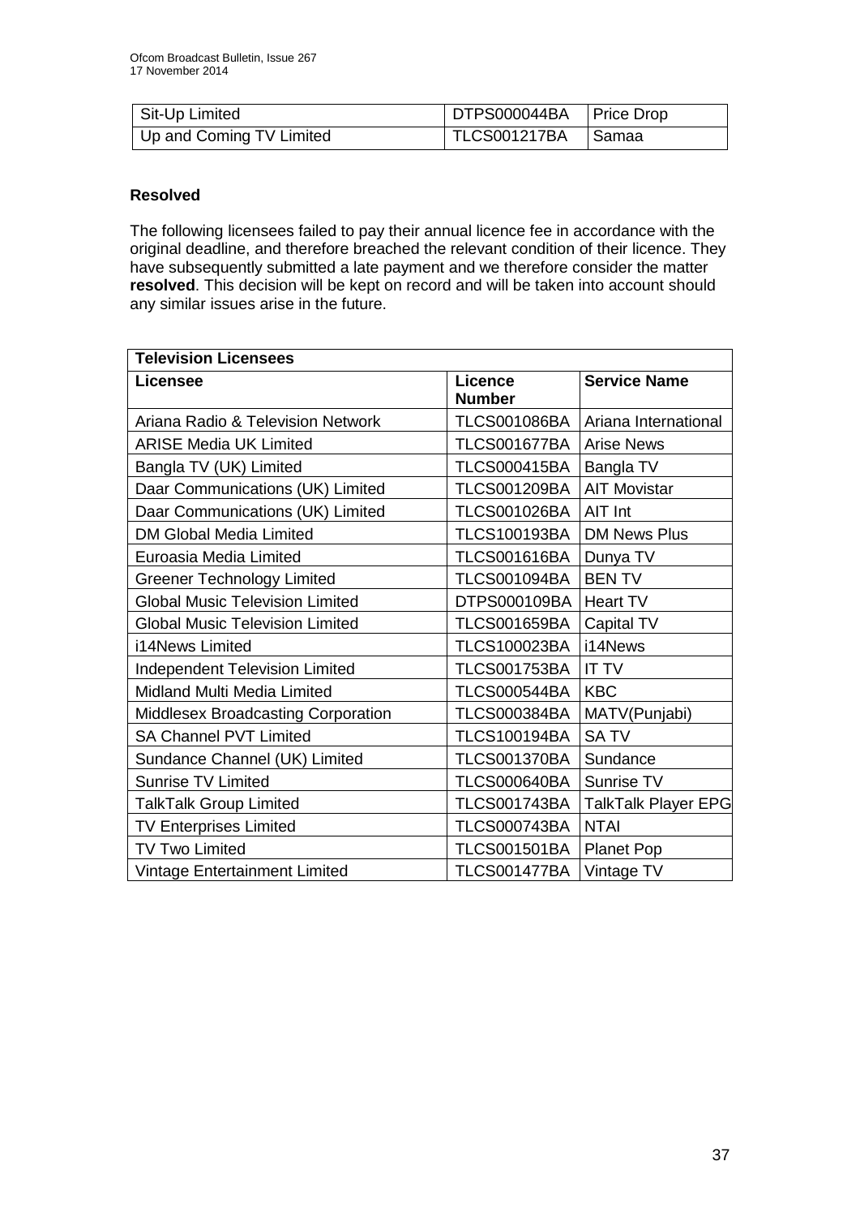| Sit-Up Limited | DTPS000044BA | Price Drop |
|---|---|---|
| Up and Coming TV Limited | TLCS001217BA | Samaa |

**Resolved**

The following licensees failed to pay their annual licence fee in accordance with the original deadline, and therefore breached the relevant condition of their licence. They have subsequently submitted a late payment and we therefore consider the matter **resolved**. This decision will be kept on record and will be taken into account should any similar issues arise in the future.

| **Television Licensees** | | |
|---|---|---|
| **Licensee** | **Licence Number** | **Service Name** |
| Ariana Radio & Television Network | TLCS001086BA | Ariana International |
| ARISE Media UK Limited | TLCS001677BA | Arise News |
| Bangla TV (UK) Limited | TLCS000415BA | Bangla TV |
| Daar Communications (UK) Limited | TLCS001209BA | AIT Movistar |
| Daar Communications (UK) Limited | TLCS001026BA | AIT Int |
| DM Global Media Limited | TLCS100193BA | DM News Plus |
| Euroasia Media Limited | TLCS001616BA | Dunya TV |
| Greener Technology Limited | TLCS001094BA | BEN TV |
| Global Music Television Limited | DTPS000109BA | Heart TV |
| Global Music Television Limited | TLCS001659BA | Capital TV |
| i14News Limited | TLCS100023BA | i14News |
| Independent Television Limited | TLCS001753BA | IT TV |
| Midland Multi Media Limited | TLCS000544BA | KBC |
| Middlesex Broadcasting Corporation | TLCS000384BA | MATV(Punjabi) |
| SA Channel PVT Limited | TLCS100194BA | SA TV |
| Sundance Channel (UK) Limited | TLCS001370BA | Sundance |
| Sunrise TV Limited | TLCS000640BA | Sunrise TV |
| TalkTalk Group Limited | TLCS001743BA | TalkTalk Player EPG |
| TV Enterprises Limited | TLCS000743BA | NTAI |
| TV Two Limited | TLCS001501BA | Planet Pop |
| Vintage Entertainment Limited | TLCS001477BA | Vintage TV |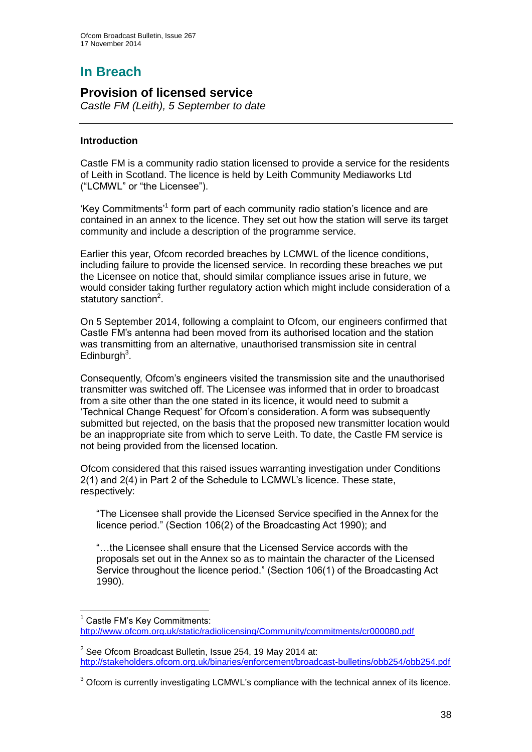# In Breach

## Provision of licensed service

*Castle FM (Leith), 5 September to date*

---

### Introduction

Castle FM is a community radio station licensed to provide a service for the residents of Leith in Scotland. The licence is held by Leith Community Mediaworks Ltd ("LCMWL" or "the Licensee").

'Key Commitments'[1] form part of each community radio station's licence and are contained in an annex to the licence. They set out how the station will serve its target community and include a description of the programme service.

Earlier this year, Ofcom recorded breaches by LCMWL of the licence conditions, including failure to provide the licensed service. In recording these breaches we put the Licensee on notice that, should similar compliance issues arise in future, we would consider taking further regulatory action which might include consideration of a statutory sanction[2].

On 5 September 2014, following a complaint to Ofcom, our engineers confirmed that Castle FM's antenna had been moved from its authorised location and the station was transmitting from an alternative, unauthorised transmission site in central Edinburgh[3].

Consequently, Ofcom's engineers visited the transmission site and the unauthorised transmitter was switched off. The Licensee was informed that in order to broadcast from a site other than the one stated in its licence, it would need to submit a 'Technical Change Request' for Ofcom's consideration. A form was subsequently submitted but rejected, on the basis that the proposed new transmitter location would be an inappropriate site from which to serve Leith. To date, the Castle FM service is not being provided from the licensed location.

Ofcom considered that this raised issues warranting investigation under Conditions 2(1) and 2(4) in Part 2 of the Schedule to LCMWL's licence. These state, respectively:

> "The Licensee shall provide the Licensed Service specified in the Annex for the licence period." (Section 106(2) of the Broadcasting Act 1990); and
>
> "…the Licensee shall ensure that the Licensed Service accords with the proposals set out in the Annex so as to maintain the character of the Licensed Service throughout the licence period." (Section 106(1) of the Broadcasting Act 1990).

---

[1] Castle FM's Key Commitments: http://www.ofcom.org.uk/static/radiolicensing/Community/commitments/cr000080.pdf

[2] See Ofcom Broadcast Bulletin, Issue 254, 19 May 2014 at: http://stakeholders.ofcom.org.uk/binaries/enforcement/broadcast-bulletins/obb254/obb254.pdf

[3] Ofcom is currently investigating LCMWL's compliance with the technical annex of its licence.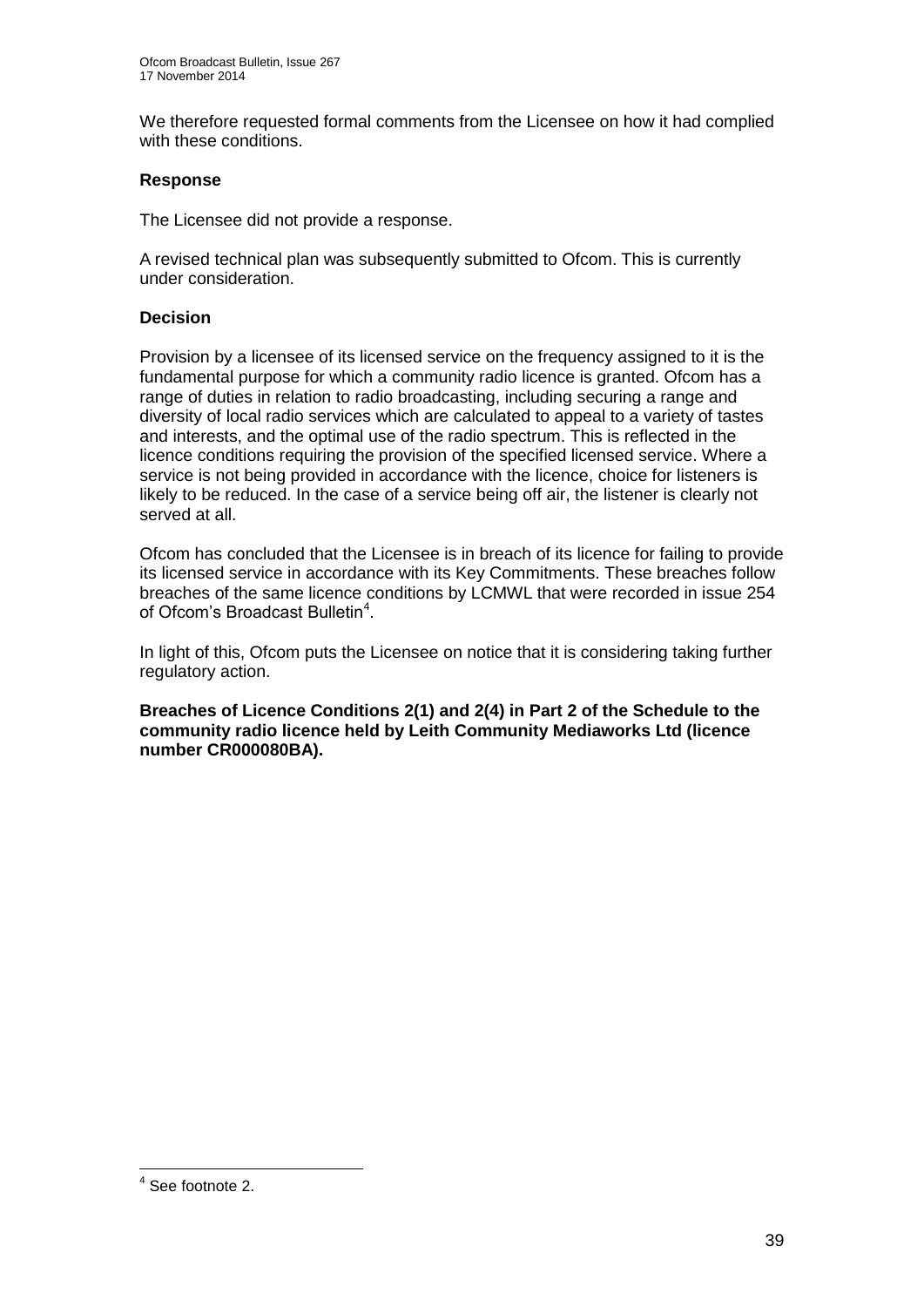We therefore requested formal comments from the Licensee on how it had complied with these conditions.

### Response

The Licensee did not provide a response.

A revised technical plan was subsequently submitted to Ofcom. This is currently under consideration.

### Decision

Provision by a licensee of its licensed service on the frequency assigned to it is the fundamental purpose for which a community radio licence is granted. Ofcom has a range of duties in relation to radio broadcasting, including securing a range and diversity of local radio services which are calculated to appeal to a variety of tastes and interests, and the optimal use of the radio spectrum. This is reflected in the licence conditions requiring the provision of the specified licensed service. Where a service is not being provided in accordance with the licence, choice for listeners is likely to be reduced. In the case of a service being off air, the listener is clearly not served at all.

Ofcom has concluded that the Licensee is in breach of its licence for failing to provide its licensed service in accordance with its Key Commitments. These breaches follow breaches of the same licence conditions by LCMWL that were recorded in issue 254 of Ofcom's Broadcast Bulletin[4].

In light of this, Ofcom puts the Licensee on notice that it is considering taking further regulatory action.

**Breaches of Licence Conditions 2(1) and 2(4) in Part 2 of the Schedule to the community radio licence held by Leith Community Mediaworks Ltd (licence number CR000080BA).**

---

[4] See footnote 2.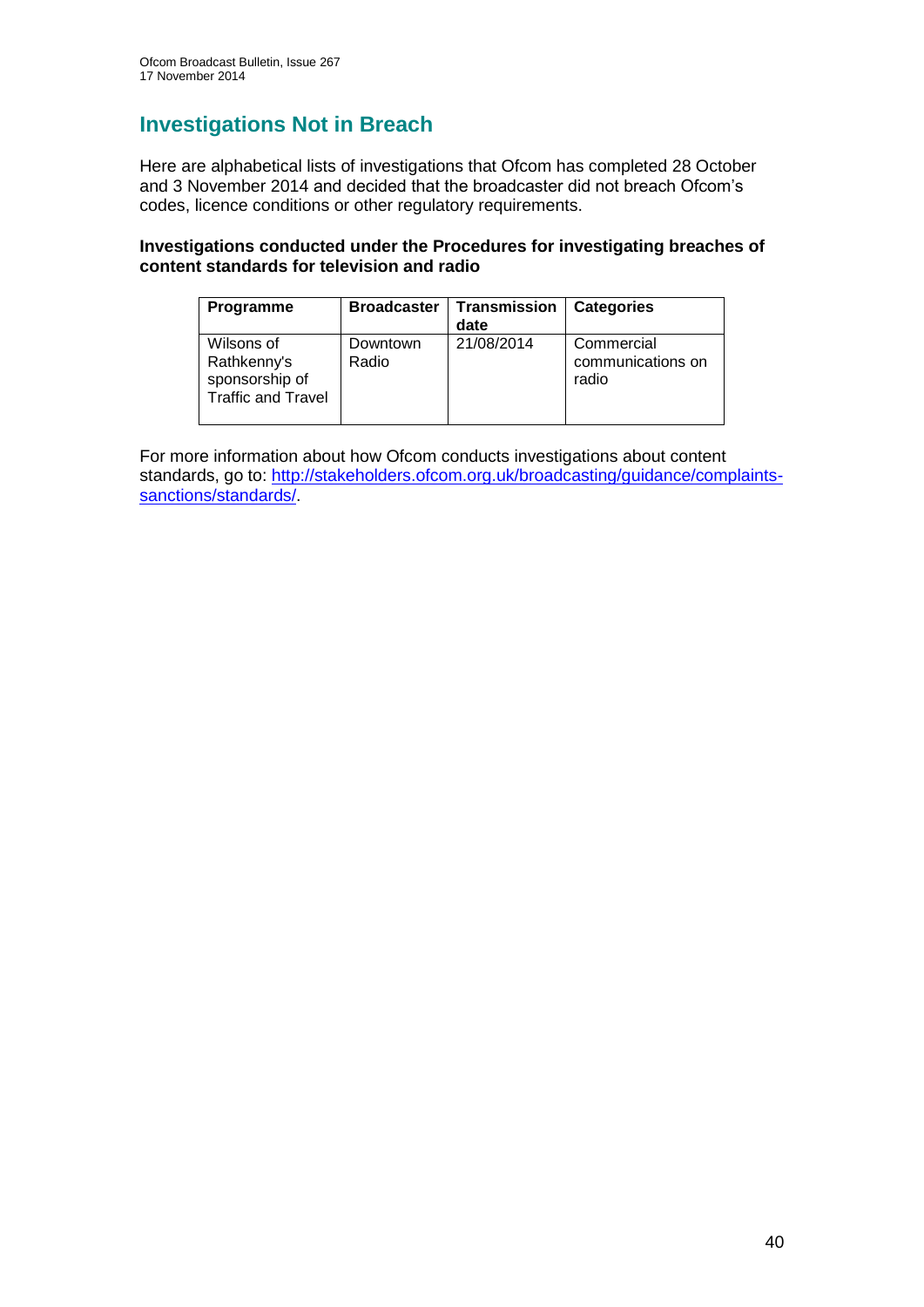## Investigations Not in Breach

Here are alphabetical lists of investigations that Ofcom has completed 28 October and 3 November 2014 and decided that the broadcaster did not breach Ofcom's codes, licence conditions or other regulatory requirements.

**Investigations conducted under the Procedures for investigating breaches of content standards for television and radio**

| Programme | Broadcaster | Transmission date | Categories |
|---|---|---|---|
| Wilsons of Rathkenny's sponsorship of Traffic and Travel | Downtown Radio | 21/08/2014 | Commercial communications on radio |

For more information about how Ofcom conducts investigations about content standards, go to: [http://stakeholders.ofcom.org.uk/broadcasting/guidance/complaints-sanctions/standards/](http://stakeholders.ofcom.org.uk/broadcasting/guidance/complaints-sanctions/standards/).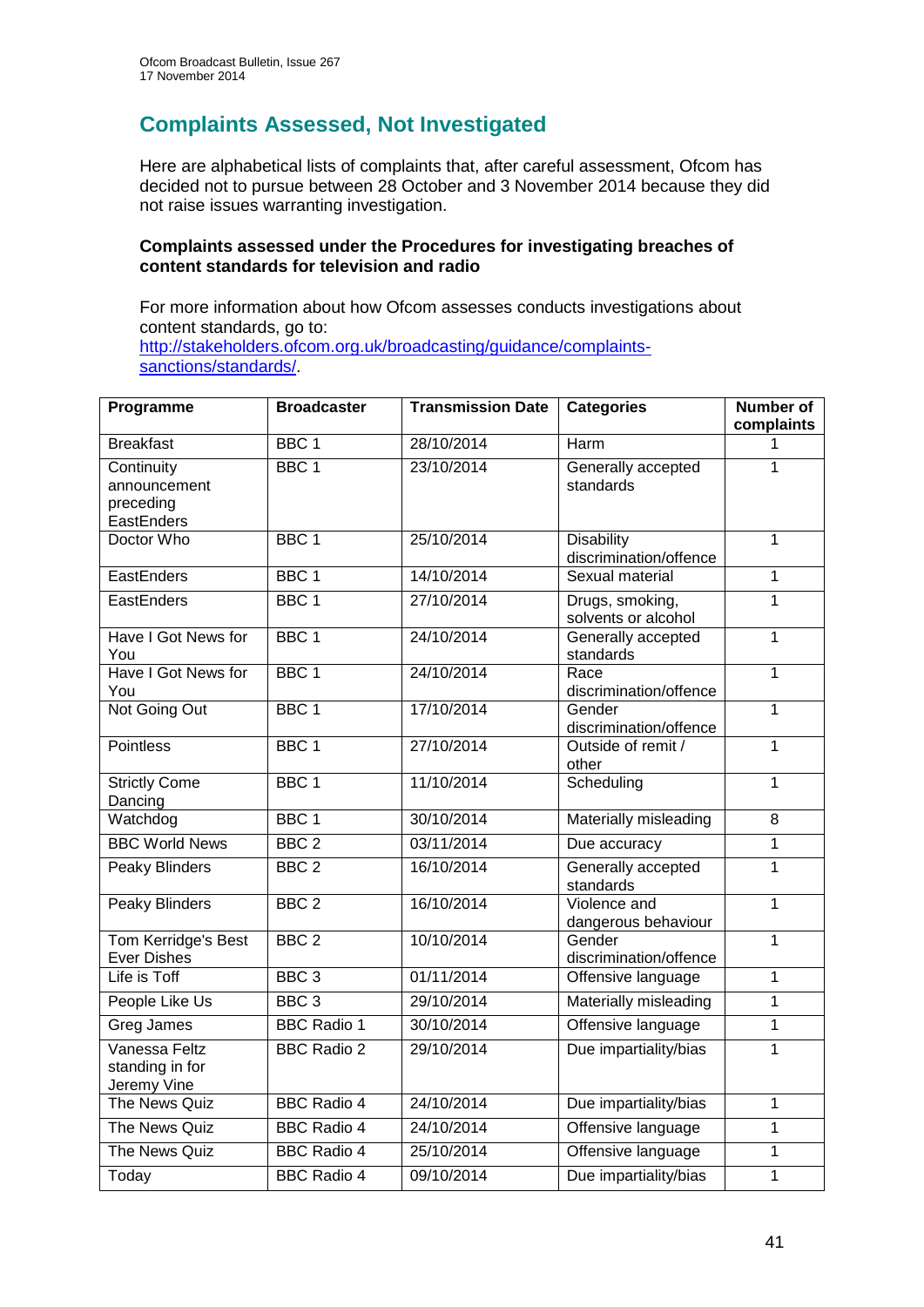## Complaints Assessed, Not Investigated

Here are alphabetical lists of complaints that, after careful assessment, Ofcom has decided not to pursue between 28 October and 3 November 2014 because they did not raise issues warranting investigation.

**Complaints assessed under the Procedures for investigating breaches of content standards for television and radio**

For more information about how Ofcom assesses conducts investigations about content standards, go to: http://stakeholders.ofcom.org.uk/broadcasting/guidance/complaints-sanctions/standards/.

| Programme | Broadcaster | Transmission Date | Categories | Number of complaints |
|---|---|---|---|---|
| Breakfast | BBC 1 | 28/10/2014 | Harm | 1 |
| Continuity announcement preceding EastEnders | BBC 1 | 23/10/2014 | Generally accepted standards | 1 |
| Doctor Who | BBC 1 | 25/10/2014 | Disability discrimination/offence | 1 |
| EastEnders | BBC 1 | 14/10/2014 | Sexual material | 1 |
| EastEnders | BBC 1 | 27/10/2014 | Drugs, smoking, solvents or alcohol | 1 |
| Have I Got News for You | BBC 1 | 24/10/2014 | Generally accepted standards | 1 |
| Have I Got News for You | BBC 1 | 24/10/2014 | Race discrimination/offence | 1 |
| Not Going Out | BBC 1 | 17/10/2014 | Gender discrimination/offence | 1 |
| Pointless | BBC 1 | 27/10/2014 | Outside of remit / other | 1 |
| Strictly Come Dancing | BBC 1 | 11/10/2014 | Scheduling | 1 |
| Watchdog | BBC 1 | 30/10/2014 | Materially misleading | 8 |
| BBC World News | BBC 2 | 03/11/2014 | Due accuracy | 1 |
| Peaky Blinders | BBC 2 | 16/10/2014 | Generally accepted standards | 1 |
| Peaky Blinders | BBC 2 | 16/10/2014 | Violence and dangerous behaviour | 1 |
| Tom Kerridge's Best Ever Dishes | BBC 2 | 10/10/2014 | Gender discrimination/offence | 1 |
| Life is Toff | BBC 3 | 01/11/2014 | Offensive language | 1 |
| People Like Us | BBC 3 | 29/10/2014 | Materially misleading | 1 |
| Greg James | BBC Radio 1 | 30/10/2014 | Offensive language | 1 |
| Vanessa Feltz standing in for Jeremy Vine | BBC Radio 2 | 29/10/2014 | Due impartiality/bias | 1 |
| The News Quiz | BBC Radio 4 | 24/10/2014 | Due impartiality/bias | 1 |
| The News Quiz | BBC Radio 4 | 24/10/2014 | Offensive language | 1 |
| The News Quiz | BBC Radio 4 | 25/10/2014 | Offensive language | 1 |
| Today | BBC Radio 4 | 09/10/2014 | Due impartiality/bias | 1 |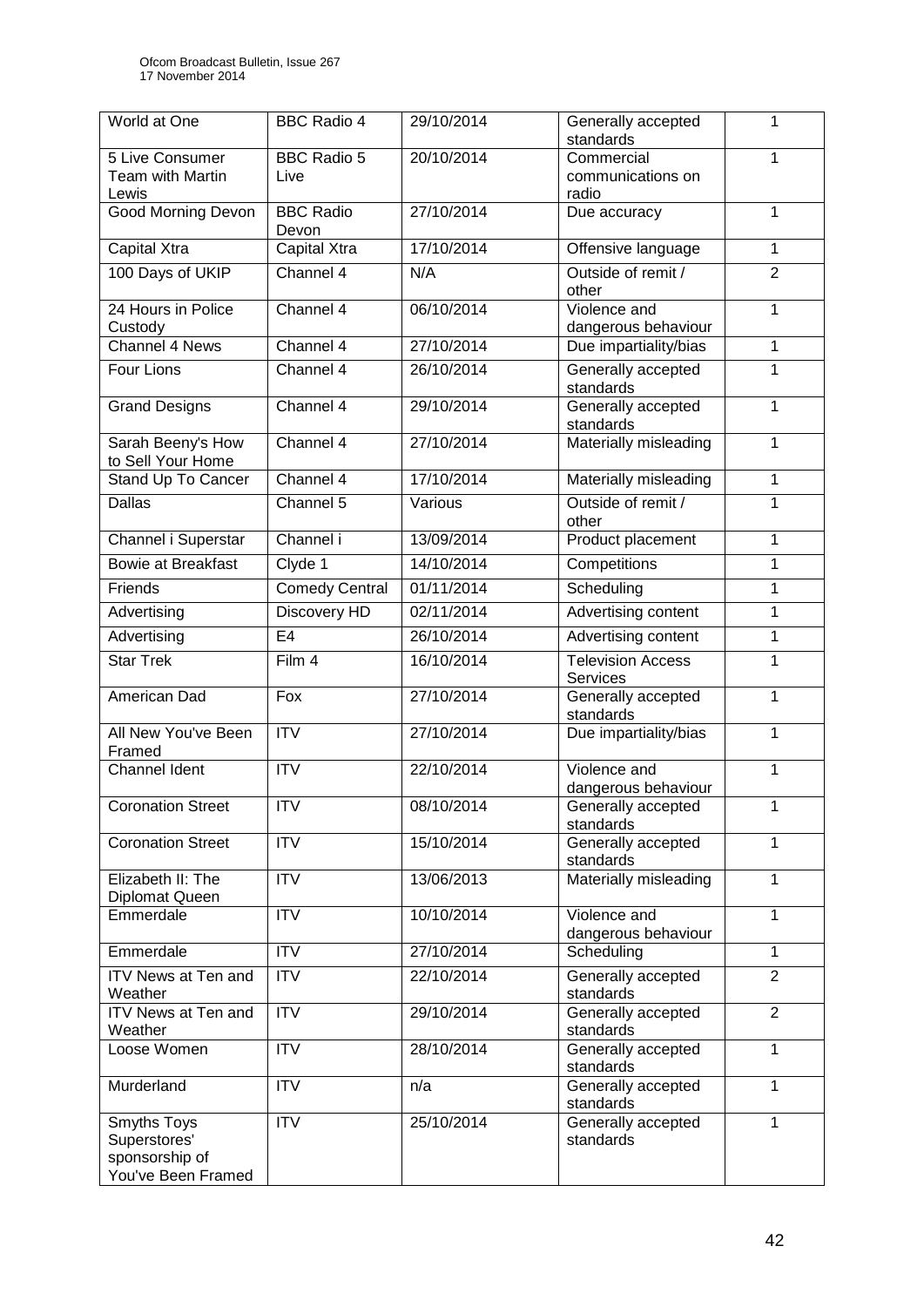| World at One | BBC Radio 4 | 29/10/2014 | Generally accepted standards | 1 |
|---|---|---|---|---|
| 5 Live Consumer Team with Martin Lewis | BBC Radio 5 Live | 20/10/2014 | Commercial communications on radio | 1 |
| Good Morning Devon | BBC Radio Devon | 27/10/2014 | Due accuracy | 1 |
| Capital Xtra | Capital Xtra | 17/10/2014 | Offensive language | 1 |
| 100 Days of UKIP | Channel 4 | N/A | Outside of remit / other | 2 |
| 24 Hours in Police Custody | Channel 4 | 06/10/2014 | Violence and dangerous behaviour | 1 |
| Channel 4 News | Channel 4 | 27/10/2014 | Due impartiality/bias | 1 |
| Four Lions | Channel 4 | 26/10/2014 | Generally accepted standards | 1 |
| Grand Designs | Channel 4 | 29/10/2014 | Generally accepted standards | 1 |
| Sarah Beeny's How to Sell Your Home | Channel 4 | 27/10/2014 | Materially misleading | 1 |
| Stand Up To Cancer | Channel 4 | 17/10/2014 | Materially misleading | 1 |
| Dallas | Channel 5 | Various | Outside of remit / other | 1 |
| Channel i Superstar | Channel i | 13/09/2014 | Product placement | 1 |
| Bowie at Breakfast | Clyde 1 | 14/10/2014 | Competitions | 1 |
| Friends | Comedy Central | 01/11/2014 | Scheduling | 1 |
| Advertising | Discovery HD | 02/11/2014 | Advertising content | 1 |
| Advertising | E4 | 26/10/2014 | Advertising content | 1 |
| Star Trek | Film 4 | 16/10/2014 | Television Access Services | 1 |
| American Dad | Fox | 27/10/2014 | Generally accepted standards | 1 |
| All New You've Been Framed | ITV | 27/10/2014 | Due impartiality/bias | 1 |
| Channel Ident | ITV | 22/10/2014 | Violence and dangerous behaviour | 1 |
| Coronation Street | ITV | 08/10/2014 | Generally accepted standards | 1 |
| Coronation Street | ITV | 15/10/2014 | Generally accepted standards | 1 |
| Elizabeth II: The Diplomat Queen | ITV | 13/06/2013 | Materially misleading | 1 |
| Emmerdale | ITV | 10/10/2014 | Violence and dangerous behaviour | 1 |
| Emmerdale | ITV | 27/10/2014 | Scheduling | 1 |
| ITV News at Ten and Weather | ITV | 22/10/2014 | Generally accepted standards | 2 |
| ITV News at Ten and Weather | ITV | 29/10/2014 | Generally accepted standards | 2 |
| Loose Women | ITV | 28/10/2014 | Generally accepted standards | 1 |
| Murderland | ITV | n/a | Generally accepted standards | 1 |
| Smyths Toys Superstores' sponsorship of You've Been Framed | ITV | 25/10/2014 | Generally accepted standards | 1 |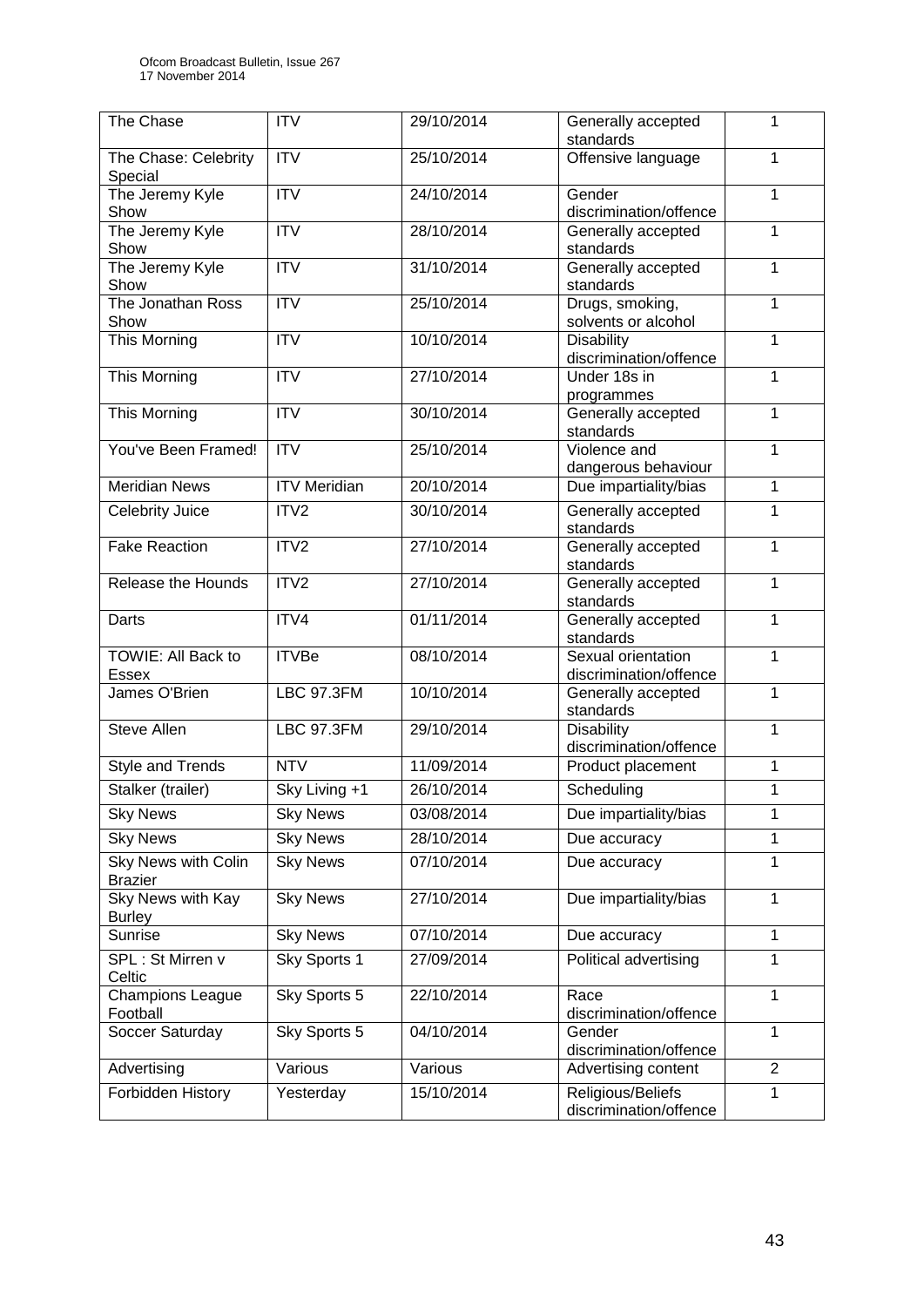| The Chase | ITV | 29/10/2014 | Generally accepted standards | 1 |
|---|---|---|---|---|
| The Chase: Celebrity Special | ITV | 25/10/2014 | Offensive language | 1 |
| The Jeremy Kyle Show | ITV | 24/10/2014 | Gender discrimination/offence | 1 |
| The Jeremy Kyle Show | ITV | 28/10/2014 | Generally accepted standards | 1 |
| The Jeremy Kyle Show | ITV | 31/10/2014 | Generally accepted standards | 1 |
| The Jonathan Ross Show | ITV | 25/10/2014 | Drugs, smoking, solvents or alcohol | 1 |
| This Morning | ITV | 10/10/2014 | Disability discrimination/offence | 1 |
| This Morning | ITV | 27/10/2014 | Under 18s in programmes | 1 |
| This Morning | ITV | 30/10/2014 | Generally accepted standards | 1 |
| You've Been Framed! | ITV | 25/10/2014 | Violence and dangerous behaviour | 1 |
| Meridian News | ITV Meridian | 20/10/2014 | Due impartiality/bias | 1 |
| Celebrity Juice | ITV2 | 30/10/2014 | Generally accepted standards | 1 |
| Fake Reaction | ITV2 | 27/10/2014 | Generally accepted standards | 1 |
| Release the Hounds | ITV2 | 27/10/2014 | Generally accepted standards | 1 |
| Darts | ITV4 | 01/11/2014 | Generally accepted standards | 1 |
| TOWIE: All Back to Essex | ITVBe | 08/10/2014 | Sexual orientation discrimination/offence | 1 |
| James O'Brien | LBC 97.3FM | 10/10/2014 | Generally accepted standards | 1 |
| Steve Allen | LBC 97.3FM | 29/10/2014 | Disability discrimination/offence | 1 |
| Style and Trends | NTV | 11/09/2014 | Product placement | 1 |
| Stalker (trailer) | Sky Living +1 | 26/10/2014 | Scheduling | 1 |
| Sky News | Sky News | 03/08/2014 | Due impartiality/bias | 1 |
| Sky News | Sky News | 28/10/2014 | Due accuracy | 1 |
| Sky News with Colin Brazier | Sky News | 07/10/2014 | Due accuracy | 1 |
| Sky News with Kay Burley | Sky News | 27/10/2014 | Due impartiality/bias | 1 |
| Sunrise | Sky News | 07/10/2014 | Due accuracy | 1 |
| SPL : St Mirren v Celtic | Sky Sports 1 | 27/09/2014 | Political advertising | 1 |
| Champions League Football | Sky Sports 5 | 22/10/2014 | Race discrimination/offence | 1 |
| Soccer Saturday | Sky Sports 5 | 04/10/2014 | Gender discrimination/offence | 1 |
| Advertising | Various | Various | Advertising content | 2 |
| Forbidden History | Yesterday | 15/10/2014 | Religious/Beliefs discrimination/offence | 1 |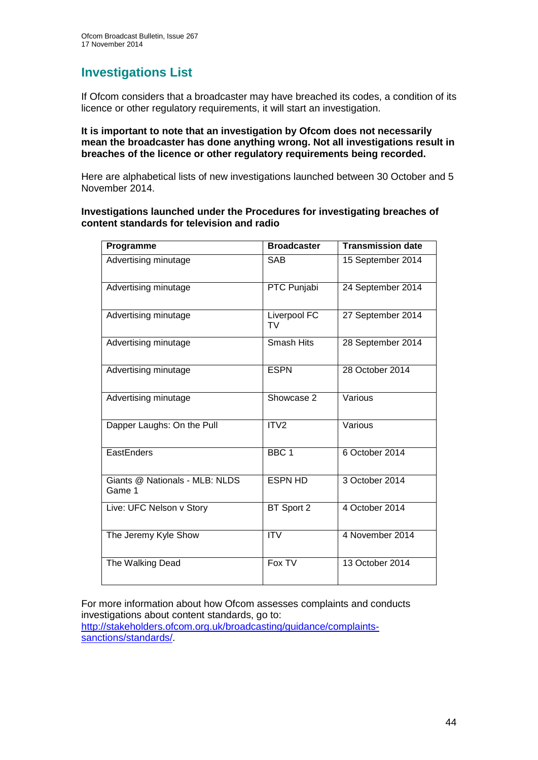## Investigations List

If Ofcom considers that a broadcaster may have breached its codes, a condition of its licence or other regulatory requirements, it will start an investigation.

**It is important to note that an investigation by Ofcom does not necessarily mean the broadcaster has done anything wrong. Not all investigations result in breaches of the licence or other regulatory requirements being recorded.**

Here are alphabetical lists of new investigations launched between 30 October and 5 November 2014.

**Investigations launched under the Procedures for investigating breaches of content standards for television and radio**

| Programme | Broadcaster | Transmission date |
|---|---|---|
| Advertising minutage | SAB | 15 September 2014 |
| Advertising minutage | PTC Punjabi | 24 September 2014 |
| Advertising minutage | Liverpool FC TV | 27 September 2014 |
| Advertising minutage | Smash Hits | 28 September 2014 |
| Advertising minutage | ESPN | 28 October 2014 |
| Advertising minutage | Showcase 2 | Various |
| Dapper Laughs: On the Pull | ITV2 | Various |
| EastEnders | BBC 1 | 6 October 2014 |
| Giants @ Nationals - MLB: NLDS Game 1 | ESPN HD | 3 October 2014 |
| Live: UFC Nelson v Story | BT Sport 2 | 4 October 2014 |
| The Jeremy Kyle Show | ITV | 4 November 2014 |
| The Walking Dead | Fox TV | 13 October 2014 |

For more information about how Ofcom assesses complaints and conducts investigations about content standards, go to: http://stakeholders.ofcom.org.uk/broadcasting/guidance/complaints-sanctions/standards/.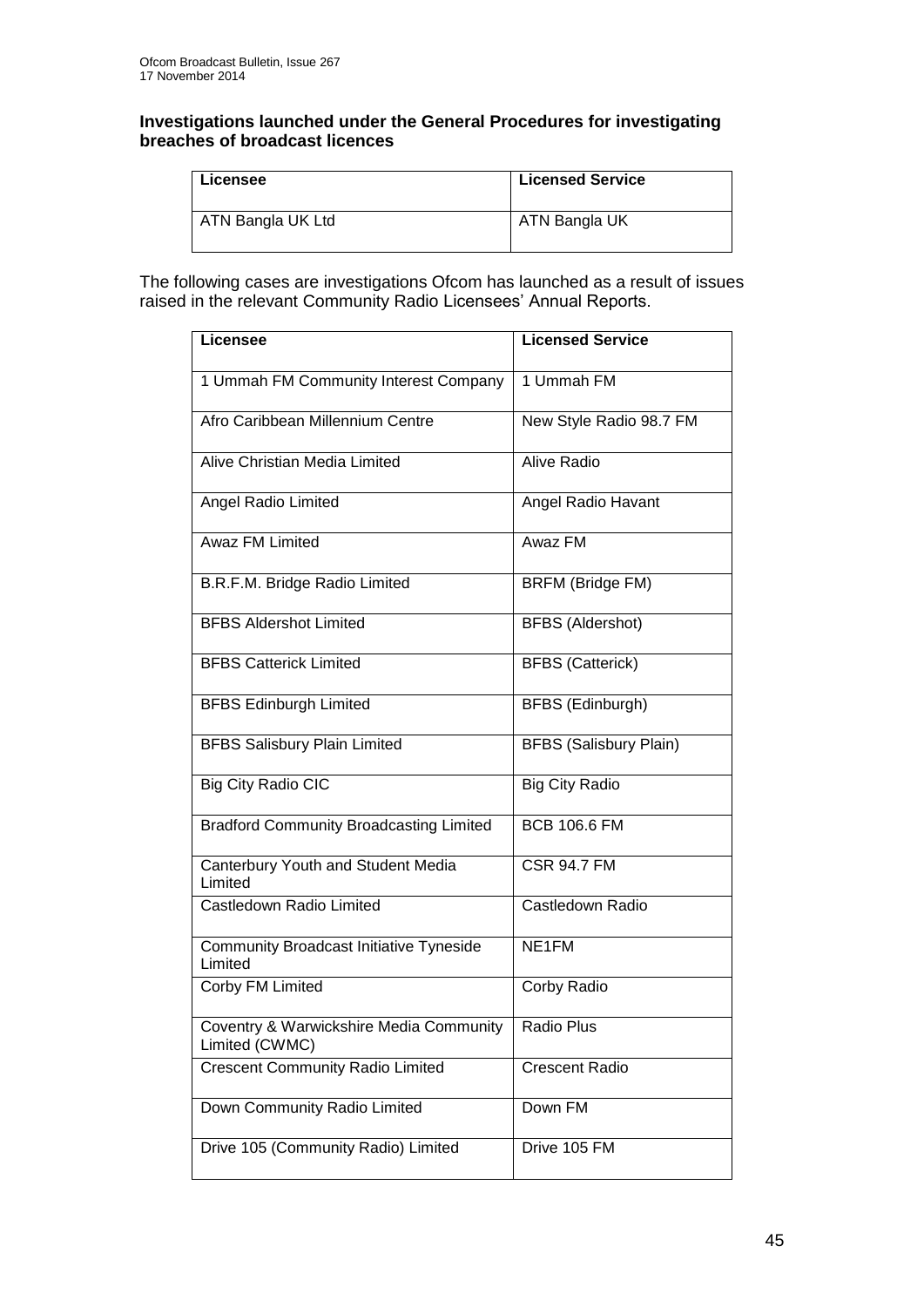**Investigations launched under the General Procedures for investigating breaches of broadcast licences**

| Licensee | Licensed Service |
|---|---|
| ATN Bangla UK Ltd | ATN Bangla UK |

The following cases are investigations Ofcom has launched as a result of issues raised in the relevant Community Radio Licensees' Annual Reports.

| Licensee | Licensed Service |
|---|---|
| 1 Ummah FM Community Interest Company | 1 Ummah FM |
| Afro Caribbean Millennium Centre | New Style Radio 98.7 FM |
| Alive Christian Media Limited | Alive Radio |
| Angel Radio Limited | Angel Radio Havant |
| Awaz FM Limited | Awaz FM |
| B.R.F.M. Bridge Radio Limited | BRFM (Bridge FM) |
| BFBS Aldershot Limited | BFBS (Aldershot) |
| BFBS Catterick Limited | BFBS (Catterick) |
| BFBS Edinburgh Limited | BFBS (Edinburgh) |
| BFBS Salisbury Plain Limited | BFBS (Salisbury Plain) |
| Big City Radio CIC | Big City Radio |
| Bradford Community Broadcasting Limited | BCB 106.6 FM |
| Canterbury Youth and Student Media Limited | CSR 94.7 FM |
| Castledown Radio Limited | Castledown Radio |
| Community Broadcast Initiative Tyneside Limited | NE1FM |
| Corby FM Limited | Corby Radio |
| Coventry & Warwickshire Media Community Limited (CWMC) | Radio Plus |
| Crescent Community Radio Limited | Crescent Radio |
| Down Community Radio Limited | Down FM |
| Drive 105 (Community Radio) Limited | Drive 105 FM |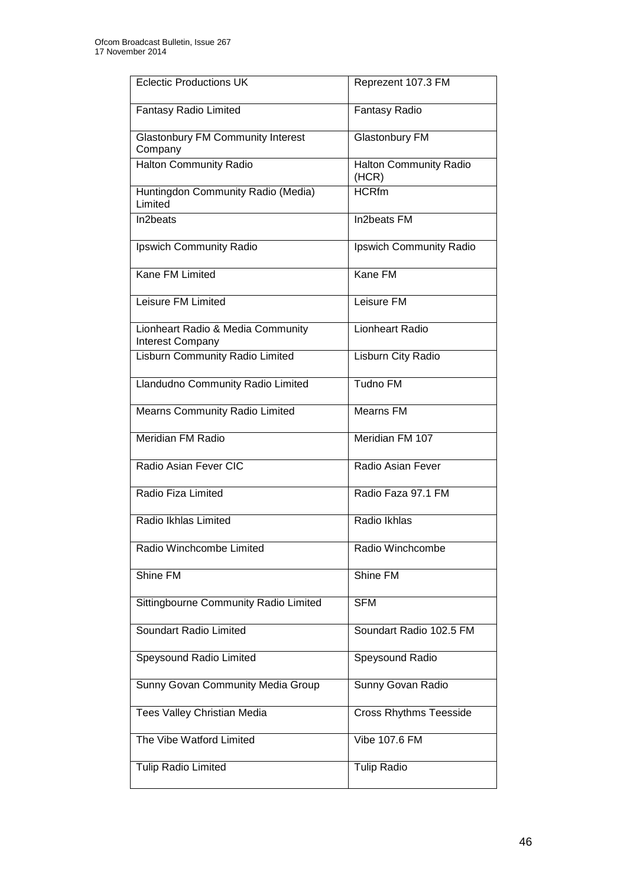| Eclectic Productions UK | Reprezent 107.3 FM |
|---|---|
| Fantasy Radio Limited | Fantasy Radio |
| Glastonbury FM Community Interest Company | Glastonbury FM |
| Halton Community Radio | Halton Community Radio (HCR) |
| Huntingdon Community Radio (Media) Limited | HCRfm |
| In2beats | In2beats FM |
| Ipswich Community Radio | Ipswich Community Radio |
| Kane FM Limited | Kane FM |
| Leisure FM Limited | Leisure FM |
| Lionheart Radio & Media Community Interest Company | Lionheart Radio |
| Lisburn Community Radio Limited | Lisburn City Radio |
| Llandudno Community Radio Limited | Tudno FM |
| Mearns Community Radio Limited | Mearns FM |
| Meridian FM Radio | Meridian FM 107 |
| Radio Asian Fever CIC | Radio Asian Fever |
| Radio Fiza Limited | Radio Faza 97.1 FM |
| Radio Ikhlas Limited | Radio Ikhlas |
| Radio Winchcombe Limited | Radio Winchcombe |
| Shine FM | Shine FM |
| Sittingbourne Community Radio Limited | SFM |
| Soundart Radio Limited | Soundart Radio 102.5 FM |
| Speysound Radio Limited | Speysound Radio |
| Sunny Govan Community Media Group | Sunny Govan Radio |
| Tees Valley Christian Media | Cross Rhythms Teesside |
| The Vibe Watford Limited | Vibe 107.6 FM |
| Tulip Radio Limited | Tulip Radio |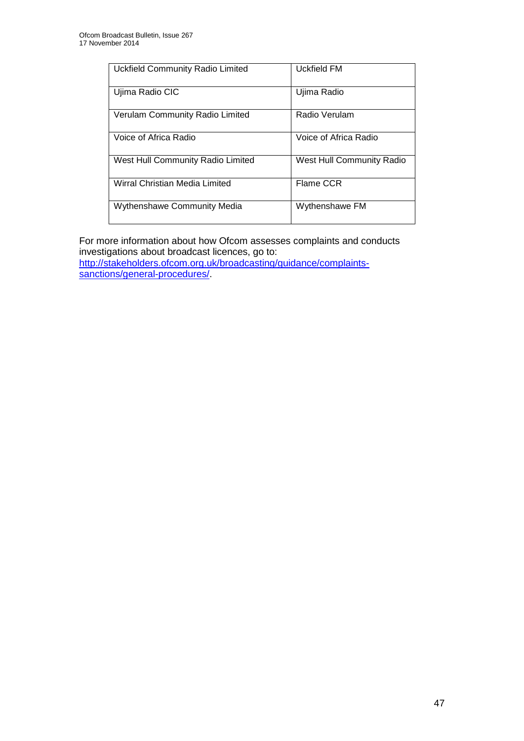| | |
|---|---|
| Uckfield Community Radio Limited | Uckfield FM |
| Ujima Radio CIC | Ujima Radio |
| Verulam Community Radio Limited | Radio Verulam |
| Voice of Africa Radio | Voice of Africa Radio |
| West Hull Community Radio Limited | West Hull Community Radio |
| Wirral Christian Media Limited | Flame CCR |
| Wythenshawe Community Media | Wythenshawe FM |

For more information about how Ofcom assesses complaints and conducts investigations about broadcast licences, go to: http://stakeholders.ofcom.org.uk/broadcasting/guidance/complaints-sanctions/general-procedures/.